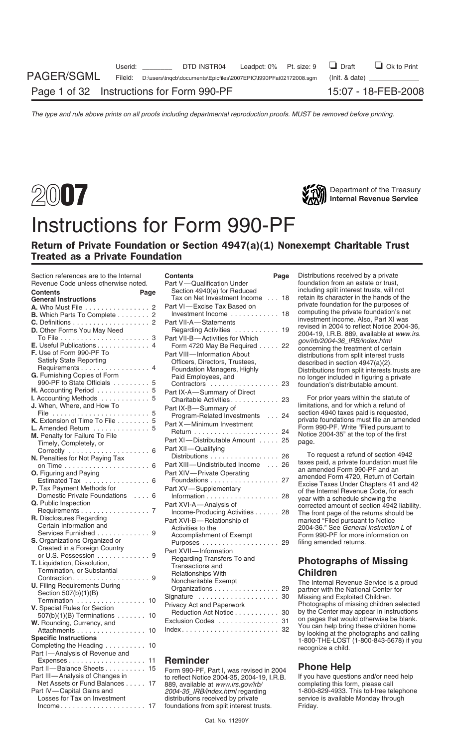# 2007 Instructions for Form 990-PF

Department of the Treasury
Internal Revenue Service

## Return of Private Foundation or Section 4947(a)(1) Nonexempt Charitable Trust Treated as a Private Foundation

Section references are to the Internal Revenue Code unless otherwise noted.

| Contents | Page |
| --- | --- |
| **General Instructions** | |
| **A.** Who Must File | 2 |
| **B.** Which Parts To Complete | 2 |
| **C.** Definitions | 2 |
| **D.** Other Forms You May Need To File | 3 |
| **E.** Useful Publications | 4 |
| **F.** Use of Form 990-PF To Satisfy State Reporting Requirements | 4 |
| **G.** Furnishing Copies of Form 990-PF to State Officials | 5 |
| **H.** Accounting Period | 5 |
| **I.** Accounting Methods | 5 |
| **J.** When, Where, and How To File | 5 |
| **K.** Extension of Time To File | 5 |
| **L.** Amended Return | 5 |
| **M.** Penalty for Failure To File Timely, Completely, or Correctly | 6 |
| **N.** Penalties for Not Paying Tax on Time | 6 |
| **O.** Figuring and Paying Estimated Tax | 6 |
| **P.** Tax Payment Methods for Domestic Private Foundations | 6 |
| **Q.** Public Inspection Requirements | 7 |
| **R.** Disclosures Regarding Certain Information and Services Furnished | 9 |
| **S.** Organizations Organized or Created in a Foreign Country or U.S. Possession | 9 |
| **T.** Liquidation, Dissolution, Termination, or Substantial Contraction | 9 |
| **U.** Filing Requirements During Section 507(b)(1)(B) Termination | 10 |
| **V.** Special Rules for Section 507(b)(1)(B) Terminations | 10 |
| **W.** Rounding, Currency, and Attachments | 10 |
| **Specific Instructions** | |
| Completing the Heading | 10 |
| Part I—Analysis of Revenue and Expenses | 11 |
| Part II—Balance Sheets | 15 |
| Part III—Analysis of Changes in Net Assets or Fund Balances | 17 |
| Part IV—Capital Gains and Losses for Tax on Investment Income | 17 |
| Part V—Qualification Under Section 4940(e) for Reduced Tax on Net Investment Income | 18 |
| Part VI—Excise Tax Based on Investment Income | 18 |
| Part VII-A—Statements Regarding Activities | 19 |
| Part VII-B—Activities for Which Form 4720 May Be Required | 22 |
| Part VIII—Information About Officers, Directors, Trustees, Foundation Managers, Highly Paid Employees, and Contractors | 23 |
| Part IX-A—Summary of Direct Charitable Activities | 23 |
| Part IX-B—Summary of Program-Related Investments | 24 |
| Part X—Minimum Investment Return | 24 |
| Part XI—Distributable Amount | 25 |
| Part XII—Qualifying Distributions | 26 |
| Part XIII—Undistributed Income | 26 |
| Part XIV—Private Operating Foundations | 27 |
| Part XV—Supplementary Information | 28 |
| Part XVI-A—Analysis of Income-Producing Activities | 28 |
| Part XVI-B—Relationship of Activities to the Accomplishment of Exempt Purposes | 29 |
| Part XVII—Information Regarding Transfers To and Transactions and Relationships With Noncharitable Exempt Organizations | 29 |
| Signature | 30 |
| Privacy Act and Paperwork Reduction Act Notice | 30 |
| Exclusion Codes | 31 |
| Index | 32 |

## Reminder

Form 990-PF, Part I, was revised in 2004 to reflect Notice 2004-35, 2004-19, I.R.B. 889, available at *www.irs.gov/irb/2004-35_IRB/index.html* regarding distributions received by private foundations from split interest trusts. Distributions received by a private foundation from an estate or trust, including split interest trusts, will not retain its character in the hands of the private foundation for the purposes of computing the private foundation's net investment income. Also, Part XI was revised in 2004 to reflect Notice 2004-36, 2004-19, I.R.B. 889, available at *www.irs.gov/irb/2004-36_IRB/index.html* concerning the treatment of certain distributions from split interest trusts described in section 4947(a)(2). Distributions from split interests trusts are no longer included in figuring a private foundation's distributable amount.

For prior years within the statute of limitations, and for which a refund of section 4940 taxes paid is requested, private foundations must file an amended Form 990-PF. Write "Filed pursuant to Notice 2004-35" at the top of the first page.

To request a refund of section 4942 taxes paid, a private foundation must file an amended Form 990-PF and an amended Form 4720, Return of Certain Excise Taxes Under Chapters 41 and 42 of the Internal Revenue Code, for each year with a schedule showing the corrected amount of section 4942 liability. The front page of the returns should be marked "Filed pursuant to Notice 2004-36." See *General Instruction L* of Form 990-PF for more information on filing amended returns.

## Photographs of Missing Children

The Internal Revenue Service is a proud partner with the National Center for Missing and Exploited Children. Photographs of missing children selected by the Center may appear in instructions on pages that would otherwise be blank. You can help bring these children home by looking at the photographs and calling 1-800-THE-LOST (1-800-843-5678) if you recognize a child.

## Phone Help

If you have questions and/or need help completing this form, please call 1-800-829-4933. This toll-free telephone service is available Monday through Friday.

Cat. No. 11290Y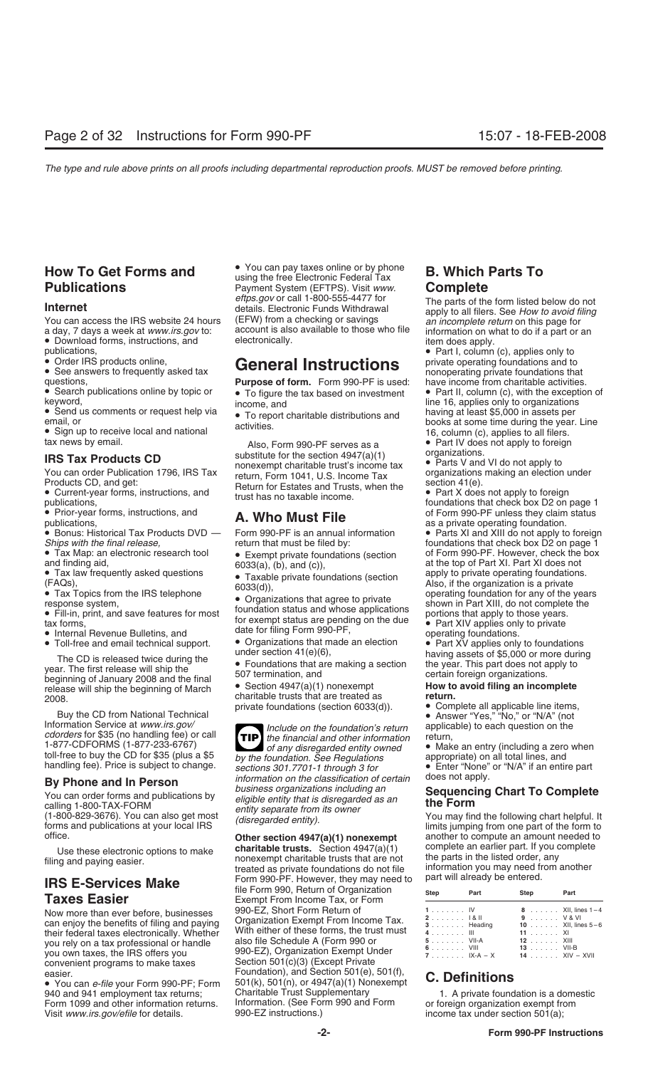## How To Get Forms and Publications

### Internet

You can access the IRS website 24 hours a day, 7 days a week at *www.irs.gov* to:

- Download forms, instructions, and publications,
- Order IRS products online,
- See answers to frequently asked tax questions,
- Search publications online by topic or keyword,
- Send us comments or request help via email, or
- Sign up to receive local and national tax news by email.

### IRS Tax Products CD

You can order Publication 1796, IRS Tax Products CD, and get:

- Current-year forms, instructions, and publications,
- Prior-year forms, instructions, and publications,
- Bonus: Historical Tax Products DVD — *Ships with the final release,*
- Tax Map: an electronic research tool and finding aid,
- Tax law frequently asked questions (FAQs),
- Tax Topics from the IRS telephone response system,
- Fill-in, print, and save features for most tax forms,
- Internal Revenue Bulletins, and
- Toll-free and email technical support.

The CD is released twice during the year. The first release will ship the beginning of January 2008 and the final release will ship the beginning of March 2008.

Buy the CD from National Technical Information Service at *www.irs.gov/cdorders* for $35 (no handling fee) or call 1-877-CDFORMS (1-877-233-6767) toll-free to buy the CD for $35 (plus a $5 handling fee). Price is subject to change.

### By Phone and In Person

You can order forms and publications by calling 1-800-TAX-FORM (1-800-829-3676). You can also get most forms and publications at your local IRS office.

Use these electronic options to make filing and paying easier.

## IRS E-Services Make Taxes Easier

Now more than ever before, businesses can enjoy the benefits of filing and paying their federal taxes electronically. Whether you rely on a tax professional or handle you own taxes, the IRS offers you convenient programs to make taxes easier.

- You can *e-file* your Form 990-PF; Form 940 and 941 employment tax returns; Form 1099 and other information returns. Visit *www.irs.gov/efile* for details.
- You can pay taxes online or by phone using the free Electronic Federal Tax Payment System (EFTPS). Visit *www.eftps.gov* or call 1-800-555-4477 for details. Electronic Funds Withdrawal (EFW) from a checking or savings account is also available to those who file electronically.

# General Instructions

**Purpose of form.** Form 990-PF is used:

- To figure the tax based on investment income, and
- To report charitable distributions and activities.

Also, Form 990-PF serves as a substitute for the section 4947(a)(1) nonexempt charitable trust's income tax return, Form 1041, U.S. Income Tax Return for Estates and Trusts, when the trust has no taxable income.

## A. Who Must File

Form 990-PF is an annual information return that must be filed by:

- Exempt private foundations (section 6033(a), (b), and (c)),
- Taxable private foundations (section 6033(d)),
- Organizations that agree to private foundation status and whose applications for exempt status are pending on the due date for filing Form 990-PF,
- Organizations that made an election under section 41(e)(6),
- Foundations that are making a section 507 termination, and
- Section 4947(a)(1) nonexempt charitable trusts that are treated as private foundations (section 6033(d)).

**TIP** *Include on the foundation's return the financial and other information of any disregarded entity owned by the foundation. See Regulations sections 301.7701-1 through 3 for information on the classification of certain business organizations including an eligible entity that is disregarded as an entity separate from its owner (disregarded entity).*

**Other section 4947(a)(1) nonexempt charitable trusts.** Section 4947(a)(1) nonexempt charitable trusts that are not treated as private foundations do not file Form 990-PF. However, they may need to file Form 990, Return of Organization Exempt From Income Tax, or Form 990-EZ, Short Form Return of Organization Exempt From Income Tax. With either of these forms, the trust must also file Schedule A (Form 990 or 990-EZ), Organization Exempt Under Section 501(c)(3) (Except Private Foundation), and Section 501(e), 501(f), 501(k), 501(n), or 4947(a)(1) Nonexempt Charitable Trust Supplementary Information. (See Form 990 and Form 990-EZ instructions.)

## B. Which Parts To Complete

The parts of the form listed below do not apply to all filers. See *How to avoid filing an incomplete return* on this page for information on what to do if a part or an item does apply.

- Part I, column (c), applies only to private operating foundations and to nonoperating private foundations that have income from charitable activities.
- Part II, column (c), with the exception of line 16, applies only to organizations having at least $5,000 in assets per books at some time during the year. Line 16, column (c), applies to all filers.
- Part IV does not apply to foreign organizations.
- Parts V and VI do not apply to organizations making an election under section 41(e).
- Part X does not apply to foreign foundations that check box D2 on page 1 of Form 990-PF unless they claim status as a private operating foundation.
- Parts XI and XIII do not apply to foreign foundations that check box D2 on page 1 of Form 990-PF. However, check the box at the top of Part XI. Part XI does not apply to private operating foundations. Also, if the organization is a private operating foundation for any of the years shown in Part XIII, do not complete the portions that apply to those years.
- Part XIV applies only to private operating foundations.
- Part XV applies only to foundations having assets of $5,000 or more during the year. This part does not apply to certain foreign organizations.

**How to avoid filing an incomplete return.**

- Complete all applicable line items,
- Answer "Yes," "No," or "N/A" (not applicable) to each question on the return,
- Make an entry (including a zero when appropriate) on all total lines, and
- Enter "None" or "N/A" if an entire part does not apply.

### Sequencing Chart To Complete the Form

You may find the following chart helpful. It limits jumping from one part of the form to another to compute an amount needed to complete an earlier part. If you complete the parts in the listed order, any information you may need from another part will already be entered.

| Step | Part | Step | Part |
|---|---|---|---|
| 1 | IV | 8 | XII, lines 1–4 |
| 2 | I & II | 9 | V & VI |
| 3 | Heading | 10 | XII, lines 5–6 |
| 4 | III | 11 | XI |
| 5 | VII-A | 12 | XIII |
| 6 | VIII | 13 | VII-B |
| 7 | IX-A – X | 14 | XIV – XVII |

## C. Definitions

1. A private foundation is a domestic or foreign organization exempt from income tax under section 501(a);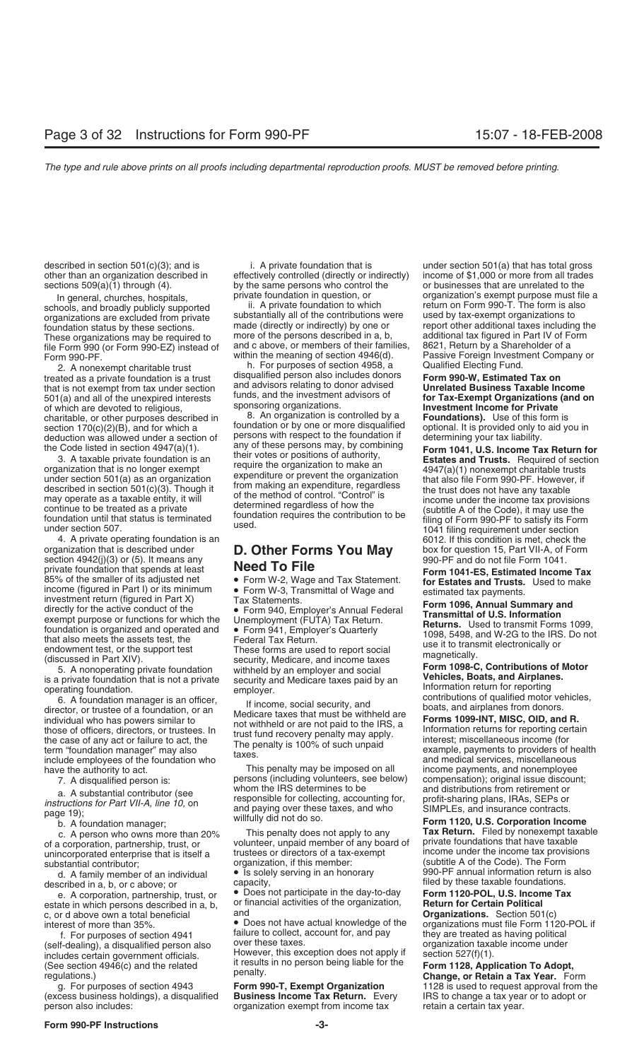described in section 501(c)(3); and is other than an organization described in sections 509(a)(1) through (4).

In general, churches, hospitals, schools, and broadly publicly supported organizations are excluded from private foundation status by these sections. These organizations may be required to file Form 990 (or Form 990-EZ) instead of Form 990-PF.

2. A nonexempt charitable trust treated as a private foundation is a trust that is not exempt from tax under section 501(a) and all of the unexpired interests of which are devoted to religious, charitable, or other purposes described in section 170(c)(2)(B), and for which a deduction was allowed under a section of the Code listed in section 4947(a)(1).

3. A taxable private foundation is an organization that is no longer exempt under section 501(a) as an organization described in section 501(c)(3). Though it may operate as a taxable entity, it will continue to be treated as a private foundation until that status is terminated under section 507.

4. A private operating foundation is an organization that is described under section 4942(j)(3) or (5). It means any private foundation that spends at least 85% of the smaller of its adjusted net income (figured in Part I) or its minimum investment return (figured in Part X) directly for the active conduct of the exempt purpose or functions for which the foundation is organized and operated and that also meets the assets test, the endowment test, or the support test (discussed in Part XIV).

5. A nonoperating private foundation is a private foundation that is not a private operating foundation.

6. A foundation manager is an officer, director, or trustee of a foundation, or an individual who has powers similar to those of officers, directors, or trustees. In the case of any act or failure to act, the term "foundation manager" may also include employees of the foundation who have the authority to act.

7. A disqualified person is:

a. A substantial contributor (see *instructions for Part VII-A, line 10,* on page 19);

b. A foundation manager;

c. A person who owns more than 20% of a corporation, partnership, trust, or unincorporated enterprise that is itself a substantial contributor;

d. A family member of an individual described in a, b, or c above; or

e. A corporation, partnership, trust, or estate in which persons described in a, b, c, or d above own a total beneficial interest of more than 35%.

f. For purposes of section 4941 (self-dealing), a disqualified person also includes certain government officials. (See section 4946(c) and the related regulations.)

g. For purposes of section 4943 (excess business holdings), a disqualified person also includes:

i. A private foundation that is effectively controlled (directly or indirectly) by the same persons who control the private foundation in question, or

ii. A private foundation to which substantially all of the contributions were made (directly or indirectly) by one or more of the persons described in a, b, and c above, or members of their families, within the meaning of section 4946(d).

h. For purposes of section 4958, a disqualified person also includes donors and advisors relating to donor advised funds, and the investment advisors of sponsoring organizations.

8. An organization is controlled by a foundation or by one or more disqualified persons with respect to the foundation if any of these persons may, by combining their votes or positions of authority, require the organization to make an expenditure or prevent the organization from making an expenditure, regardless of the method of control. "Control" is determined regardless of how the foundation requires the contribution to be used.

## D. Other Forms You May Need To File

- Form W-2, Wage and Tax Statement.
- Form W-3, Transmittal of Wage and Tax Statements.
- Form 940, Employer's Annual Federal Unemployment (FUTA) Tax Return.
- Form 941, Employer's Quarterly Federal Tax Return.

These forms are used to report social security, Medicare, and income taxes withheld by an employer and social security and Medicare taxes paid by an employer.

If income, social security, and Medicare taxes that must be withheld are not withheld or are not paid to the IRS, a trust fund recovery penalty may apply. The penalty is 100% of such unpaid taxes.

This penalty may be imposed on all persons (including volunteers, see below) whom the IRS determines to be responsible for collecting, accounting for, and paying over these taxes, and who willfully did not do so.

This penalty does not apply to any volunteer, unpaid member of any board of trustees or directors of a tax-exempt organization, if this member:

- Is solely serving in an honorary capacity,
- Does not participate in the day-to-day or financial activities of the organization, and
- Does not have actual knowledge of the failure to collect, account for, and pay over these taxes.

However, this exception does not apply if it results in no person being liable for the penalty.

**Form 990-T, Exempt Organization Business Income Tax Return.** Every organization exempt from income tax under section 501(a) that has total gross income of $1,000 or more from all trades or businesses that are unrelated to the organization's exempt purpose must file a return on Form 990-T. The form is also used by tax-exempt organizations to report other additional taxes including the additional tax figured in Part IV of Form 8621, Return by a Shareholder of a Passive Foreign Investment Company or Qualified Electing Fund.

**Form 990-W, Estimated Tax on Unrelated Business Taxable Income for Tax-Exempt Organizations (and on Investment Income for Private Foundations).** Use of this form is optional. It is provided only to aid you in determining your tax liability.

**Form 1041, U.S. Income Tax Return for Estates and Trusts.** Required of section 4947(a)(1) nonexempt charitable trusts that also file Form 990-PF. However, if the trust does not have any taxable income under the income tax provisions (subtitle A of the Code), it may use the filing of Form 990-PF to satisfy its Form 1041 filing requirement under section 6012. If this condition is met, check the box for question 15, Part VII-A, of Form 990-PF and do not file Form 1041.

**Form 1041-ES, Estimated Income Tax for Estates and Trusts.** Used to make estimated tax payments.

**Form 1096, Annual Summary and Transmittal of U.S. Information Returns.** Used to transmit Forms 1099, 1098, 5498, and W-2G to the IRS. Do not use it to transmit electronically or magnetically.

**Form 1098-C, Contributions of Motor Vehicles, Boats, and Airplanes.** Information return for reporting contributions of qualified motor vehicles, boats, and airplanes from donors.

**Forms 1099-INT, MISC, OID, and R.** Information returns for reporting certain interest; miscellaneous income (for example, payments to providers of health and medical services, miscellaneous income payments, and nonemployee compensation); original issue discount; and distributions from retirement or profit-sharing plans, IRAs, SEPs or SIMPLEs, and insurance contracts.

**Form 1120, U.S. Corporation Income Tax Return.** Filed by nonexempt taxable private foundations that have taxable income under the income tax provisions (subtitle A of the Code). The Form 990-PF annual information return is also filed by these taxable foundations.

**Form 1120-POL, U.S. Income Tax Return for Certain Political Organizations.** Section 501(c) organizations must file Form 1120-POL if they are treated as having political organization taxable income under section 527(f)(1).

**Form 1128, Application To Adopt, Change, or Retain a Tax Year.** Form 1128 is used to request approval from the IRS to change a tax year or to adopt or retain a certain tax year.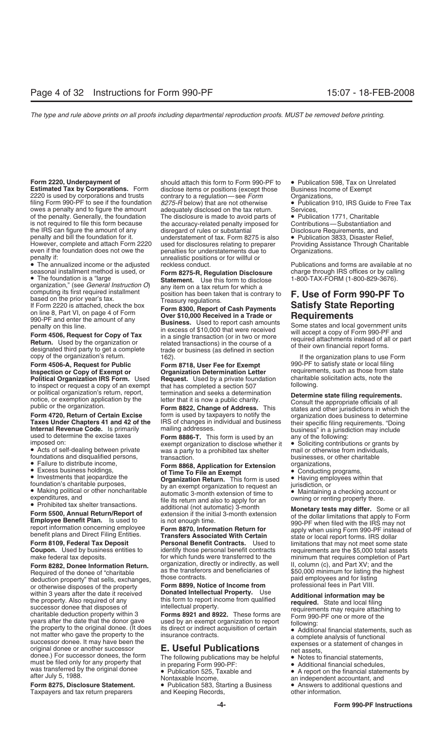**Form 2220, Underpayment of Estimated Tax by Corporations.** Form 2220 is used by corporations and trusts filing Form 990-PF to see if the foundation owes a penalty and to figure the amount of the penalty. Generally, the foundation is not required to file this form because the IRS can figure the amount of any penalty and bill the foundation for it. However, complete and attach Form 2220 even if the foundation does not owe the penalty if:

- The annualized income or the adjusted seasonal installment method is used, or
- The foundation is a "large organization," (see *General Instruction O*) computing its first required installment based on the prior year's tax.

If Form 2220 is attached, check the box on line 8, Part VI, on page 4 of Form 990-PF and enter the amount of any penalty on this line.

**Form 4506, Request for Copy of Tax Return.** Used by the organization or designated third party to get a complete copy of the organization's return.

**Form 4506-A, Request for Public Inspection or Copy of Exempt or Political Organization IRS Form.** Used to inspect or request a copy of an exempt or political organization's return, report, notice, or exemption application by the public or the organization.

**Form 4720, Return of Certain Excise Taxes Under Chapters 41 and 42 of the Internal Revenue Code.** Is primarily used to determine the excise taxes imposed on:

- Acts of self-dealing between private foundations and disqualified persons,
- Failure to distribute income,
- Excess business holdings,
- Investments that jeopardize the foundation's charitable purposes,
- Making political or other noncharitable expenditures, and
- Prohibited tax shelter transactions.

**Form 5500, Annual Return/Report of Employee Benefit Plan.** Is used to report information concerning employee benefit plans and Direct Filing Entities.

**Form 8109, Federal Tax Deposit Coupon.** Used by business entities to make federal tax deposits.

**Form 8282, Donee Information Return.** Required of the donee of "charitable deduction property" that sells, exchanges, or otherwise disposes of the property within 3 years after the date it received the property. Also required of any successor donee that disposes of charitable deduction property within 3 years after the date that the donor gave the property to the original donee. (It does not matter who gave the property to the successor donee. It may have been the original donee or another successor donee.) For successor donees, the form must be filed only for any property that was transferred by the original donee after July 5, 1988.

**Form 8275, Disclosure Statement.** Taxpayers and tax return preparers should attach this form to Form 990-PF to disclose items or positions (except those contrary to a regulation—see *Form 8275-R* below) that are not otherwise adequately disclosed on the tax return. The disclosure is made to avoid parts of the accuracy-related penalty imposed for disregard of rules or substantial understatement of tax. Form 8275 is also used for disclosures relating to preparer penalties for understatements due to unrealistic positions or for willful or reckless conduct.

**Form 8275-R, Regulation Disclosure Statement.** Use this form to disclose any item on a tax return for which a position has been taken that is contrary to Treasury regulations.

**Form 8300, Report of Cash Payments Over $10,000 Received in a Trade or Business.** Used to report cash amounts in excess of $10,000 that were received in a single transaction (or in two or more related transactions) in the course of a trade or business (as defined in section 162).

**Form 8718, User Fee for Exempt Organization Determination Letter Request.** Used by a private foundation that has completed a section 507 termination and seeks a determination letter that it is now a public charity.

**Form 8822, Change of Address.** This form is used by taxpayers to notify the IRS of changes in individual and business mailing addresses.

**Form 8886-T.** This form is used by an exempt organization to disclose whether it was a party to a prohibited tax shelter transaction.

**Form 8868, Application for Extension of Time To File an Exempt Organization Return.** This form is used by an exempt organization to request an automatic 3-month extension of time to file its return and also to apply for an additional (not automatic) 3-month extension if the initial 3-month extension is not enough time.

**Form 8870, Information Return for Transfers Associated With Certain Personal Benefit Contracts.** Used to identify those personal benefit contracts for which funds were transferred to the organization, directly or indirectly, as well as the transferors and beneficiaries of those contracts.

**Form 8899, Notice of Income from Donated Intellectual Property.** Use this form to report income from qualified intellectual property.

**Forms 8921 and 8922.** These forms are used by an exempt organization to report its direct or indirect acquisition of certain insurance contracts.

## E. Useful Publications

The following publications may be helpful in preparing Form 990-PF:

- Publication 525, Taxable and Nontaxable Income,
- Publication 583, Starting a Business and Keeping Records,
- Publication 598, Tax on Unrelated Business Income of Exempt Organizations,
- Publication 910, IRS Guide to Free Tax Services,
- Publication 1771, Charitable Contributions—Substantiation and Disclosure Requirements, and
- Publication 3833, Disaster Relief, Providing Assistance Through Charitable Organizations.

Publications and forms are available at no charge through IRS offices or by calling 1-800-TAX-FORM (1-800-829-3676).

## F. Use of Form 990-PF To Satisfy State Reporting Requirements

Some states and local government units will accept a copy of Form 990-PF and required attachments instead of all or part of their own financial report forms.

If the organization plans to use Form 990-PF to satisfy state or local filing requirements, such as those from state charitable solicitation acts, note the following.

**Determine state filing requirements.** Consult the appropriate officials of all states and other jurisdictions in which the organization does business to determine their specific filing requirements. "Doing business" in a jurisdiction may include any of the following:

- Soliciting contributions or grants by mail or otherwise from individuals, businesses, or other charitable organizations,
- Conducting programs,
- Having employees within that jurisdiction, or
- Maintaining a checking account or owning or renting property there.

**Monetary tests may differ.** Some or all of the dollar limitations that apply to Form 990-PF when filed with the IRS may not apply when using Form 990-PF instead of state or local report forms. IRS dollar limitations that may not meet some state requirements are the $5,000 total assets minimum that requires completion of Part II, column (c), and Part XV; and the $50,000 minimum for listing the highest paid employees and for listing professional fees in Part VIII.

**Additional information may be required.** State and local filing requirements may require attaching to Form 990-PF one or more of the following:

- Additional financial statements, such as a complete analysis of functional expenses or a statement of changes in net assets,
- Notes to financial statements,
- Additional financial schedules,
- A report on the financial statements by an independent accountant, and
- Answers to additional questions and other information.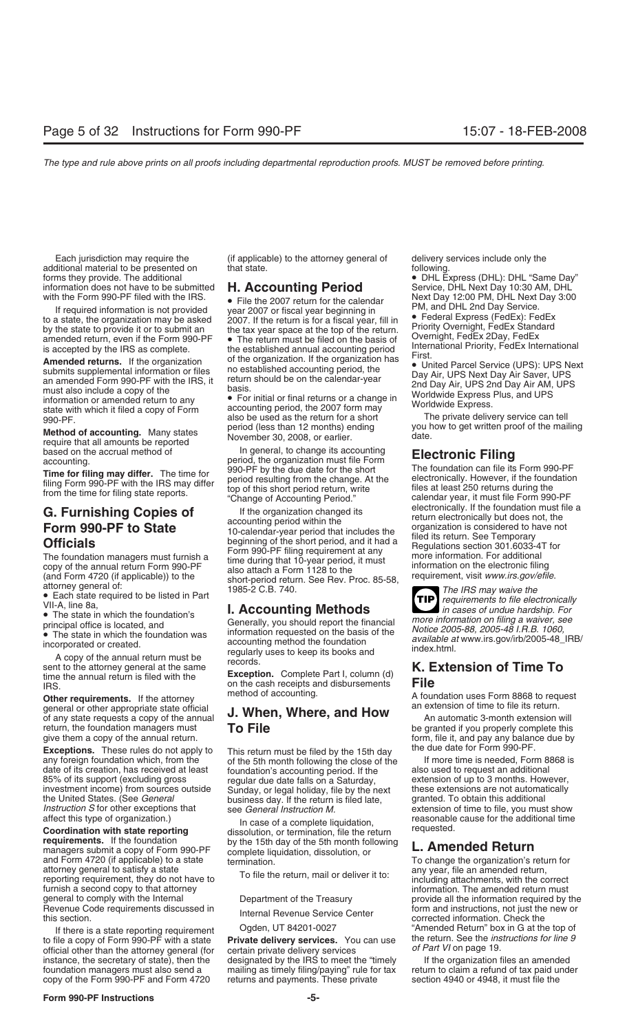Each jurisdiction may require the additional material to be presented on forms they provide. The additional information does not have to be submitted with the Form 990-PF filed with the IRS.

If required information is not provided to a state, the organization may be asked by the state to provide it or to submit an amended return, even if the Form 990-PF is accepted by the IRS as complete.

**Amended returns.** If the organization submits supplemental information or files an amended Form 990-PF with the IRS, it must also include a copy of the information or amended return to any state with which it filed a copy of Form 990-PF.

**Method of accounting.** Many states require that all amounts be reported based on the accrual method of accounting.

**Time for filing may differ.** The time for filing Form 990-PF with the IRS may differ from the time for filing state reports.

## G. Furnishing Copies of Form 990-PF to State Officials

The foundation managers must furnish a copy of the annual return Form 990-PF (and Form 4720 (if applicable)) to the attorney general of:

- Each state required to be listed in Part VII-A, line 8a,
- The state in which the foundation's principal office is located, and
- The state in which the foundation was incorporated or created.

A copy of the annual return must be sent to the attorney general at the same time the annual return is filed with the IRS.

**Other requirements.** If the attorney general or other appropriate state official of any state requests a copy of the annual return, the foundation managers must give them a copy of the annual return.

**Exceptions.** These rules do not apply to any foreign foundation which, from the date of its creation, has received at least 85% of its support (excluding gross investment income) from sources outside the United States. (See *General Instruction S* for other exceptions that affect this type of organization.)

**Coordination with state reporting requirements.** If the foundation managers submit a copy of Form 990-PF and Form 4720 (if applicable) to a state attorney general to satisfy a state reporting requirement, they do not have to furnish a second copy to that attorney general to comply with the Internal Revenue Code requirements discussed in this section.

If there is a state reporting requirement to file a copy of Form 990-PF with a state official other than the attorney general (for instance, the secretary of state), then the foundation managers must also send a copy of the Form 990-PF and Form 4720 (if applicable) to the attorney general of that state.

## H. Accounting Period

- File the 2007 return for the calendar year 2007 or fiscal year beginning in 2007. If the return is for a fiscal year, fill in the tax year space at the top of the return.
- The return must be filed on the basis of the established annual accounting period of the organization. If the organization has no established accounting period, the return should be on the calendar-year basis.
- For initial or final returns or a change in accounting period, the 2007 form may also be used as the return for a short period (less than 12 months) ending November 30, 2008, or earlier.

In general, to change its accounting period, the organization must file Form 990-PF by the due date for the short period resulting from the change. At the top of this short period return, write "Change of Accounting Period."

If the organization changed its accounting period within the 10-calendar-year period that includes the beginning of the short period, and it had a Form 990-PF filing requirement at any time during that 10-year period, it must also attach a Form 1128 to the short-period return. See Rev. Proc. 85-58, 1985-2 C.B. 740.

## I. Accounting Methods

Generally, you should report the financial information requested on the basis of the accounting method the foundation regularly uses to keep its books and records.

**Exception.** Complete Part I, column (d) on the cash receipts and disbursements method of accounting.

## J. When, Where, and How To File

This return must be filed by the 15th day of the 5th month following the close of the foundation's accounting period. If the regular due date falls on a Saturday, Sunday, or legal holiday, file by the next business day. If the return is filed late, see *General Instruction M*.

In case of a complete liquidation, dissolution, or termination, file the return by the 15th day of the 5th month following complete liquidation, dissolution, or termination.

To file the return, mail or deliver it to:

Department of the Treasury
Internal Revenue Service Center
Ogden, UT 84201-0027

**Private delivery services.** You can use certain private delivery services designated by the IRS to meet the "timely mailing as timely filing/paying" rule for tax returns and payments. These private delivery services include only the following.

- DHL Express (DHL): DHL "Same Day" Service, DHL Next Day 10:30 AM, DHL Next Day 12:00 PM, DHL Next Day 3:00 PM, and DHL 2nd Day Service.
- Federal Express (FedEx): FedEx Priority Overnight, FedEx Standard Overnight, FedEx 2Day, FedEx International Priority, FedEx International First.
- United Parcel Service (UPS): UPS Next Day Air, UPS Next Day Air Saver, UPS 2nd Day Air, UPS 2nd Day Air AM, UPS Worldwide Express Plus, and UPS Worldwide Express.

The private delivery service can tell you how to get written proof of the mailing date.

## Electronic Filing

The foundation can file its Form 990-PF electronically. However, if the foundation files at least 250 returns during the calendar year, it must file Form 990-PF electronically. If the foundation must file a return electronically but does not, the organization is considered to have not filed its return. See Temporary Regulations section 301.6033-4T for more information. For additional information on the electronic filing requirement, visit *www.irs.gov/efile*.

**TIP** *The IRS may waive the requirements to file electronically in cases of undue hardship. For more information on filing a waiver, see Notice 2005-88, 2005-48 I.R.B. 1060, available at* www.irs.gov/irb/2005-48_IRB/index.html.

## K. Extension of Time To File

A foundation uses Form 8868 to request an extension of time to file its return.

An automatic 3-month extension will be granted if you properly complete this form, file it, and pay any balance due by the due date for Form 990-PF.

If more time is needed, Form 8868 is also used to request an additional extension of up to 3 months. However, these extensions are not automatically granted. To obtain this additional extension of time to file, you must show reasonable cause for the additional time requested.

## L. Amended Return

To change the organization's return for any year, file an amended return, including attachments, with the correct information. The amended return must provide all the information required by the form and instructions, not just the new or corrected information. Check the "Amended Return" box in G at the top of the return. See the *instructions for line 9 of Part VI* on page 19.

If the organization files an amended return to claim a refund of tax paid under section 4940 or 4948, it must file the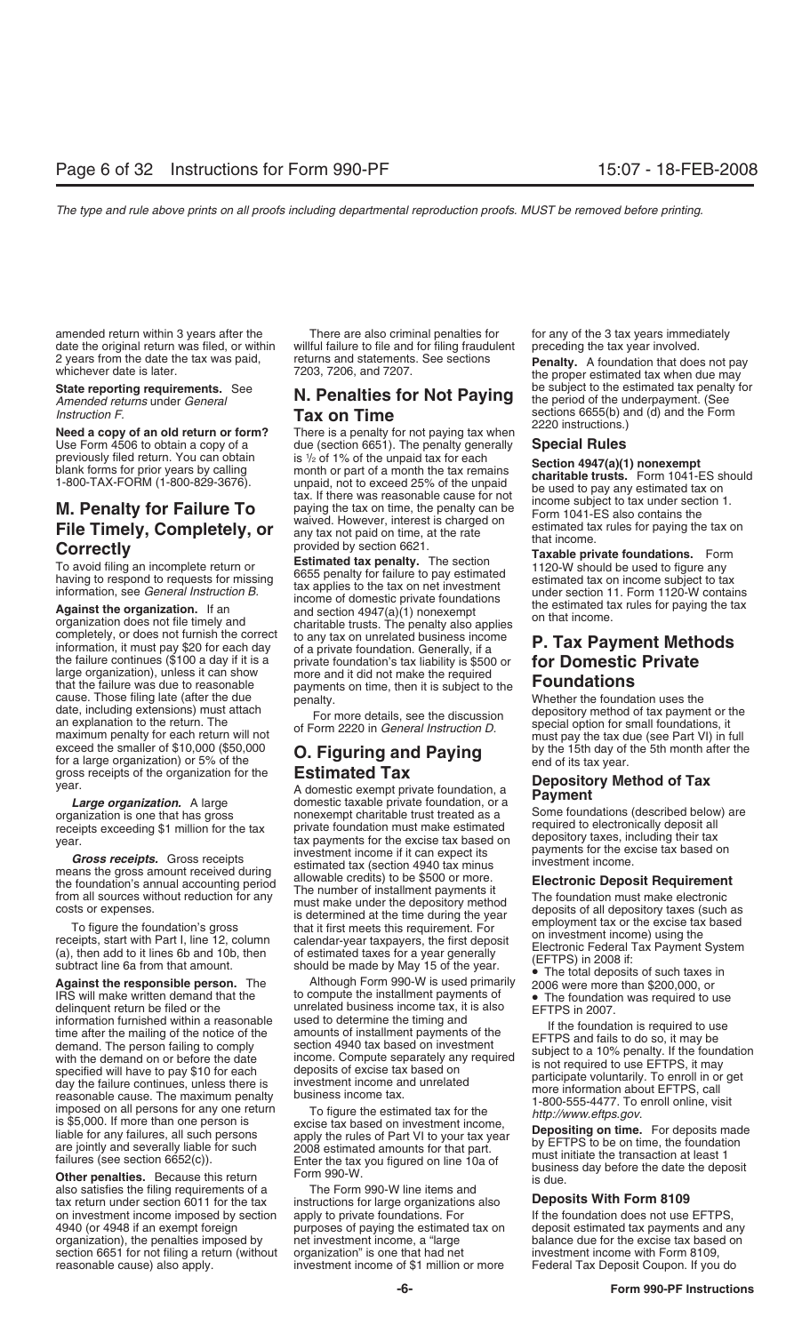amended return within 3 years after the date the original return was filed, or within 2 years from the date the tax was paid, whichever date is later.

**State reporting requirements.** See *Amended returns* under *General Instruction F.*

**Need a copy of an old return or form?** Use Form 4506 to obtain a copy of a previously filed return. You can obtain blank forms for prior years by calling 1-800-TAX-FORM (1-800-829-3676).

## M. Penalty for Failure To File Timely, Completely, or Correctly

To avoid filing an incomplete return or having to respond to requests for missing information, see *General Instruction B.*

**Against the organization.** If an organization does not file timely and completely, or does not furnish the correct information, it must pay $20 for each day the failure continues ($100 a day if it is a large organization), unless it can show that the failure was due to reasonable cause. Those filing late (after the due date, including extensions) must attach an explanation to the return. The maximum penalty for each return will not exceed the smaller of $10,000 ($50,000 for a large organization) or 5% of the gross receipts of the organization for the year.

***Large organization.*** A large organization is one that has gross receipts exceeding $1 million for the tax year.

***Gross receipts.*** Gross receipts means the gross amount received during the foundation's annual accounting period from all sources without reduction for any costs or expenses.

To figure the foundation's gross receipts, start with Part I, line 12, column (a), then add to it lines 6b and 10b, then subtract line 6a from that amount.

**Against the responsible person.** The IRS will make written demand that the delinquent return be filed or the information furnished within a reasonable time after the mailing of the notice of the demand. The person failing to comply with the demand on or before the date specified will have to pay $10 for each day the failure continues, unless there is reasonable cause. The maximum penalty imposed on all persons for any one return is $5,000. If more than one person is liable for any failures, all such persons are jointly and severally liable for such failures (see section 6652(c)).

**Other penalties.** Because this return also satisfies the filing requirements of a tax return under section 6011 for the tax on investment income imposed by section 4940 (or 4948 if an exempt foreign organization), the penalties imposed by section 6651 for not filing a return (without reasonable cause) also apply.

There are also criminal penalties for willful failure to file and for filing fraudulent returns and statements. See sections 7203, 7206, and 7207.

## N. Penalties for Not Paying Tax on Time

There is a penalty for not paying tax when due (section 6651). The penalty generally is ½ of 1% of the unpaid tax for each month or part of a month the tax remains unpaid, not to exceed 25% of the unpaid tax. If there was reasonable cause for not paying the tax on time, the penalty can be waived. However, interest is charged on any tax not paid on time, at the rate provided by section 6621.

**Estimated tax penalty.** The section 6655 penalty for failure to pay estimated tax applies to the tax on net investment income of domestic private foundations and section 4947(a)(1) nonexempt charitable trusts. The penalty also applies to any tax on unrelated business income of a private foundation. Generally, if a private foundation's tax liability is $500 or more and it did not make the required payments on time, then it is subject to the penalty.

For more details, see the discussion of Form 2220 in *General Instruction D.*

## O. Figuring and Paying Estimated Tax

A domestic exempt private foundation, a domestic taxable private foundation, or a nonexempt charitable trust treated as a private foundation must make estimated tax payments for the excise tax based on investment income if it can expect its estimated tax (section 4940 tax minus allowable credits) to be $500 or more.

The number of installment payments it must make under the depository method is determined at the time during the year that it first meets this requirement. For calendar-year taxpayers, the first deposit of estimated taxes for a year generally should be made by May 15 of the year.

Although Form 990-W is used primarily to compute the installment payments of unrelated business income tax, it is also used to determine the timing and amounts of installment payments of the section 4940 tax based on investment income. Compute separately any required deposits of excise tax based on investment income and unrelated business income tax.

To figure the estimated tax for the excise tax based on investment income, apply the rules of Part VI to your tax year 2008 estimated amounts for that part. Enter the tax you figured on line 10a of Form 990-W.

The Form 990-W line items and instructions for large organizations also apply to private foundations. For purposes of paying the estimated tax on net investment income, a "large organization" is one that had net investment income of $1 million or more for any of the 3 tax years immediately preceding the tax year involved.

**Penalty.** A foundation that does not pay the proper estimated tax when due may be subject to the estimated tax penalty for the period of the underpayment. (See sections 6655(b) and (d) and the Form 2220 instructions.)

### Special Rules

**Section 4947(a)(1) nonexempt charitable trusts.** Form 1041-ES should be used to pay any estimated tax on income subject to tax under section 1. Form 1041-ES also contains the estimated tax rules for paying the tax on that income.

**Taxable private foundations.** Form 1120-W should be used to figure any estimated tax on income subject to tax under section 11. Form 1120-W contains the estimated tax rules for paying the tax on that income.

## P. Tax Payment Methods for Domestic Private Foundations

Whether the foundation uses the depository method of tax payment or the special option for small foundations, it must pay the tax due (see Part VI) in full by the 15th day of the 5th month after the end of its tax year.

### Depository Method of Tax Payment

Some foundations (described below) are required to electronically deposit all depository taxes, including their tax payments for the excise tax based on investment income.

#### Electronic Deposit Requirement

The foundation must make electronic deposits of all depository taxes (such as employment tax or the excise tax based on investment income) using the Electronic Federal Tax Payment System (EFTPS) in 2008 if:

- The total deposits of such taxes in 2006 were more than $200,000, or
- The foundation was required to use EFTPS in 2007.

If the foundation is required to use EFTPS and fails to do so, it may be subject to a 10% penalty. If the foundation is not required to use EFTPS, it may participate voluntarily. To enroll in or get more information about EFTPS, call 1-800-555-4477. To enroll online, visit *http://www.eftps.gov*.

**Depositing on time.** For deposits made by EFTPS to be on time, the foundation must initiate the transaction at least 1 business day before the date the deposit is due.

#### Deposits With Form 8109

If the foundation does not use EFTPS, deposit estimated tax payments and any balance due for the excise tax based on investment income with Form 8109, Federal Tax Deposit Coupon. If you do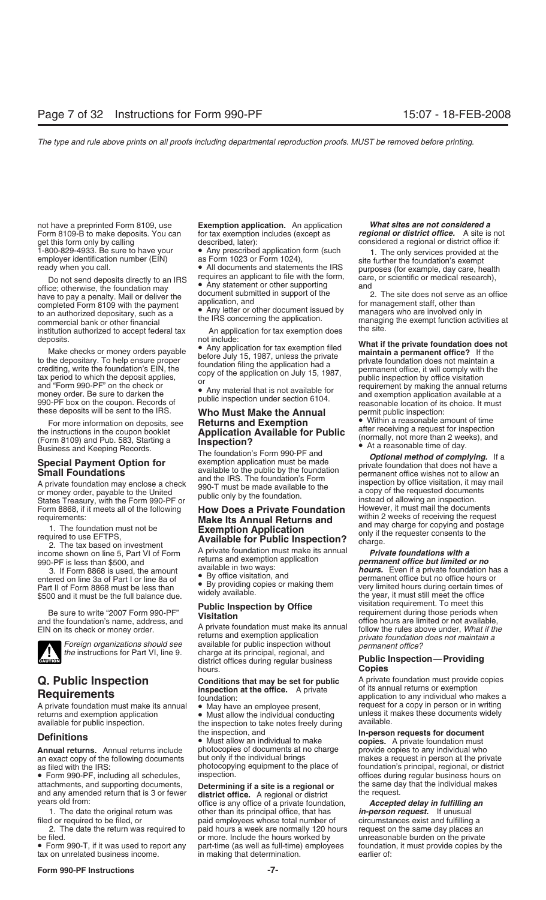not have a preprinted Form 8109, use Form 8109-B to make deposits. You can get this form only by calling 1-800-829-4933. Be sure to have your employer identification number (EIN) ready when you call.

Do not send deposits directly to an IRS office; otherwise, the foundation may have to pay a penalty. Mail or deliver the completed Form 8109 with the payment to an authorized depositary, such as a commercial bank or other financial institution authorized to accept federal tax deposits.

Make checks or money orders payable to the depositary. To help ensure proper crediting, write the foundation's EIN, the tax period to which the deposit applies, and "Form 990-PF" on the check or money order. Be sure to darken the 990-PF box on the coupon. Records of these deposits will be sent to the IRS.

For more information on deposits, see the instructions in the coupon booklet (Form 8109) and Pub. 583, Starting a Business and Keeping Records.

### Special Payment Option for Small Foundations

A private foundation may enclose a check or money order, payable to the United States Treasury, with the Form 990-PF or Form 8868, if it meets all of the following requirements:

1. The foundation must not be required to use EFTPS,
2. The tax based on investment income shown on line 5, Part VI of Form 990-PF is less than $500, and
3. If Form 8868 is used, the amount entered on line 3a of Part I or line 8a of Part II of Form 8868 must be less than $500 and it must be the full balance due.

Be sure to write "2007 Form 990-PF" and the foundation's name, address, and EIN on its check or money order.

**CAUTION**: *Foreign organizations should see the instructions for Part VI, line 9.*

## Q. Public Inspection Requirements

A private foundation must make its annual returns and exemption application available for public inspection.

### Definitions

**Annual returns.** Annual returns include an exact copy of the following documents as filed with the IRS:

- Form 990-PF, including all schedules, attachments, and supporting documents, and any amended return that is 3 or fewer years old from:
  1. The date the original return was filed or required to be filed, or
  2. The date the return was required to be filed.
- Form 990-T, if it was used to report any tax on unrelated business income.

**Exemption application.** An application for tax exemption includes (except as described, later):

- Any prescribed application form (such as Form 1023 or Form 1024),
- All documents and statements the IRS requires an applicant to file with the form,
- Any statement or other supporting document submitted in support of the application, and
- Any letter or other document issued by the IRS concerning the application.

An application for tax exemption does not include:

- Any application for tax exemption filed before July 15, 1987, unless the private foundation filing the application had a copy of the application on July 15, 1987, or
- Any material that is not available for public inspection under section 6104.

### Who Must Make the Annual Returns and Exemption Application Available for Public Inspection?

The foundation's Form 990-PF and exemption application must be made available to the public by the foundation and the IRS. The foundation's Form 990-T must be made available to the public only by the foundation.

### How Does a Private Foundation Make Its Annual Returns and Exemption Application Available for Public Inspection?

A private foundation must make its annual returns and exemption application available in two ways:

- By office visitation, and
- By providing copies or making them widely available.

### Public Inspection by Office Visitation

A private foundation must make its annual returns and exemption application available for public inspection without charge at its principal, regional, and district offices during regular business hours.

**Conditions that may be set for public inspection at the office.** A private foundation:

- May have an employee present,
- Must allow the individual conducting the inspection to take notes freely during the inspection, and
- Must allow an individual to make photocopies of documents at no charge but only if the individual brings photocopying equipment to the place of inspection.

**Determining if a site is a regional or district office.** A regional or district office is any office of a private foundation, other than its principal office, that has paid employees whose total number of paid hours a week are normally 120 hours or more. Include the hours worked by part-time (as well as full-time) employees in making that determination.

***What sites are not considered a regional or district office.*** A site is not considered a regional or district office if:

1. The only services provided at the site further the foundation's exempt purposes (for example, day care, health care, or scientific or medical research), and
2. The site does not serve as an office for management staff, other than managers who are involved only in managing the exempt function activities at the site.

**What if the private foundation does not maintain a permanent office?** If the private foundation does not maintain a permanent office, it will comply with the public inspection by office visitation requirement by making the annual returns and exemption application available at a reasonable location of its choice. It must permit public inspection:

- Within a reasonable amount of time after receiving a request for inspection (normally, not more than 2 weeks), and
- At a reasonable time of day.

***Optional method of complying.*** If a private foundation that does not have a permanent office wishes not to allow an inspection by office visitation, it may mail a copy of the requested documents instead of allowing an inspection. However, it must mail the documents within 2 weeks of receiving the request and may charge for copying and postage only if the requester consents to the charge.

***Private foundations with a permanent office but limited or no hours.*** Even if a private foundation has a permanent office but no office hours or very limited hours during certain times of the year, it must still meet the office visitation requirement. To meet this requirement during those periods when office hours are limited or not available, follow the rules above under, *What if the private foundation does not maintain a permanent office?*

### Public Inspection—Providing Copies

A private foundation must provide copies of its annual returns or exemption application to any individual who makes a request for a copy in person or in writing unless it makes these documents widely available.

**In-person requests for document copies.** A private foundation must provide copies to any individual who makes a request in person at the private foundation's principal, regional, or district offices during regular business hours on the same day that the individual makes the request.

***Accepted delay in fulfilling an in-person request.*** If unusual circumstances exist and fulfilling a request on the same day places an unreasonable burden on the private foundation, it must provide copies by the earlier of: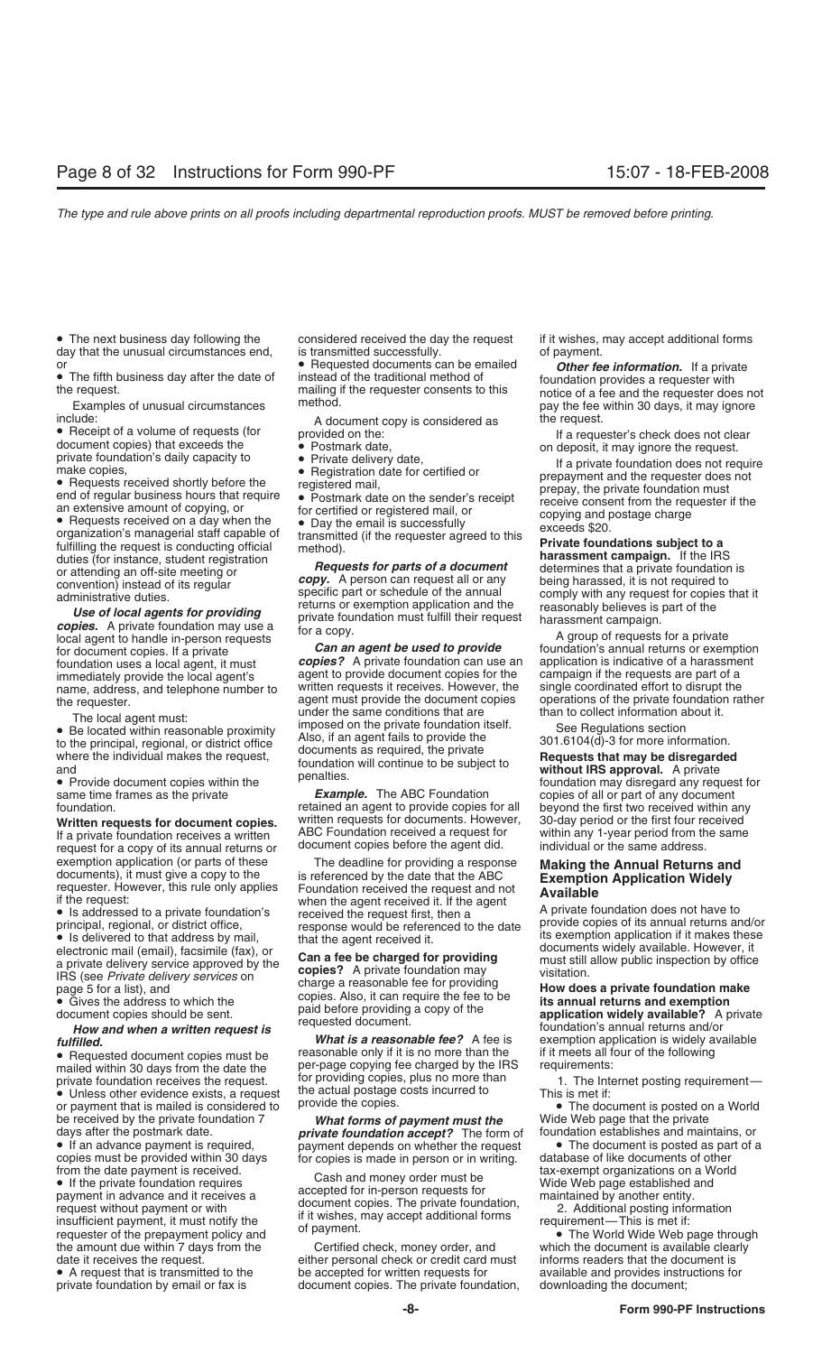- The next business day following the day that the unusual circumstances end, or
- The fifth business day after the date of the request.

Examples of unusual circumstances include:

- Receipt of a volume of requests (for document copies) that exceeds the private foundation's daily capacity to make copies,
- Requests received shortly before the end of regular business hours that require an extensive amount of copying, or
- Requests received on a day when the organization's managerial staff capable of fulfilling the request is conducting official duties (for instance, student registration or attending an off-site meeting or convention) instead of its regular administrative duties.

***Use of local agents for providing copies.*** A private foundation may use a local agent to handle in-person requests for document copies. If a private foundation uses a local agent, it must immediately provide the local agent's name, address, and telephone number to the requester.

The local agent must:

- Be located within reasonable proximity to the principal, regional, or district office where the individual makes the request, and
- Provide document copies within the same time frames as the private foundation.

**Written requests for document copies.** If a private foundation receives a written request for a copy of its annual returns or exemption application (or parts of these documents), it must give a copy to the requester. However, this rule only applies if the request:

- Is addressed to a private foundation's principal, regional, or district office,
- Is delivered to that address by mail, electronic mail (email), facsimile (fax), or a private delivery service approved by the IRS (see *Private delivery services* on page 5 for a list), and
- Gives the address to which the document copies should be sent.

***How and when a written request is fulfilled.***

- Requested document copies must be mailed within 30 days from the date the private foundation receives the request.
- Unless other evidence exists, a request or payment that is mailed is considered to be received by the private foundation 7 days after the postmark date.
- If an advance payment is required, copies must be provided within 30 days from the date payment is received.
- If the private foundation requires payment in advance and it receives a request without payment or with insufficient payment, it must notify the requester of the prepayment policy and the amount due within 7 days from the date it receives the request.
- A request that is transmitted to the private foundation by email or fax is considered received the day the request is transmitted successfully.
- Requested documents can be emailed instead of the traditional method of mailing if the requester consents to this method.

A document copy is considered as provided on the:

- Postmark date,
- Private delivery date,
- Registration date for certified or registered mail,
- Postmark date on the sender's receipt for certified or registered mail, or
- Day the email is successfully transmitted (if the requester agreed to this method).

***Requests for parts of a document copy.*** A person can request all or any specific part or schedule of the annual returns or exemption application and the private foundation must fulfill their request for a copy.

***Can an agent be used to provide copies?*** A private foundation can use an agent to provide document copies for the written requests it receives. However, the agent must provide the document copies under the same conditions that are imposed on the private foundation itself. Also, if an agent fails to provide the documents as required, the private foundation will continue to be subject to penalties.

***Example.*** The ABC Foundation retained an agent to provide copies for all written requests for documents. However, ABC Foundation received a request for document copies before the agent did.

The deadline for providing a response is referenced by the date that the ABC Foundation received the request and not when the agent received it. If the agent received the request first, then a response would be referenced to the date that the agent received it.

**Can a fee be charged for providing copies?** A private foundation may charge a reasonable fee for providing copies. Also, it can require the fee to be paid before providing a copy of the requested document.

***What is a reasonable fee?*** A fee is reasonable only if it is no more than the per-page copying fee charged by the IRS for providing copies, plus no more than the actual postage costs incurred to provide the copies.

***What forms of payment must the private foundation accept?*** The form of payment depends on whether the request for copies is made in person or in writing.

Cash and money order must be accepted for in-person requests for document copies. The private foundation, if it wishes, may accept additional forms of payment.

Certified check, money order, and either personal check or credit card must be accepted for written requests for document copies. The private foundation, if it wishes, may accept additional forms of payment.

***Other fee information.*** If a private foundation provides a requester with notice of a fee and the requester does not pay the fee within 30 days, it may ignore the request.

If a requester's check does not clear on deposit, it may ignore the request.

If a private foundation does not require prepayment and the requester does not prepay, the private foundation must receive consent from the requester if the copying and postage charge exceeds $20.

**Private foundations subject to a harassment campaign.** If the IRS determines that a private foundation is being harassed, it is not required to comply with any request for copies that it reasonably believes is part of the harassment campaign.

A group of requests for a private foundation's annual returns or exemption application is indicative of a harassment campaign if the requests are part of a single coordinated effort to disrupt the operations of the private foundation rather than to collect information about it.

See Regulations section 301.6104(d)-3 for more information.

**Requests that may be disregarded without IRS approval.** A private foundation may disregard any request for copies of all or part of any document beyond the first two received within any 30-day period or the first four received within any 1-year period from the same individual or the same address.

## Making the Annual Returns and Exemption Application Widely Available

A private foundation does not have to provide copies of its annual returns and/or its exemption application if it makes these documents widely available. However, it must still allow public inspection by office visitation.

**How does a private foundation make its annual returns and exemption application widely available?** A private foundation's annual returns and/or exemption application is widely available if it meets all four of the following requirements:

1. The Internet posting requirement—This is met if:

- The document is posted on a World Wide Web page that the private foundation establishes and maintains, or
- The document is posted as part of a database of like documents of other tax-exempt organizations on a World Wide Web page established and maintained by another entity.

2. Additional posting information requirement—This is met if:

- The World Wide Web page through which the document is available clearly informs readers that the document is available and provides instructions for downloading the document;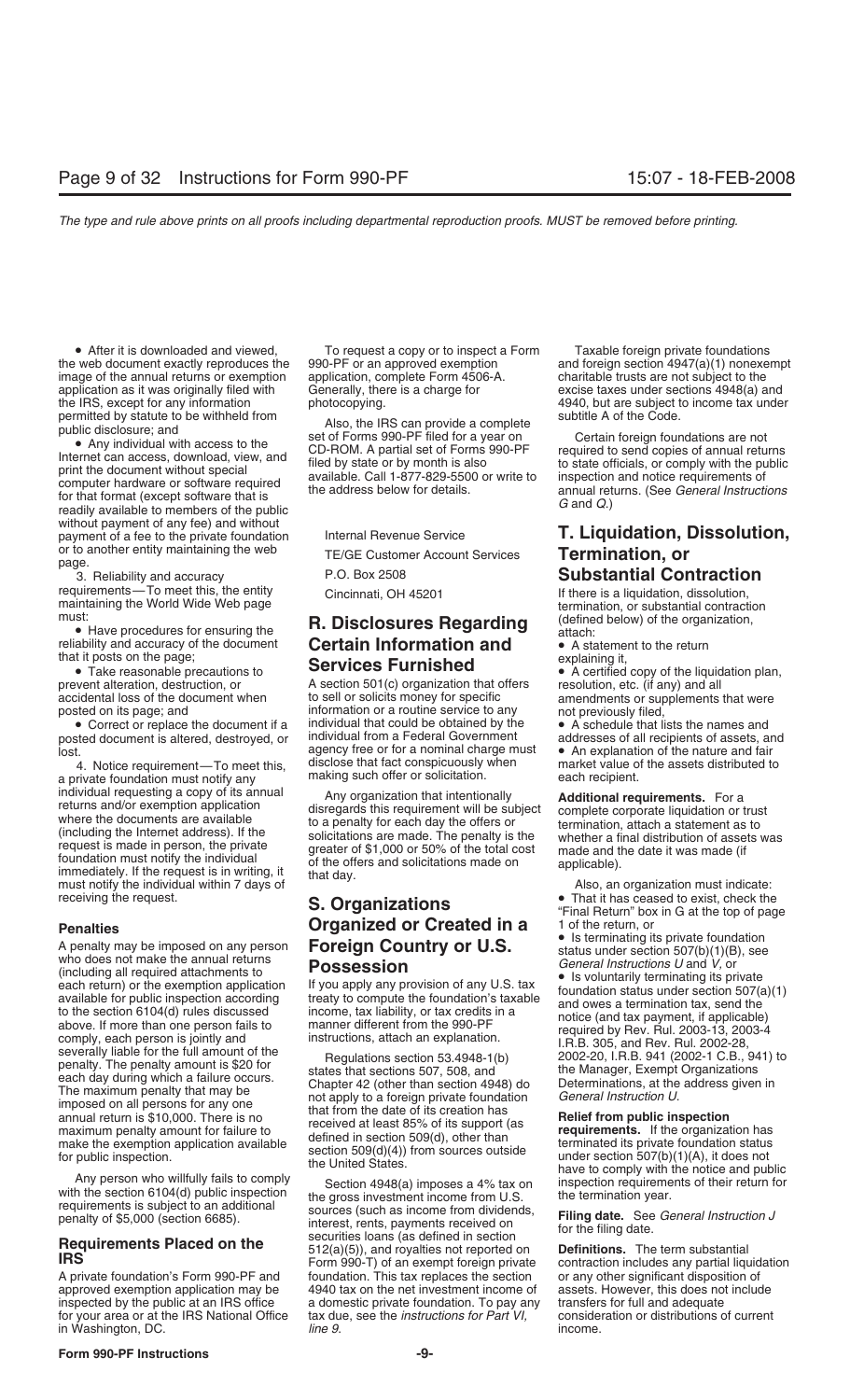- After it is downloaded and viewed, the web document exactly reproduces the image of the annual returns or exemption application as it was originally filed with the IRS, except for any information permitted by statute to be withheld from public disclosure; and
- Any individual with access to the Internet can access, download, view, and print the document without special computer hardware or software required for that format (except software that is readily available to members of the public without payment of any fee) and without payment of a fee to the private foundation or to another entity maintaining the web page.

3. Reliability and accuracy requirements—To meet this, the entity maintaining the World Wide Web page must:

- Have procedures for ensuring the reliability and accuracy of the document that it posts on the page;
- Take reasonable precautions to prevent alteration, destruction, or accidental loss of the document when posted on its page; and
- Correct or replace the document if a posted document is altered, destroyed, or lost.

4. Notice requirement—To meet this, a private foundation must notify any individual requesting a copy of its annual returns and/or exemption application where the documents are available (including the Internet address). If the request is made in person, the private foundation must notify the individual immediately. If the request is in writing, it must notify the individual within 7 days of receiving the request.

### Penalties

A penalty may be imposed on any person who does not make the annual returns (including all required attachments to each return) or the exemption application available for public inspection according to the section 6104(d) rules discussed above. If more than one person fails to comply, each person is jointly and severally liable for the full amount of the penalty. The penalty amount is $20 for each day during which a failure occurs. The maximum penalty that may be imposed on all persons for any one annual return is $10,000. There is no maximum penalty amount for failure to make the exemption application available for public inspection.

Any person who willfully fails to comply with the section 6104(d) public inspection requirements is subject to an additional penalty of $5,000 (section 6685).

### Requirements Placed on the IRS

A private foundation's Form 990-PF and approved exemption application may be inspected by the public at an IRS office for your area or at the IRS National Office in Washington, DC.

To request a copy or to inspect a Form 990-PF or an approved exemption application, complete Form 4506-A. Generally, there is a charge for photocopying.

Also, the IRS can provide a complete set of Forms 990-PF filed for a year on CD-ROM. A partial set of Forms 990-PF filed by state or by month is also available. Call 1-877-829-5500 or write to the address below for details.

Internal Revenue Service
TE/GE Customer Account Services
P.O. Box 2508
Cincinnati, OH 45201

## R. Disclosures Regarding Certain Information and Services Furnished

A section 501(c) organization that offers to sell or solicits money for specific information or a routine service to any individual that could be obtained by the individual from a Federal Government agency free or for a nominal charge must disclose that fact conspicuously when making such offer or solicitation.

Any organization that intentionally disregards this requirement will be subject to a penalty for each day the offers or solicitations are made. The penalty is the greater of $1,000 or 50% of the total cost of the offers and solicitations made on that day.

## S. Organizations Organized or Created in a Foreign Country or U.S. Possession

If you apply any provision of any U.S. tax treaty to compute the foundation's taxable income, tax liability, or tax credits in a manner different from the 990-PF instructions, attach an explanation.

Regulations section 53.4948-1(b) states that sections 507, 508, and Chapter 42 (other than section 4948) do not apply to a foreign private foundation that from the date of its creation has received at least 85% of its support (as defined in section 509(d), other than section 509(d)(4)) from sources outside the United States.

Section 4948(a) imposes a 4% tax on the gross investment income from U.S. sources (such as income from dividends, interest, rents, payments received on securities loans (as defined in section 512(a)(5)), and royalties not reported on Form 990-T) of an exempt foreign private foundation. This tax replaces the section 4940 tax on the net investment income of a domestic private foundation. To pay any tax due, see the *instructions for Part VI, line 9*.

Taxable foreign private foundations and foreign section 4947(a)(1) nonexempt charitable trusts are not subject to the excise taxes under sections 4948(a) and 4940, but are subject to income tax under subtitle A of the Code.

Certain foreign foundations are not required to send copies of annual returns to state officials, or comply with the public inspection and notice requirements of annual returns. (See *General Instructions G* and *Q*.)

## T. Liquidation, Dissolution, Termination, or Substantial Contraction

If there is a liquidation, dissolution, termination, or substantial contraction (defined below) of the organization, attach:

- A statement to the return explaining it,
- A certified copy of the liquidation plan, resolution, etc. (if any) and all amendments or supplements that were not previously filed,
- A schedule that lists the names and addresses of all recipients of assets, and
- An explanation of the nature and fair market value of the assets distributed to each recipient.

**Additional requirements.** For a complete corporate liquidation or trust termination, attach a statement as to whether a final distribution of assets was made and the date it was made (if applicable).

Also, an organization must indicate:

- That it has ceased to exist, check the "Final Return" box in G at the top of page 1 of the return, or
- Is terminating its private foundation status under section 507(b)(1)(B), see *General Instructions U* and *V*, or
- Is voluntarily terminating its private foundation status under section 507(a)(1) and owes a termination tax, send the notice (and tax payment, if applicable) required by Rev. Rul. 2003-13, 2003-4 I.R.B. 305, and Rev. Rul. 2002-28, 2002-20, I.R.B. 941 (2002-1 C.B., 941) to the Manager, Exempt Organizations Determinations, at the address given in *General Instruction U*.

**Relief from public inspection requirements.** If the organization has terminated its private foundation status under section 507(b)(1)(A), it does not have to comply with the notice and public inspection requirements of their return for the termination year.

**Filing date.** See *General Instruction J* for the filing date.

**Definitions.** The term substantial contraction includes any partial liquidation or any other significant disposition of assets. However, this does not include transfers for full and adequate consideration or distributions of current income.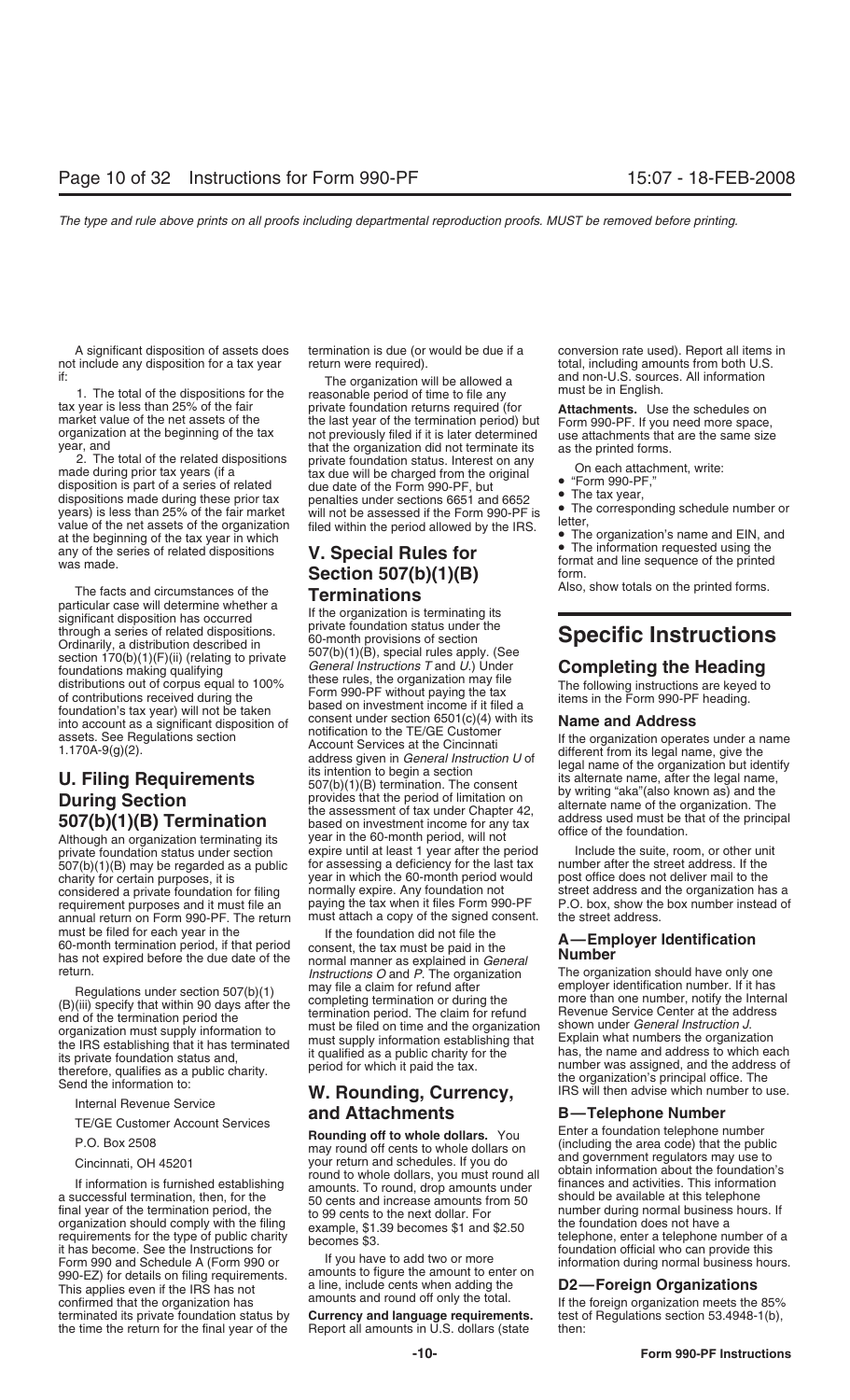A significant disposition of assets does not include any disposition for a tax year if:

1. The total of the dispositions for the tax year is less than 25% of the fair market value of the net assets of the organization at the beginning of the tax year, and

2. The total of the related dispositions made during prior tax years (if a disposition is part of a series of related dispositions made during these prior tax years) is less than 25% of the fair market value of the net assets of the organization at the beginning of the tax year in which any of the series of related dispositions was made.

The facts and circumstances of the particular case will determine whether a significant disposition has occurred through a series of related dispositions. Ordinarily, a distribution described in section 170(b)(1)(F)(ii) (relating to private foundations making qualifying distributions out of corpus equal to 100% of contributions received during the foundation's tax year) will not be taken into account as a significant disposition of assets. See Regulations section 1.170A-9(g)(2).

## U. Filing Requirements During Section 507(b)(1)(B) Termination

Although an organization terminating its private foundation status under section 507(b)(1)(B) may be regarded as a public charity for certain purposes, it is considered a private foundation for filing requirement purposes and it must file an annual return on Form 990-PF. The return must be filed for each year in the 60-month termination period, if that period has not expired before the due date of the return.

Regulations under section 507(b)(1)(B)(iii) specify that within 90 days after the end of the termination period the organization must supply information to the IRS establishing that it has terminated its private foundation status and, therefore, qualifies as a public charity. Send the information to:

Internal Revenue Service
TE/GE Customer Account Services
P.O. Box 2508
Cincinnati, OH 45201

If information is furnished establishing a successful termination, then, for the final year of the termination period, the organization should comply with the filing requirements for the type of public charity it has become. See the Instructions for Form 990 and Schedule A (Form 990 or 990-EZ) for details on filing requirements. This applies even if the IRS has not confirmed that the organization has terminated its private foundation status by the time the return for the final year of the termination is due (or would be due if a return were required).

The organization will be allowed a reasonable period of time to file any private foundation returns required (for the last year of the termination period) but not previously filed if it is later determined that the organization did not terminate its private foundation status. Interest on any tax due will be charged from the original due date of the Form 990-PF, but penalties under sections 6651 and 6652 will not be assessed if the Form 990-PF is filed within the period allowed by the IRS.

## V. Special Rules for Section 507(b)(1)(B) Terminations

If the organization is terminating its private foundation status under the 60-month provisions of section 507(b)(1)(B), special rules apply. (See *General Instructions T* and *U*.) Under these rules, the organization may file Form 990-PF without paying the tax based on investment income if it filed a consent under section 6501(c)(4) with its notification to the TE/GE Customer Account Services at the Cincinnati address given in *General Instruction U* of its intention to begin a section 507(b)(1)(B) termination. The consent provides that the period of limitation on the assessment of tax under Chapter 42, based on investment income for any tax year in the 60-month period, will not expire until at least 1 year after the period for assessing a deficiency for the last tax year in which the 60-month period would normally expire. Any foundation not paying the tax when it files Form 990-PF must attach a copy of the signed consent.

If the foundation did not file the consent, the tax must be paid in the normal manner as explained in *General Instructions O* and *P*. The organization may file a claim for refund after completing termination or during the termination period. The claim for refund must be filed on time and the organization must supply information establishing that it qualified as a public charity for the period for which it paid the tax.

## W. Rounding, Currency, and Attachments

**Rounding off to whole dollars.** You may round off cents to whole dollars on your return and schedules. If you do round to whole dollars, you must round all amounts. To round, drop amounts under 50 cents and increase amounts from 50 to 99 cents to the next dollar. For example, $1.39 becomes $1 and $2.50 becomes $3.

If you have to add two or more amounts to figure the amount to enter on a line, include cents when adding the amounts and round off only the total.

**Currency and language requirements.** Report all amounts in U.S. dollars (state conversion rate used). Report all items in total, including amounts from both U.S. and non-U.S. sources. All information must be in English.

**Attachments.** Use the schedules on Form 990-PF. If you need more space, use attachments that are the same size as the printed forms.

On each attachment, write:

- "Form 990-PF,"
- The tax year,
- The corresponding schedule number or letter,
- The organization's name and EIN, and
- The information requested using the format and line sequence of the printed form.

Also, show totals on the printed forms.

# Specific Instructions

## Completing the Heading

The following instructions are keyed to items in the Form 990-PF heading.

### Name and Address

If the organization operates under a name different from its legal name, give the legal name of the organization but identify its alternate name, after the legal name, by writing "aka"(also known as) and the alternate name of the organization. The address used must be that of the principal office of the foundation.

Include the suite, room, or other unit number after the street address. If the post office does not deliver mail to the street address and the organization has a P.O. box, show the box number instead of the street address.

### A—Employer Identification Number

The organization should have only one employer identification number. If it has more than one number, notify the Internal Revenue Service Center at the address shown under *General Instruction J*. Explain what numbers the organization has, the name and address to which each number was assigned, and the address of the organization's principal office. The IRS will then advise which number to use.

### B—Telephone Number

Enter a foundation telephone number (including the area code) that the public and government regulators may use to obtain information about the foundation's finances and activities. This information should be available at this telephone number during normal business hours. If the foundation does not have a telephone, enter a telephone number of a foundation official who can provide this information during normal business hours.

### D2—Foreign Organizations

If the foreign organization meets the 85% test of Regulations section 53.4948-1(b), then: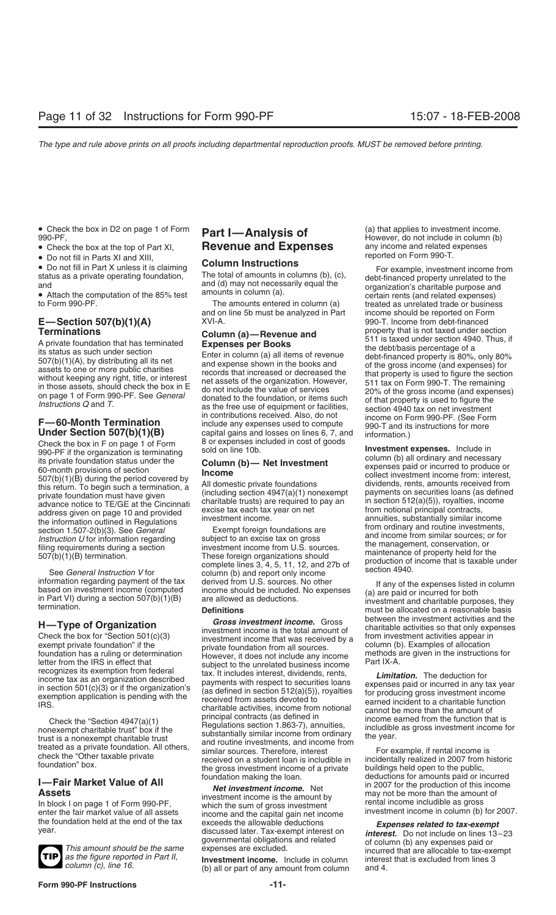- Check the box in D2 on page 1 of Form 990-PF,
- Check the box at the top of Part XI,
- Do not fill in Parts XI and XIII,
- Do not fill in Part X unless it is claiming status as a private operating foundation, and
- Attach the computation of the 85% test to Form 990-PF.

### E—Section 507(b)(1)(A) Terminations

A private foundation that has terminated its status as such under section 507(b)(1)(A), by distributing all its net assets to one or more public charities without keeping any right, title, or interest in those assets, should check the box in E on page 1 of Form 990-PF. See *General Instructions Q* and *T*.

### F—60-Month Termination Under Section 507(b)(1)(B)

Check the box in F on page 1 of Form 990-PF if the organization is terminating its private foundation status under the 60-month provisions of section 507(b)(1)(B) during the period covered by this return. To begin such a termination, a private foundation must have given advance notice to TE/GE at the Cincinnati address given on page 10 and provided the information outlined in Regulations section 1.507-2(b)(3). See *General Instruction U* for information regarding filing requirements during a section 507(b)(1)(B) termination.

See *General Instruction V* for information regarding payment of the tax based on investment income (computed in Part VI) during a section 507(b)(1)(B) termination.

### H—Type of Organization

Check the box for "Section 501(c)(3) exempt private foundation" if the foundation has a ruling or determination letter from the IRS in effect that recognizes its exemption from federal income tax as an organization described in section 501(c)(3) or if the organization's exemption application is pending with the IRS.

Check the "Section 4947(a)(1) nonexempt charitable trust" box if the trust is a nonexempt charitable trust treated as a private foundation. All others, check the "Other taxable private foundation" box.

### I—Fair Market Value of All Assets

In block I on page 1 of Form 990-PF, enter the fair market value of all assets the foundation held at the end of the tax year.

**TIP** *This amount should be the same as the figure reported in Part II, column (c), line 16.*

## Part I—Analysis of Revenue and Expenses

### Column Instructions

The total of amounts in columns (b), (c), and (d) may not necessarily equal the amounts in column (a).

The amounts entered in column (a) and on line 5b must be analyzed in Part XVI-A.

### Column (a)—Revenue and Expenses per Books

Enter in column (a) all items of revenue and expense shown in the books and records that increased or decreased the net assets of the organization. However, do not include the value of services donated to the foundation, or items such as the free use of equipment or facilities, in contributions received. Also, do not include any expenses used to compute capital gains and losses on lines 6, 7, and 8 or expenses included in cost of goods sold on line 10b.

### Column (b)— Net Investment Income

All domestic private foundations (including section 4947(a)(1) nonexempt charitable trusts) are required to pay an excise tax each tax year on net investment income.

Exempt foreign foundations are subject to an excise tax on gross investment income from U.S. sources. These foreign organizations should complete lines 3, 4, 5, 11, 12, and 27b of column (b) and report only income derived from U.S. sources. No other income should be included. No expenses are allowed as deductions.

### Definitions

***Gross investment income.*** Gross investment income is the total amount of investment income that was received by a private foundation from all sources. However, it does not include any income subject to the unrelated business income tax. It includes interest, dividends, rents, payments with respect to securities loans (as defined in section 512(a)(5)), royalties received from assets devoted to charitable activities, income from notional principal contracts (as defined in Regulations section 1.863-7), annuities, substantially similar income from ordinary and routine investments, and income from similar sources. Therefore, interest received on a student loan is includible in the gross investment income of a private foundation making the loan.

***Net investment income.*** Net investment income is the amount by which the sum of gross investment income and the capital gain net income exceeds the allowable deductions discussed later. Tax-exempt interest on governmental obligations and related expenses are excluded.

**Investment income.** Include in column (b) all or part of any amount from column (a) that applies to investment income. However, do not include in column (b) any income and related expenses reported on Form 990-T.

For example, investment income from debt-financed property unrelated to the organization's charitable purpose and certain rents (and related expenses) treated as unrelated trade or business income should be reported on Form 990-T. Income from debt-financed property that is not taxed under section 511 is taxed under section 4940. Thus, if the debt/basis percentage of a debt-financed property is 80%, only 80% of the gross income (and expenses) for that property is used to figure the section 511 tax on Form 990-T. The remaining 20% of the gross income (and expenses) of that property is used to figure the section 4940 tax on net investment income on Form 990-PF. (See Form 990-T and its instructions for more information.)

**Investment expenses.** Include in column (b) all ordinary and necessary expenses paid or incurred to produce or collect investment income from: interest, dividends, rents, amounts received from payments on securities loans (as defined in section 512(a)(5)), royalties, income from notional principal contracts, annuities, substantially similar income from ordinary and routine investments, and income from similar sources; or for the management, conservation, or maintenance of property held for the production of income that is taxable under section 4940.

If any of the expenses listed in column (a) are paid or incurred for both investment and charitable purposes, they must be allocated on a reasonable basis between the investment activities and the charitable activities so that only expenses from investment activities appear in column (b). Examples of allocation methods are given in the instructions for Part IX-A.

***Limitation.*** The deduction for expenses paid or incurred in any tax year for producing gross investment income earned incident to a charitable function cannot be more than the amount of income earned from the function that is includible as gross investment income for the year.

For example, if rental income is incidentally realized in 2007 from historic buildings held open to the public, deductions for amounts paid or incurred in 2007 for the production of this income may not be more than the amount of rental income includible as gross investment income in column (b) for 2007.

***Expenses related to tax-exempt interest.*** Do not include on lines 13–23 of column (b) any expenses paid or incurred that are allocable to tax-exempt interest that is excluded from lines 3 and 4.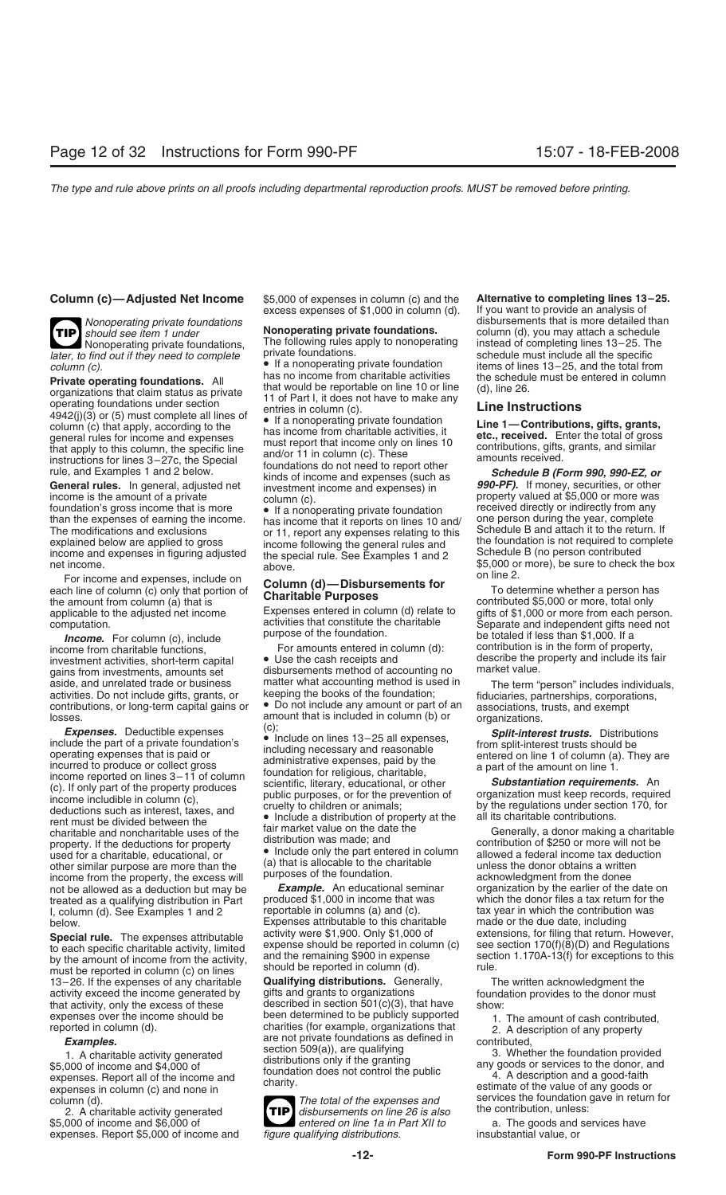## Column (c)—Adjusted Net Income

**TIP** *Nonoperating private foundations should see item 1 under* Nonoperating private foundations, *later, to find out if they need to complete column (c).*

**Private operating foundations.** All organizations that claim status as private operating foundations under section 4942(j)(3) or (5) must complete all lines of column (c) that apply, according to the general rules for income and expenses that apply to this column, the specific line instructions for lines 3–27c, the Special rule, and Examples 1 and 2 below.

**General rules.** In general, adjusted net income is the amount of a private foundation's gross income that is more than the expenses of earning the income. The modifications and exclusions explained below are applied to gross income and expenses in figuring adjusted net income.

For income and expenses, include on each line of column (c) only that portion of the amount from column (a) that is applicable to the adjusted net income computation.

***Income.*** For column (c), include income from charitable functions, investment activities, short-term capital gains from investments, amounts set aside, and unrelated trade or business activities. Do not include gifts, grants, or contributions, or long-term capital gains or losses.

***Expenses.*** Deductible expenses include the part of a private foundation's operating expenses that is paid or incurred to produce or collect gross income reported on lines 3–11 of column (c). If only part of the property produces income includible in column (c), deductions such as interest, taxes, and rent must be divided between the charitable and noncharitable uses of the property. If the deductions for property used for a charitable, educational, or other similar purpose are more than the income from the property, the excess will not be allowed as a deduction but may be treated as a qualifying distribution in Part I, column (d). See Examples 1 and 2 below.

**Special rule.** The expenses attributable to each specific charitable activity, limited by the amount of income from the activity, must be reported in column (c) on lines 13–26. If the expenses of any charitable activity exceed the income generated by that activity, only the excess of these expenses over the income should be reported in column (d).

***Examples.***

1. A charitable activity generated $5,000 of income and $4,000 of expenses. Report all of the income and expenses in column (c) and none in column (d).

2. A charitable activity generated $5,000 of income and $6,000 of expenses. Report $5,000 of income and $5,000 of expenses in column (c) and the excess expenses of $1,000 in column (d).

**Nonoperating private foundations.** The following rules apply to nonoperating private foundations.

- If a nonoperating private foundation has no income from charitable activities that would be reportable on line 10 or line 11 of Part I, it does not have to make any entries in column (c).
- If a nonoperating private foundation has income from charitable activities, it must report that income only on lines 10 and/or 11 in column (c). These foundations do not need to report other kinds of income and expenses (such as investment income and expenses) in column (c).
- If a nonoperating private foundation has income that it reports on lines 10 and/or 11, report any expenses relating to this income following the general rules and the special rule. See Examples 1 and 2 above.

## Column (d)—Disbursements for Charitable Purposes

Expenses entered in column (d) relate to activities that constitute the charitable purpose of the foundation.

For amounts entered in column (d):

- Use the cash receipts and disbursements method of accounting no matter what accounting method is used in keeping the books of the foundation;
- Do not include any amount or part of an amount that is included in column (b) or (c);
- Include on lines 13–25 all expenses, including necessary and reasonable administrative expenses, paid by the foundation for religious, charitable, scientific, literary, educational, or other public purposes, or for the prevention of cruelty to children or animals;
- Include a distribution of property at the fair market value on the date the distribution was made; and
- Include only the part entered in column (a) that is allocable to the charitable purposes of the foundation.

***Example.*** An educational seminar produced $1,000 in income that was reportable in columns (a) and (c). Expenses attributable to this charitable activity were $1,900. Only $1,000 of expense should be reported in column (c) and the remaining $900 in expense should be reported in column (d).

**Qualifying distributions.** Generally, gifts and grants to organizations described in section 501(c)(3), that have been determined to be publicly supported charities (for example, organizations that are not private foundations as defined in section 509(a)), are qualifying distributions only if the granting foundation does not control the public charity.

**TIP** *The total of the expenses and disbursements on line 26 is also entered on line 1a in Part XII to figure qualifying distributions.*

**Alternative to completing lines 13–25.** If you want to provide an analysis of disbursements that is more detailed than column (d), you may attach a schedule instead of completing lines 13–25. The schedule must include all the specific items of lines 13–25, and the total from the schedule must be entered in column (d), line 26.

## Line Instructions

**Line 1—Contributions, gifts, grants, etc., received.** Enter the total of gross contributions, gifts, grants, and similar amounts received.

***Schedule B (Form 990, 990-EZ, or 990-PF).*** If money, securities, or other property valued at $5,000 or more was received directly or indirectly from any one person during the year, complete Schedule B and attach it to the return. If the foundation is not required to complete Schedule B (no person contributed $5,000 or more), be sure to check the box on line 2.

To determine whether a person has contributed $5,000 or more, total only gifts of $1,000 or more from each person. Separate and independent gifts need not be totaled if less than $1,000. If a contribution is in the form of property, describe the property and include its fair market value.

The term "person" includes individuals, fiduciaries, partnerships, corporations, associations, trusts, and exempt organizations.

***Split-interest trusts.*** Distributions from split-interest trusts should be entered on line 1 of column (a). They are a part of the amount on line 1.

***Substantiation requirements.*** An organization must keep records, required by the regulations under section 170, for all its charitable contributions.

Generally, a donor making a charitable contribution of $250 or more will not be allowed a federal income tax deduction unless the donor obtains a written acknowledgment from the donee organization by the earlier of the date on which the donor files a tax return for the tax year in which the contribution was made or the due date, including extensions, for filing that return. However, see section 170(f)(8)(D) and Regulations section 1.170A-13(f) for exceptions to this rule.

The written acknowledgment the foundation provides to the donor must show:

1. The amount of cash contributed,
2. A description of any property contributed,
3. Whether the foundation provided any goods or services to the donor, and
4. A description and a good-faith estimate of the value of any goods or services the foundation gave in return for the contribution, unless:

a. The goods and services have insubstantial value, or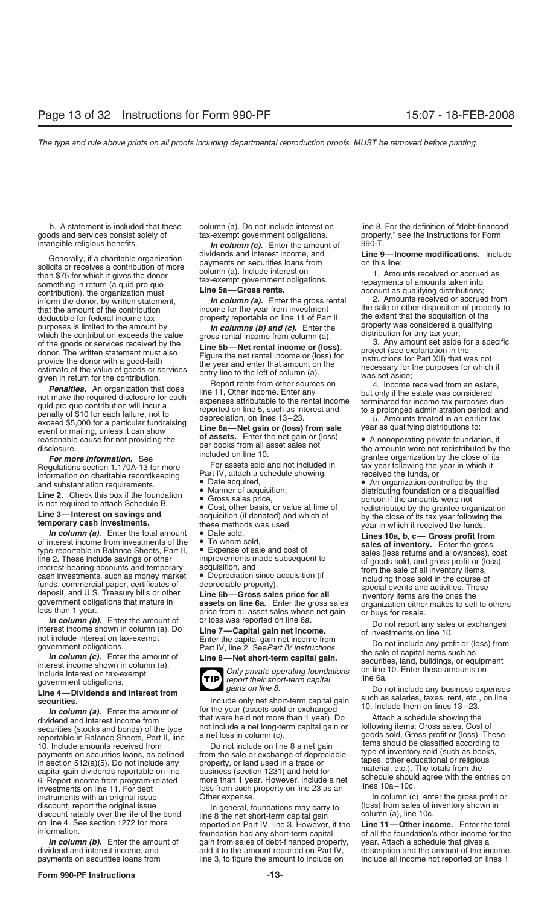b. A statement is included that these goods and services consist solely of intangible religious benefits.

Generally, if a charitable organization solicits or receives a contribution of more than $75 for which it gives the donor something in return (a quid pro quo contribution), the organization must inform the donor, by written statement, that the amount of the contribution deductible for federal income tax purposes is limited to the amount by which the contribution exceeds the value of the goods or services received by the donor. The written statement must also provide the donor with a good-faith estimate of the value of goods or services given in return for the contribution.

***Penalties.*** An organization that does not make the required disclosure for each quid pro quo contribution will incur a penalty of $10 for each failure, not to exceed $5,000 for a particular fundraising event or mailing, unless it can show reasonable cause for not providing the disclosure.

***For more information.*** See Regulations section 1.170A-13 for more information on charitable recordkeeping and substantiation requirements.

**Line 2.** Check this box if the foundation is not required to attach Schedule B.

**Line 3—Interest on savings and temporary cash investments.**

***In column (a).*** Enter the total amount of interest income from investments of the type reportable in Balance Sheets, Part II, line 2. These include savings or other interest-bearing accounts and temporary cash investments, such as money market funds, commercial paper, certificates of deposit, and U.S. Treasury bills or other government obligations that mature in less than 1 year.

***In column (b).*** Enter the amount of interest income shown in column (a). Do not include interest on tax-exempt government obligations.

***In column (c).*** Enter the amount of interest income shown in column (a). Include interest on tax-exempt government obligations.

**Line 4—Dividends and interest from securities.**

***In column (a).*** Enter the amount of dividend and interest income from securities (stocks and bonds) of the type reportable in Balance Sheets, Part II, line 10. Include amounts received from payments on securities loans, as defined in section 512(a)(5). Do not include any capital gain dividends reportable on line 6. Report income from program-related investments on line 11. For debt instruments with an original issue discount, report the original issue discount ratably over the life of the bond on line 4. See section 1272 for more information.

***In column (b).*** Enter the amount of dividend and interest income, and payments on securities loans from column (a). Do not include interest on tax-exempt government obligations.

***In column (c).*** Enter the amount of dividends and interest income, and payments on securities loans from column (a). Include interest on tax-exempt government obligations.

**Line 5a—Gross rents.**

***In column (a).*** Enter the gross rental income for the year from investment property reportable on line 11 of Part II.

***In columns (b) and (c).*** Enter the gross rental income from column (a).

**Line 5b—Net rental income or (loss).** Figure the net rental income or (loss) for the year and enter that amount on the entry line to the left of column (a).

Report rents from other sources on line 11, Other income. Enter any expenses attributable to the rental income reported on line 5, such as interest and depreciation, on lines 13–23.

**Line 6a—Net gain or (loss) from sale of assets.** Enter the net gain or (loss) per books from all asset sales not included on line 10.

For assets sold and not included in Part IV, attach a schedule showing:

- Date acquired,
- Manner of acquisition,
- Gross sales price,
- Cost, other basis, or value at time of acquisition (if donated) and which of these methods was used,
- Date sold,
- To whom sold,
- Expense of sale and cost of improvements made subsequent to acquisition, and
- Depreciation since acquisition (if depreciable property).

**Line 6b—Gross sales price for all assets on line 6a.** Enter the gross sales price from all asset sales whose net gain or loss was reported on line 6a.

**Line 7—Capital gain net income.** Enter the capital gain net income from Part IV, line 2. See *Part IV instructions.*

**Line 8—Net short-term capital gain.**

**TIP** *Only private operating foundations report their short-term capital gains on line 8.*

Include only net short-term capital gain for the year (assets sold or exchanged that were held not more than 1 year). Do not include a net long-term capital gain or a net loss in column (c).

Do not include on line 8 a net gain from the sale or exchange of depreciable property, or land used in a trade or business (section 1231) and held for more than 1 year. However, include a net loss from such property on line 23 as an Other expense.

In general, foundations may carry to line 8 the net short-term capital gain reported on Part IV, line 3. However, if the foundation had any short-term capital gain from sales of debt-financed property, add it to the amount reported on Part IV, line 3, to figure the amount to include on line 8. For the definition of "debt-financed property," see the Instructions for Form 990-T.

**Line 9—Income modifications.** Include on this line:

1. Amounts received or accrued as repayments of amounts taken into account as qualifying distributions;
2. Amounts received or accrued from the sale or other disposition of property to the extent that the acquisition of the property was considered a qualifying distribution for any tax year;
3. Any amount set aside for a specific project (see explanation in the instructions for Part XII) that was not necessary for the purposes for which it was set aside;
4. Income received from an estate, but only if the estate was considered terminated for income tax purposes due to a prolonged administration period; and
5. Amounts treated in an earlier tax year as qualifying distributions to:

- A nonoperating private foundation, if the amounts were not redistributed by the grantee organization by the close of its tax year following the year in which it received the funds, or
- An organization controlled by the distributing foundation or a disqualified person if the amounts were not redistributed by the grantee organization by the close of its tax year following the year in which it received the funds.

**Lines 10a, b, c— Gross profit from sales of inventory.** Enter the gross sales (less returns and allowances), cost of goods sold, and gross profit or (loss) from the sale of all inventory items, including those sold in the course of special events and activities. These inventory items are the ones the organization either makes to sell to others or buys for resale.

Do not report any sales or exchanges of investments on line 10.

Do not include any profit or (loss) from the sale of capital items such as securities, land, buildings, or equipment on line 10. Enter these amounts on line 6a.

Do not include any business expenses such as salaries, taxes, rent, etc., on line 10. Include them on lines 13–23.

Attach a schedule showing the following items: Gross sales, Cost of goods sold, Gross profit or (loss). These items should be classified according to type of inventory sold (such as books, tapes, other educational or religious material, etc.). The totals from the schedule should agree with the entries on lines 10a–10c.

In column (c), enter the gross profit or (loss) from sales of inventory shown in column (a), line 10c.

**Line 11—Other income.** Enter the total of all the foundation's other income for the year. Attach a schedule that gives a description and the amount of the income. Include all income not reported on lines 1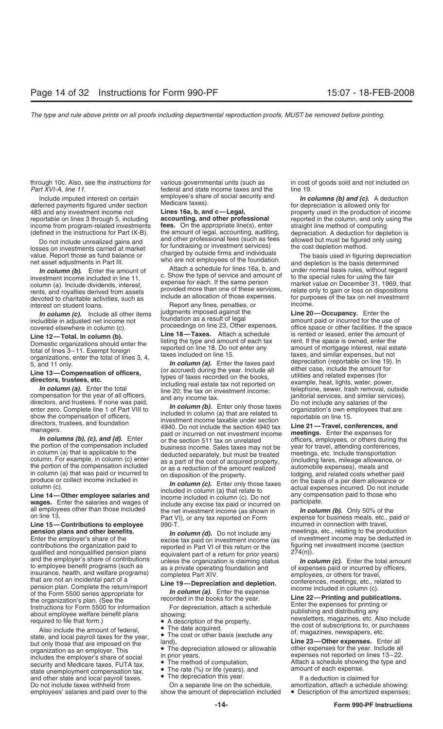through 10c. Also, see the *instructions for Part XVI-A, line 11*.

Include imputed interest on certain deferred payments figured under section 483 and any investment income not reportable on lines 3 through 5, including income from program-related investments (defined in the instructions for Part IX-B).

Do not include unrealized gains and losses on investments carried at market value. Report those as fund balance or net asset adjustments in Part III.

***In column (b).*** Enter the amount of investment income included in line 11, column (a). Include dividends, interest, rents, and royalties derived from assets devoted to charitable activities, such as interest on student loans.

***In column (c).*** Include all other items includible in adjusted net income not covered elsewhere in column (c).

**Line 12—Total. In column (b).** Domestic organizations should enter the total of lines 3–11. Exempt foreign organizations, enter the total of lines 3, 4, 5, and 11 only.

**Line 13—Compensation of officers, directors, trustees, etc.**

***In column (a).*** Enter the total compensation for the year of all officers, directors, and trustees. If none was paid, enter zero. Complete line 1 of Part VIII to show the compensation of officers, directors, trustees, and foundation managers.

***In columns (b), (c), and (d).*** Enter the portion of the compensation included in column (a) that is applicable to the column. For example, in column (c) enter the portion of the compensation included in column (a) that was paid or incurred to produce or collect income included in column (c).

**Line 14—Other employee salaries and wages.** Enter the salaries and wages of all employees other than those included on line 13.

**Line 15—Contributions to employee pension plans and other benefits.** Enter the employer's share of the contributions the organization paid to qualified and nonqualified pension plans and the employer's share of contributions to employee benefit programs (such as insurance, health, and welfare programs) that are not an incidental part of a pension plan. Complete the return/report of the Form 5500 series appropriate for the organization's plan. (See the Instructions for Form 5500 for information about employee welfare benefit plans required to file that form.)

Also include the amount of federal, state, and local payroll taxes for the year, but only those that are imposed on the organization as an employer. This includes the employer's share of social security and Medicare taxes, FUTA tax, state unemployment compensation tax, and other state and local payroll taxes. Do not include taxes withheld from employees' salaries and paid over to the various governmental units (such as federal and state income taxes and the employee's share of social security and Medicare taxes).

**Lines 16a, b, and c—Legal, accounting, and other professional fees.** On the appropriate line(s), enter the amount of legal, accounting, auditing, and other professional fees (such as fees for fundraising or investment services) charged by outside firms and individuals who are not employees of the foundation.

Attach a schedule for lines 16a, b, and c. Show the type of service and amount of expense for each. If the same person provided more than one of these services, include an allocation of those expenses.

Report any fines, penalties, or judgments imposed against the foundation as a result of legal proceedings on line 23, Other expenses.

**Line 18—Taxes.** Attach a schedule listing the type and amount of each tax reported on line 18. Do not enter any taxes included on line 15.

***In column (a).*** Enter the taxes paid (or accrued) during the year. Include all types of taxes recorded on the books, including real estate tax not reported on line 20; the tax on investment income; and any income tax.

***In column (b).*** Enter only those taxes included in column (a) that are related to investment income taxable under section 4940. Do not include the section 4940 tax paid or incurred on net investment income or the section 511 tax on unrelated business income. Sales taxes may not be deducted separately, but must be treated as a part of the cost of acquired property, or as a reduction of the amount realized on disposition of the property.

***In column (c).*** Enter only those taxes included in column (a) that relate to income included in column (c). Do not include any excise tax paid or incurred on the net investment income (as shown in Part VI), or any tax reported on Form 990-T.

***In column (d).*** Do not include any excise tax paid on investment income (as reported in Part VI of this return or the equivalent part of a return for prior years) unless the organization is claiming status as a private operating foundation and completes Part XIV.

**Line 19—Depreciation and depletion.**

***In column (a).*** Enter the expense recorded in the books for the year.

For depreciation, attach a schedule showing:

- A description of the property,
- The date acquired,
- The cost or other basis (exclude any land),
- The depreciation allowed or allowable in prior years,
- The method of computation,
- The rate (%) or life (years), and
- The depreciation this year.

On a separate line on the schedule, show the amount of depreciation included in cost of goods sold and not included on line 19.

***In columns (b) and (c).*** A deduction for depreciation is allowed only for property used in the production of income reported in the column, and only using the straight line method of computing depreciation. A deduction for depletion is allowed but must be figured only using the cost depletion method.

The basis used in figuring depreciation and depletion is the basis determined under normal basis rules, without regard to the special rules for using the fair market value on December 31, 1969, that relate only to gain or loss on dispositions for purposes of the tax on net investment income.

**Line 20—Occupancy.** Enter the amount paid or incurred for the use of office space or other facilities. If the space is rented or leased, enter the amount of rent. If the space is owned, enter the amount of mortgage interest, real estate taxes, and similar expenses, but not depreciation (reportable on line 19). In either case, include the amount for utilities and related expenses (for example, heat, lights, water, power, telephone, sewer, trash removal, outside janitorial services, and similar services). Do not include any salaries of the organization's own employees that are reportable on line 15.

**Line 21—Travel, conferences, and meetings.** Enter the expenses for officers, employees, or others during the year for travel, attending conferences, meetings, etc. Include transportation (including fares, mileage allowance, or automobile expenses), meals and lodging, and related costs whether paid on the basis of a per diem allowance or actual expenses incurred. Do not include any compensation paid to those who participate.

***In column (b).*** Only 50% of the expense for business meals, etc., paid or incurred in connection with travel, meetings, etc., relating to the production of investment income may be deducted in figuring net investment income (section 274(n)).

***In column (c).*** Enter the total amount of expenses paid or incurred by officers, employees, or others for travel, conferences, meetings, etc., related to income included in column (c).

**Line 22—Printing and publications.** Enter the expenses for printing or publishing and distributing any newsletters, magazines, etc. Also include the cost of subscriptions to, or purchases of, magazines, newspapers, etc.

**Line 23—Other expenses.** Enter all other expenses for the year. Include all expenses not reported on lines 13–22. Attach a schedule showing the type and amount of each expense.

If a deduction is claimed for amortization, attach a schedule showing:

- Description of the amortized expenses;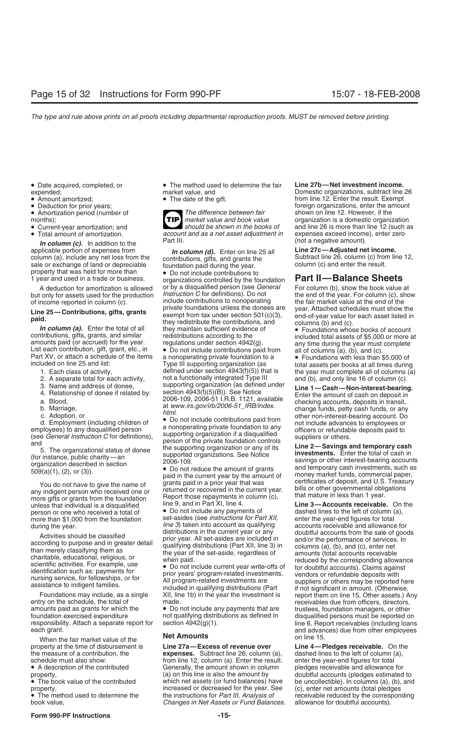*The type and rule above prints on all proofs including departmental reproduction proofs. MUST be removed before printing.*

- Date acquired, completed, or expended;
- Amount amortized;
- Deduction for prior years;
- Amortization period (number of months);
- Current-year amortization; and
- Total amount of amortization.

***In column (c).*** In addition to the applicable portion of expenses from column (a), include any net loss from the sale or exchange of land or depreciable property that was held for more than 1 year and used in a trade or business.

A deduction for amortization is allowed but only for assets used for the production of income reported in column (c).

**Line 25—Contributions, gifts, grants paid.**

***In column (a).*** Enter the total of all contributions, gifts, grants, and similar amounts paid (or accrued) for the year. List each contribution, gift, grant, etc., in Part XV, or attach a schedule of the items included on line 25 and list:

1. Each class of activity,
2. A separate total for each activity,
3. Name and address of donee,
4. Relationship of donee if related by:
   a. Blood,
   b. Marriage,
   c. Adoption, or
   d. Employment (including children of employees) to any disqualified person (see *General Instruction C* for definitions), and
5. The organizational status of donee (for instance, public charity—an organization described in section 509(a)(1), (2), or (3)).

You do not have to give the name of any indigent person who received one or more gifts or grants from the foundation unless that individual is a disqualified person or one who received a total of more than $1,000 from the foundation during the year.

Activities should be classified according to purpose and in greater detail than merely classifying them as charitable, educational, religious, or scientific activities. For example, use identification such as: payments for nursing service, for fellowships, or for assistance to indigent families.

Foundations may include, as a single entry on the schedule, the total of amounts paid as grants for which the foundation exercised expenditure responsibility. Attach a separate report for each grant.

When the fair market value of the property at the time of disbursement is the measure of a contribution, the schedule must also show:

- A description of the contributed property,
- The book value of the contributed property,
- The method used to determine the book value,
- The method used to determine the fair market value, and
- The date of the gift.

**TIP** *The difference between fair market value and book value should be shown in the books of account and as a net asset adjustment in Part III.*

***In column (d).*** Enter on line 25 all contributions, gifts, and grants the foundation paid during the year.

- Do not include contributions to organizations controlled by the foundation or by a disqualified person (see *General Instruction C* for definitions). Do not include contributions to nonoperating private foundations unless the donees are exempt from tax under section 501(c)(3), they redistribute the contributions, and they maintain sufficient evidence of redistributions according to the regulations under section 4942(g).
- Do not include contributions paid from a nonoperating private foundation to a Type III supporting organization (as defined under section 4943(f)(5)) that is not a functionally integrated Type III supporting organization (as defined under section 4943(f)(5)(B)). See Notice 2006-109, 2006-51 I.R.B. 1121, available at *www.irs.gov/irb/2006-51_IRB/index.html*.
- Do not include contributions paid from a nonoperating private foundation to any supporting organization if a disqualified person of the private foundation controls the supporting organization or any of its supported organizations. See Notice 2006-109.
- Do not reduce the amount of grants paid in the current year by the amount of grants paid in a prior year that was returned or recovered in the current year. Report those repayments in column (c), line 9, and in Part XI, line 4.
- Do not include any payments of set-asides (see *instructions for Part XII, line 3*) taken into account as qualifying distributions in the current year or any prior year. All set-asides are included in qualifying distributions (Part XII, line 3) in the year of the set-aside, regardless of when paid.
- Do not include current year write-offs of prior years' program-related investments. All program-related investments are included in qualifying distributions (Part XII, line 1b) in the year the investment is made.
- Do not include any payments that are not qualifying distributions as defined in section 4942(g)(1).

## Net Amounts

**Line 27a—Excess of revenue over expenses.** Subtract line 26, column (a), from line 12, column (a). Enter the result. Generally, the amount shown in column (a) on this line is also the amount by which net assets (or fund balances) have increased or decreased for the year. See the instructions for *Part III, Analysis of Changes in Net Assets or Fund Balances*.

**Line 27b—Net investment income.** Domestic organizations, subtract line 26 from line 12. Enter the result. Exempt foreign organizations, enter the amount shown on line 12. However, if the organization is a domestic organization and line 26 is more than line 12 (such as expenses exceed income), enter zero (not a negative amount).

**Line 27c—Adjusted net income.** Subtract line 26, column (c) from line 12, column (c) and enter the result.

# Part II—Balance Sheets

For column (b), show the book value at the end of the year. For column (c), show the fair market value at the end of the year. Attached schedules must show the end-of-year value for each asset listed in columns (b) and (c).

- Foundations whose books of account included total assets of $5,000 or more at any time during the year must complete all of columns (a), (b), and (c).
- Foundations with less than $5,000 of total assets per books at all times during the year must complete all of columns (a) and (b), and only line 16 of column (c).

**Line 1—Cash—Non-interest-bearing.** Enter the amount of cash on deposit in checking accounts, deposits in transit, change funds, petty cash funds, or any other non-interest-bearing account. Do not include advances to employees or officers or refundable deposits paid to suppliers or others.

**Line 2—Savings and temporary cash investments.** Enter the total of cash in savings or other interest-bearing accounts and temporary cash investments, such as money market funds, commercial paper, certificates of deposit, and U.S. Treasury bills or other governmental obligations that mature in less than 1 year.

**Line 3—Accounts receivable.** On the dashed lines to the left of column (a), enter the year-end figures for total accounts receivable and allowance for doubtful accounts from the sale of goods and/or the performance of services. In columns (a), (b), and (c), enter net amounts (total accounts receivable reduced by the corresponding allowance for doubtful accounts). Claims against vendors or refundable deposits with suppliers or others may be reported here if not significant in amount. (Otherwise, report them on line 15, Other assets.) Any receivables due from officers, directors, trustees, foundation managers, or other disqualified persons must be reported on line 6. Report receivables (including loans and advances) due from other employees on line 15.

**Line 4—Pledges receivable.** On the dashed lines to the left of column (a), enter the year-end figures for total pledges receivable and allowance for doubtful accounts (pledges estimated to be uncollectible). In columns (a), (b), and (c), enter net amounts (total pledges receivable reduced by the corresponding allowance for doubtful accounts).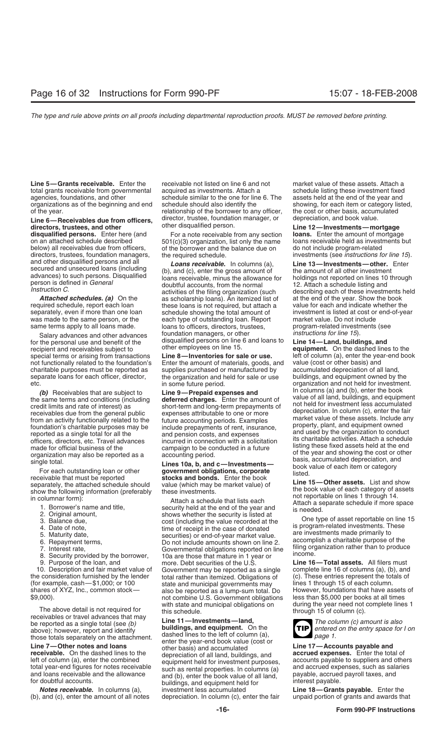*The type and rule above prints on all proofs including departmental reproduction proofs. MUST be removed before printing.*

**Line 5—Grants receivable.** Enter the total grants receivable from governmental agencies, foundations, and other organizations as of the beginning and end of the year.

**Line 6—Receivables due from officers, directors, trustees, and other disqualified persons.** Enter here (and on an attached schedule described below) all receivables due from officers, directors, trustees, foundation managers, and other disqualified persons and all secured and unsecured loans (including advances) to such persons. Disqualified person is defined in *General Instruction C.*

***Attached schedules.*** ***(a)*** On the required schedule, report each loan separately, even if more than one loan was made to the same person, or the same terms apply to all loans made.

Salary advances and other advances for the personal use and benefit of the recipient and receivables subject to special terms or arising from transactions not functionally related to the foundation's charitable purposes must be reported as separate loans for each officer, director, etc.

***(b)*** Receivables that are subject to the same terms and conditions (including credit limits and rate of interest) as receivables due from the general public from an activity functionally related to the foundation's charitable purposes may be reported as a single total for all the officers, directors, etc. Travel advances made for official business of the organization may also be reported as a single total.

For each outstanding loan or other receivable that must be reported separately, the attached schedule should show the following information (preferably in columnar form):

1. Borrower's name and title,
2. Original amount,
3. Balance due,
4. Date of note,
5. Maturity date,
6. Repayment terms,
7. Interest rate,
8. Security provided by the borrower,
9. Purpose of the loan, and
10. Description and fair market value of the consideration furnished by the lender (for example, cash—$1,000; or 100 shares of XYZ, Inc., common stock—$9,000).

The above detail is not required for receivables or travel advances that may be reported as a single total (see *(b)* above); however, report and identify those totals separately on the attachment.

**Line 7—Other notes and loans receivable.** On the dashed lines to the left of column (a), enter the combined total year-end figures for notes receivable and loans receivable and the allowance for doubtful accounts.

***Notes receivable.*** In columns (a), (b), and (c), enter the amount of all notes receivable not listed on line 6 and not acquired as investments. Attach a schedule similar to the one for line 6. The schedule should also identify the relationship of the borrower to any officer, director, trustee, foundation manager, or other disqualified person.

For a note receivable from any section 501(c)(3) organization, list only the name of the borrower and the balance due on the required schedule.

***Loans receivable.*** In columns (a), (b), and (c), enter the gross amount of loans receivable, minus the allowance for doubtful accounts, from the normal activities of the filing organization (such as scholarship loans). An itemized list of these loans is not required, but attach a schedule showing the total amount of each type of outstanding loan. Report loans to officers, directors, trustees, foundation managers, or other disqualified persons on line 6 and loans to other employees on line 15.

**Line 8—Inventories for sale or use.** Enter the amount of materials, goods, and supplies purchased or manufactured by the organization and held for sale or use in some future period.

**Line 9—Prepaid expenses and deferred charges.** Enter the amount of short-term and long-term prepayments of expenses attributable to one or more future accounting periods. Examples include prepayments of rent, insurance, and pension costs, and expenses incurred in connection with a solicitation campaign to be conducted in a future accounting period.

**Lines 10a, b, and c—Investments—government obligations, corporate stocks and bonds.** Enter the book value (which may be market value) of these investments.

Attach a schedule that lists each security held at the end of the year and shows whether the security is listed at cost (including the value recorded at the time of receipt in the case of donated securities) or end-of-year market value. Do not include amounts shown on line 2. Governmental obligations reported on line 10a are those that mature in 1 year or more. Debt securities of the U.S. Government may be reported as a single total rather than itemized. Obligations of state and municipal governments may also be reported as a lump-sum total. Do not combine U.S. Government obligations with state and municipal obligations on this schedule.

**Line 11—Investments—land, buildings, and equipment.** On the dashed lines to the left of column (a), enter the year-end book value (cost or other basis) and accumulated depreciation of all land, buildings, and equipment held for investment purposes, such as rental properties. In columns (a) and (b), enter the book value of all land, buildings, and equipment held for investment less accumulated depreciation. In column (c), enter the fair market value of these assets. Attach a schedule listing these investment fixed assets held at the end of the year and showing, for each item or category listed, the cost or other basis, accumulated depreciation, and book value.

**Line 12—Investments—mortgage loans.** Enter the amount of mortgage loans receivable held as investments but do not include program-related investments (see *instructions for line 15*).

**Line 13—Investments—other.** Enter the amount of all other investment holdings not reported on lines 10 through 12. Attach a schedule listing and describing each of these investments held at the end of the year. Show the book value for each and indicate whether the investment is listed at cost or end-of-year market value. Do not include program-related investments (see *instructions for line 15*).

**Line 14—Land, buildings, and equipment.** On the dashed lines to the left of column (a), enter the year-end book value (cost or other basis) and accumulated depreciation of all land, buildings, and equipment owned by the organization and not held for investment. In columns (a) and (b), enter the book value of all land, buildings, and equipment not held for investment less accumulated depreciation. In column (c), enter the fair market value of these assets. Include any property, plant, and equipment owned and used by the organization to conduct its charitable activities. Attach a schedule listing these fixed assets held at the end of the year and showing the cost or other basis, accumulated depreciation, and book value of each item or category listed.

**Line 15—Other assets.** List and show the book value of each category of assets not reportable on lines 1 through 14. Attach a separate schedule if more space is needed.

One type of asset reportable on line 15 is program-related investments. These are investments made primarily to accomplish a charitable purpose of the filing organization rather than to produce income.

**Line 16—Total assets.** All filers must complete line 16 of columns (a), (b), and (c). These entries represent the totals of lines 1 through 15 of each column. However, foundations that have assets of less than $5,000 per books at all times during the year need not complete lines 1 through 15 of column (c).

**TIP** *The column (c) amount is also entered on the entry space for I on page 1.*

**Line 17—Accounts payable and accrued expenses.** Enter the total of accounts payable to suppliers and others and accrued expenses, such as salaries payable, accrued payroll taxes, and interest payable.

**Line 18—Grants payable.** Enter the unpaid portion of grants and awards that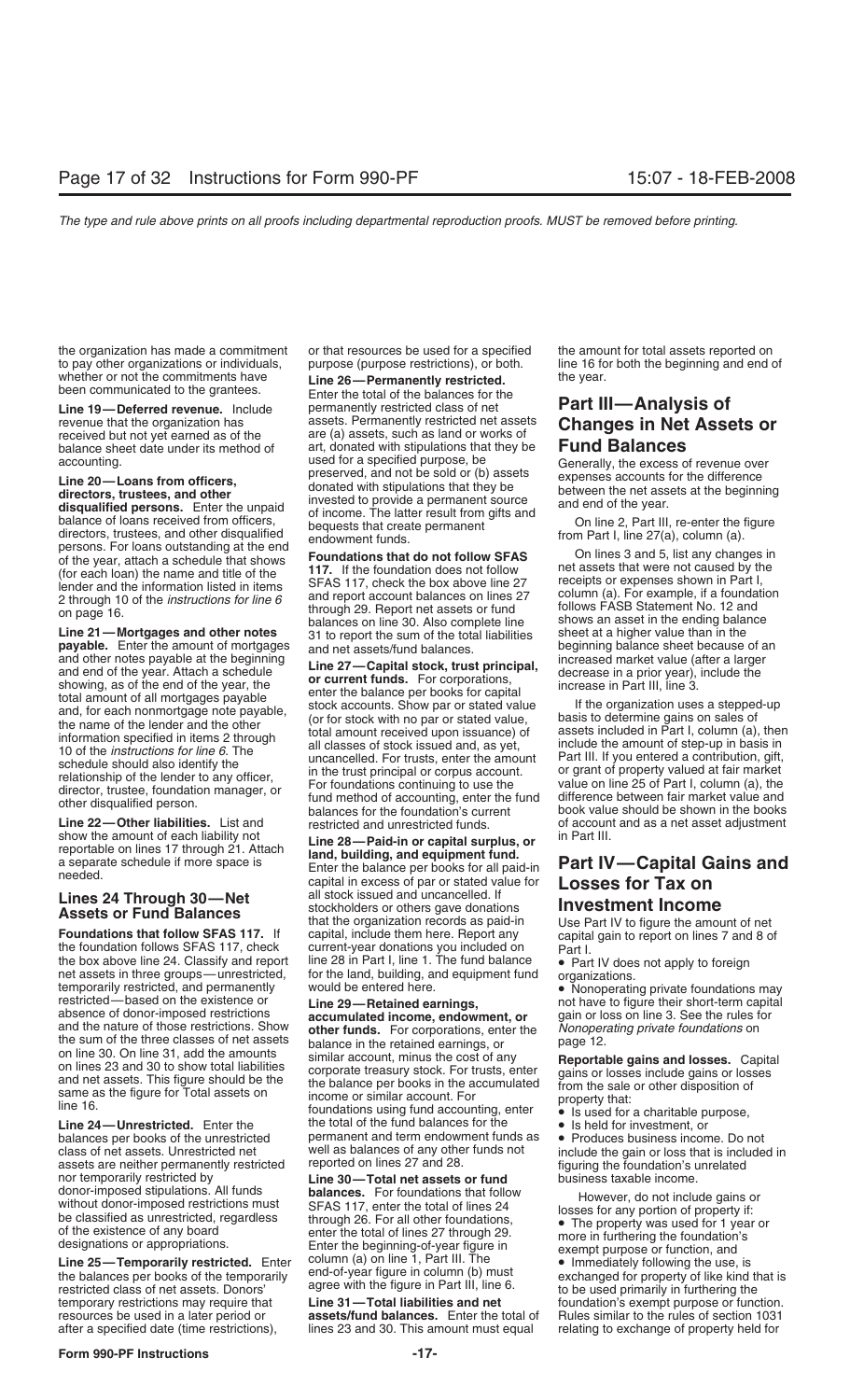the organization has made a commitment to pay other organizations or individuals, whether or not the commitments have been communicated to the grantees.

**Line 19—Deferred revenue.** Include revenue that the organization has received but not yet earned as of the balance sheet date under its method of accounting.

**Line 20—Loans from officers, directors, trustees, and other disqualified persons.** Enter the unpaid balance of loans received from officers, directors, trustees, and other disqualified persons. For loans outstanding at the end of the year, attach a schedule that shows (for each loan) the name and title of the lender and the information listed in items 2 through 10 of the *instructions for line 6* on page 16.

**Line 21—Mortgages and other notes payable.** Enter the amount of mortgages and other notes payable at the beginning and end of the year. Attach a schedule showing, as of the end of the year, the total amount of all mortgages payable and, for each nonmortgage note payable, the name of the lender and the other information specified in items 2 through 10 of the *instructions for line 6*. The schedule should also identify the relationship of the lender to any officer, director, trustee, foundation manager, or other disqualified person.

**Line 22—Other liabilities.** List and show the amount of each liability not reportable on lines 17 through 21. Attach a separate schedule if more space is needed.

## Lines 24 Through 30—Net Assets or Fund Balances

**Foundations that follow SFAS 117.** If the foundation follows SFAS 117, check the box above line 24. Classify and report net assets in three groups—unrestricted, temporarily restricted, and permanently restricted—based on the existence or absence of donor-imposed restrictions and the nature of those restrictions. Show the sum of the three classes of net assets on line 30. On line 31, add the amounts on lines 23 and 30 to show total liabilities and net assets. This figure should be the same as the figure for Total assets on line 16.

**Line 24—Unrestricted.** Enter the balances per books of the unrestricted class of net assets. Unrestricted net assets are neither permanently restricted nor temporarily restricted by donor-imposed stipulations. All funds without donor-imposed restrictions must be classified as unrestricted, regardless of the existence of any board designations or appropriations.

**Line 25—Temporarily restricted.** Enter the balances per books of the temporarily restricted class of net assets. Donors' temporary restrictions may require that resources be used in a later period or after a specified date (time restrictions), or that resources be used for a specified purpose (purpose restrictions), or both.

**Line 26—Permanently restricted.** Enter the total of the balances for the permanently restricted class of net assets. Permanently restricted net assets are (a) assets, such as land or works of art, donated with stipulations that they be used for a specified purpose, be preserved, and not be sold or (b) assets donated with stipulations that they be invested to provide a permanent source of income. The latter result from gifts and bequests that create permanent endowment funds.

**Foundations that do not follow SFAS 117.** If the foundation does not follow SFAS 117, check the box above line 27 and report account balances on lines 27 through 29. Report net assets or fund balances on line 30. Also complete line 31 to report the sum of the total liabilities and net assets/fund balances.

**Line 27—Capital stock, trust principal, or current funds.** For corporations, enter the balance per books for capital stock accounts. Show par or stated value (or for stock with no par or stated value, total amount received upon issuance) of all classes of stock issued and, as yet, uncancelled. For trusts, enter the amount in the trust principal or corpus account. For foundations continuing to use the fund method of accounting, enter the fund balances for the foundation's current restricted and unrestricted funds.

**Line 28—Paid-in or capital surplus, or land, building, and equipment fund.** Enter the balance per books for all paid-in capital in excess of par or stated value for all stock issued and uncancelled. If stockholders or others gave donations that the organization records as paid-in capital, include them here. Report any current-year donations you included on line 28 in Part I, line 1. The fund balance for the land, building, and equipment fund would be entered here.

**Line 29—Retained earnings, accumulated income, endowment, or other funds.** For corporations, enter the balance in the retained earnings, or similar account, minus the cost of any corporate treasury stock. For trusts, enter the balance per books in the accumulated income or similar account. For foundations using fund accounting, enter the total of the fund balances for the permanent and term endowment funds as well as balances of any other funds not reported on lines 27 and 28.

**Line 30—Total net assets or fund balances.** For foundations that follow SFAS 117, enter the total of lines 24 through 26. For all other foundations, enter the total of lines 27 through 29. Enter the beginning-of-year figure in column (a) on line 1, Part III. The end-of-year figure in column (b) must agree with the figure in Part III, line 6.

**Line 31—Total liabilities and net assets/fund balances.** Enter the total of lines 23 and 30. This amount must equal the amount for total assets reported on line 16 for both the beginning and end of the year.

# Part III—Analysis of Changes in Net Assets or Fund Balances

Generally, the excess of revenue over expenses accounts for the difference between the net assets at the beginning and end of the year.

On line 2, Part III, re-enter the figure from Part I, line 27(a), column (a).

On lines 3 and 5, list any changes in net assets that were not caused by the receipts or expenses shown in Part I, column (a). For example, if a foundation follows FASB Statement No. 12 and shows an asset in the ending balance sheet at a higher value than in the beginning balance sheet because of an increased market value (after a larger decrease in a prior year), include the increase in Part III, line 3.

If the organization uses a stepped-up basis to determine gains on sales of assets included in Part I, column (a), then include the amount of step-up in basis in Part III. If you entered a contribution, gift, or grant of property valued at fair market value on line 25 of Part I, column (a), the difference between fair market value and book value should be shown in the books of account and as a net asset adjustment in Part III.

# Part IV—Capital Gains and Losses for Tax on Investment Income

Use Part IV to figure the amount of net capital gain to report on lines 7 and 8 of Part I.

- Part IV does not apply to foreign organizations.
- Nonoperating private foundations may not have to figure their short-term capital gain or loss on line 3. See the rules for *Nonoperating private foundations* on page 12.

**Reportable gains and losses.** Capital gains or losses include gains or losses from the sale or other disposition of property that:

- Is used for a charitable purpose,
- Is held for investment, or
- Produces business income. Do not include the gain or loss that is included in figuring the foundation's unrelated business taxable income.

However, do not include gains or losses for any portion of property if:

- The property was used for 1 year or more in furthering the foundation's exempt purpose or function, and
- Immediately following the use, is exchanged for property of like kind that is to be used primarily in furthering the foundation's exempt purpose or function. Rules similar to the rules of section 1031 relating to exchange of property held for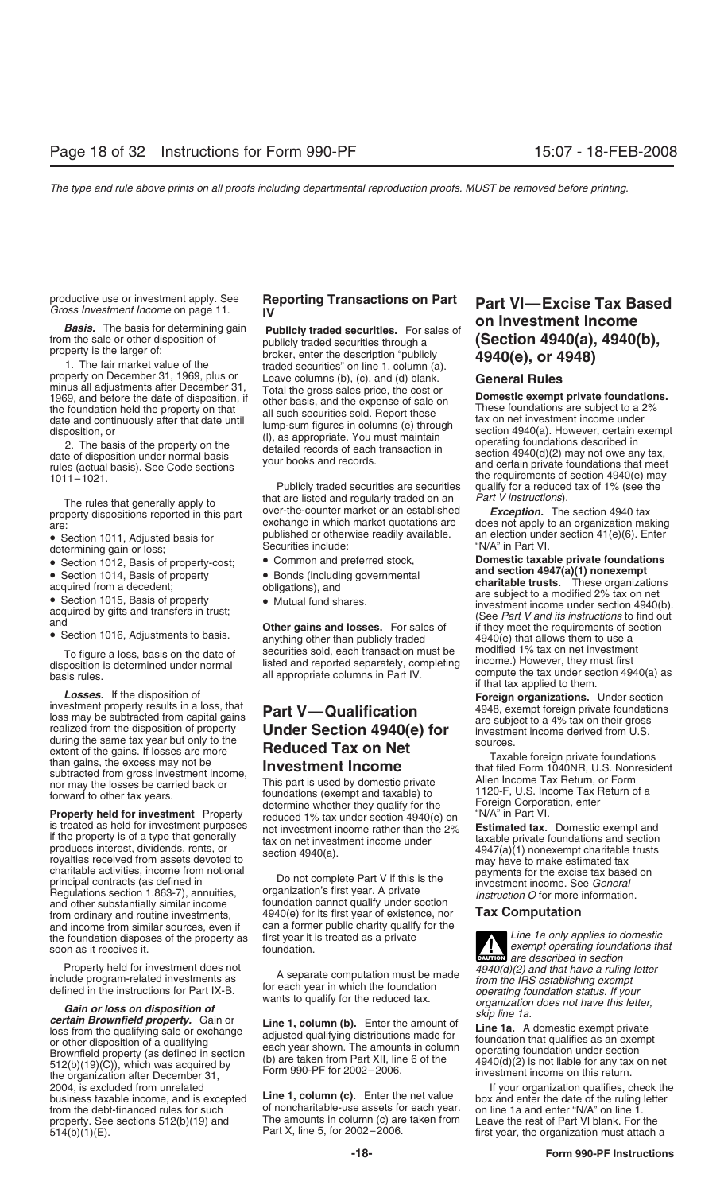productive use or investment apply. See *Gross Investment Income* on page 11.

***Basis.*** The basis for determining gain from the sale or other disposition of property is the larger of:

1. The fair market value of the property on December 31, 1969, plus or minus all adjustments after December 31, 1969, and before the date of disposition, if the foundation held the property on that date and continuously after that date until disposition, or

2. The basis of the property on the date of disposition under normal basis rules (actual basis). See Code sections 1011–1021.

The rules that generally apply to property dispositions reported in this part are:

- Section 1011, Adjusted basis for determining gain or loss;
- Section 1012, Basis of property-cost;
- Section 1014, Basis of property acquired from a decedent;
- Section 1015, Basis of property acquired by gifts and transfers in trust; and
- Section 1016, Adjustments to basis.

To figure a loss, basis on the date of disposition is determined under normal basis rules.

***Losses.*** If the disposition of investment property results in a loss, that loss may be subtracted from capital gains realized from the disposition of property during the same tax year but only to the extent of the gains. If losses are more than gains, the excess may not be subtracted from gross investment income, nor may the losses be carried back or forward to other tax years.

**Property held for investment** Property is treated as held for investment purposes if the property is of a type that generally produces interest, dividends, rents, or royalties received from assets devoted to charitable activities, income from notional principal contracts (as defined in Regulations section 1.863-7), annuities, and other substantially similar income from ordinary and routine investments, and income from similar sources, even if the foundation disposes of the property as soon as it receives it.

Property held for investment does not include program-related investments as defined in the instructions for Part IX-B.

***Gain or loss on disposition of certain Brownfield property.*** Gain or loss from the qualifying sale or exchange or other disposition of a qualifying Brownfield property (as defined in section 512(b)(19)(C)), which was acquired by the organization after December 31, 2004, is excluded from unrelated business taxable income, and is excepted from the debt-financed rules for such property. See sections 512(b)(19) and 514(b)(1)(E).

## Reporting Transactions on Part IV

**Publicly traded securities.** For sales of publicly traded securities through a broker, enter the description "publicly traded securities" on line 1, column (a). Leave columns (b), (c), and (d) blank. Total the gross sales price, the cost or other basis, and the expense of sale on all such securities sold. Report these lump-sum figures in columns (e) through (l), as appropriate. You must maintain detailed records of each transaction in your books and records.

Publicly traded securities are securities that are listed and regularly traded on an over-the-counter market or an established exchange in which market quotations are published or otherwise readily available. Securities include:

- Common and preferred stock,
- Bonds (including governmental obligations), and
- Mutual fund shares.

**Other gains and losses.** For sales of anything other than publicly traded securities sold, each transaction must be listed and reported separately, completing all appropriate columns in Part IV.

# Part V—Qualification Under Section 4940(e) for Reduced Tax on Net Investment Income

This part is used by domestic private foundations (exempt and taxable) to determine whether they qualify for the reduced 1% tax under section 4940(e) on net investment income rather than the 2% tax on net investment income under section 4940(a).

Do not complete Part V if this is the organization's first year. A private foundation cannot qualify under section 4940(e) for its first year of existence, nor can a former public charity qualify for the first year it is treated as a private foundation.

A separate computation must be made for each year in which the foundation wants to qualify for the reduced tax.

**Line 1, column (b).** Enter the amount of adjusted qualifying distributions made for each year shown. The amounts in column (b) are taken from Part XII, line 6 of the Form 990-PF for 2002–2006.

**Line 1, column (c).** Enter the net value of noncharitable-use assets for each year. The amounts in column (c) are taken from Part X, line 5, for 2002–2006.

# Part VI—Excise Tax Based on Investment Income (Section 4940(a), 4940(b), 4940(e), or 4948)

## General Rules

**Domestic exempt private foundations.** These foundations are subject to a 2% tax on net investment income under section 4940(a). However, certain exempt operating foundations described in section 4940(d)(2) may not owe any tax, and certain private foundations that meet the requirements of section 4940(e) may qualify for a reduced tax of 1% (see the *Part V instructions*).

***Exception.*** The section 4940 tax does not apply to an organization making an election under section 41(e)(6). Enter "N/A" in Part VI.

**Domestic taxable private foundations and section 4947(a)(1) nonexempt charitable trusts.** These organizations are subject to a modified 2% tax on net investment income under section 4940(b). (See *Part V and its instructions* to find out if they meet the requirements of section 4940(e) that allows them to use a modified 1% tax on net investment income.) However, they must first compute the tax under section 4940(a) as if that tax applied to them.

**Foreign organizations.** Under section 4948, exempt foreign private foundations are subject to a 4% tax on their gross investment income derived from U.S. sources.

Taxable foreign private foundations that filed Form 1040NR, U.S. Nonresident Alien Income Tax Return, or Form 1120-F, U.S. Income Tax Return of a Foreign Corporation, enter "N/A" in Part VI.

**Estimated tax.** Domestic exempt and taxable private foundations and section 4947(a)(1) nonexempt charitable trusts may have to make estimated tax payments for the excise tax based on investment income. See *General Instruction O* for more information.

## Tax Computation

**CAUTION** *Line 1a only applies to domestic exempt operating foundations that are described in section 4940(d)(2) and that have a ruling letter from the IRS establishing exempt operating foundation status. If your organization does not have this letter, skip line 1a.*

**Line 1a.** A domestic exempt private foundation that qualifies as an exempt operating foundation under section 4940(d)(2) is not liable for any tax on net investment income on this return.

If your organization qualifies, check the box and enter the date of the ruling letter on line 1a and enter "N/A" on line 1. Leave the rest of Part VI blank. For the first year, the organization must attach a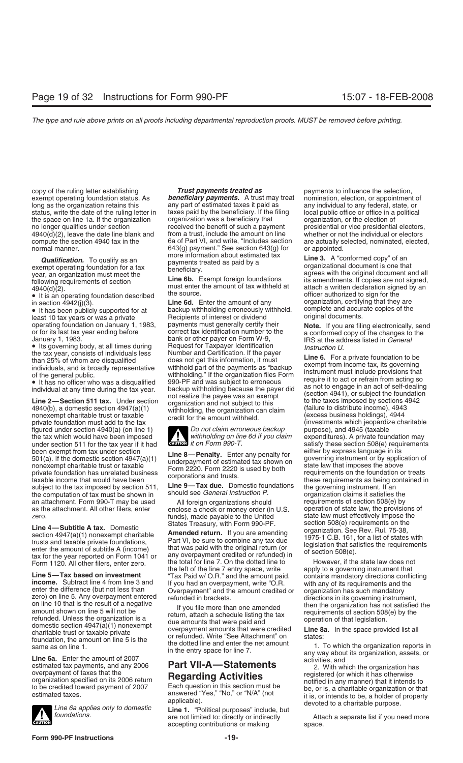copy of the ruling letter establishing exempt operating foundation status. As long as the organization retains this status, write the date of the ruling letter in the space on line 1a. If the organization no longer qualifies under section 4940(d)(2), leave the date line blank and compute the section 4940 tax in the normal manner.

***Qualification.*** To qualify as an exempt operating foundation for a tax year, an organization must meet the following requirements of section 4940(d)(2).

- It is an operating foundation described in section 4942(j)(3).
- It has been publicly supported for at least 10 tax years or was a private operating foundation on January 1, 1983, or for its last tax year ending before January 1, 1983.
- Its governing body, at all times during the tax year, consists of individuals less than 25% of whom are disqualified individuals, and is broadly representative of the general public.
- It has no officer who was a disqualified individual at any time during the tax year.

**Line 2—Section 511 tax.** Under section 4940(b), a domestic section 4947(a)(1) nonexempt charitable trust or taxable private foundation must add to the tax figured under section 4940(a) (on line 1) the tax which would have been imposed under section 511 for the tax year if it had been exempt from tax under section 501(a). If the domestic section 4947(a)(1) nonexempt charitable trust or taxable private foundation has unrelated business taxable income that would have been subject to the tax imposed by section 511, the computation of tax must be shown in an attachment. Form 990-T may be used as the attachment. All other filers, enter zero.

**Line 4—Subtitle A tax.** Domestic section 4947(a)(1) nonexempt charitable trusts and taxable private foundations, enter the amount of subtitle A (income) tax for the year reported on Form 1041 or Form 1120. All other filers, enter zero.

**Line 5—Tax based on investment income.** Subtract line 4 from line 3 and enter the difference (but not less than zero) on line 5. Any overpayment entered on line 10 that is the result of a negative amount shown on line 5 will not be refunded. Unless the organization is a domestic section 4947(a)(1) nonexempt charitable trust or taxable private foundation, the amount on line 5 is the same as on line 1.

**Line 6a.** Enter the amount of 2007 estimated tax payments, and any 2006 overpayment of taxes that the organization specified on its 2006 return to be credited toward payment of 2007 estimated taxes.

**CAUTION:** *Line 6a applies only to domestic foundations.*

***Trust payments treated as beneficiary payments.*** A trust may treat any part of estimated taxes it paid as taxes paid by the beneficiary. If the filing organization was a beneficiary that received the benefit of such a payment from a trust, include the amount on line 6a of Part VI, and write, "Includes section 643(g) payment." See section 643(g) for more information about estimated tax payments treated as paid by a beneficiary.

**Line 6b.** Exempt foreign foundations must enter the amount of tax withheld at the source.

**Line 6d.** Enter the amount of any backup withholding erroneously withheld. Recipients of interest or dividend payments must generally certify their correct tax identification number to the bank or other payer on Form W-9, Request for Taxpayer Identification Number and Certification. If the payer does not get this information, it must withhold part of the payments as "backup withholding." If the organization files Form 990-PF and was subject to erroneous backup withholding because the payer did not realize the payee was an exempt organization and not subject to this withholding, the organization can claim credit for the amount withheld.

**CAUTION:** *Do not claim erroneous backup withholding on line 6d if you claim it on Form 990-T.*

**Line 8—Penalty.** Enter any penalty for underpayment of estimated tax shown on Form 2220. Form 2220 is used by both corporations and trusts.

**Line 9—Tax due.** Domestic foundations should see *General Instruction P.*

All foreign organizations should enclose a check or money order (in U.S. funds), made payable to the United States Treasury, with Form 990-PF.

**Amended return.** If you are amending Part VI, be sure to combine any tax due that was paid with the original return (or any overpayment credited or refunded) in the total for line 7. On the dotted line to the left of the line 7 entry space, write "Tax Paid w/ O.R." and the amount paid. If you had an overpayment, write "O.R. Overpayment" and the amount credited or refunded in brackets.

If you file more than one amended return, attach a schedule listing the tax due amounts that were paid and overpayment amounts that were credited or refunded. Write "See Attachment" on the dotted line and enter the net amount in the entry space for line 7.

## Part VII-A—Statements Regarding Activities

Each question in this section must be answered "Yes," "No," or "N/A" (not applicable).

**Line 1.** "Political purposes" include, but are not limited to: directly or indirectly accepting contributions or making payments to influence the selection, nomination, election, or appointment of any individual to any federal, state, or local public office or office in a political organization, or the election of presidential or vice presidential electors, whether or not the individual or electors are actually selected, nominated, elected, or appointed.

**Line 3.** A "conformed copy" of an organizational document is one that agrees with the original document and all its amendments. If copies are not signed, attach a written declaration signed by an officer authorized to sign for the organization, certifying that they are complete and accurate copies of the original documents.

**Note.** If you are filing electronically, send a conformed copy of the changes to the IRS at the address listed in *General Instruction U.*

**Line 6.** For a private foundation to be exempt from income tax, its governing instrument must include provisions that require it to act or refrain from acting so as not to engage in an act of self-dealing (section 4941), or subject the foundation to the taxes imposed by sections 4942 (failure to distribute income), 4943 (excess business holdings), 4944 (investments which jeopardize charitable purpose), and 4945 (taxable expenditures). A private foundation may satisfy these section 508(e) requirements either by express language in its governing instrument or by application of state law that imposes the above requirements on the foundation or treats these requirements as being contained in the governing instrument. If an organization claims it satisfies the requirements of section 508(e) by operation of state law, the provisions of state law must effectively impose the section 508(e) requirements on the organization. See Rev. Rul. 75-38, 1975-1 C.B. 161, for a list of states with legislation that satisfies the requirements of section 508(e).

However, if the state law does not apply to a governing instrument that contains mandatory directions conflicting with any of its requirements and the organization has such mandatory directions in its governing instrument, then the organization has not satisfied the requirements of section 508(e) by the operation of that legislation.

**Line 8a.** In the space provided list all states:

1. To which the organization reports in any way about its organization, assets, or activities, and
2. With which the organization has registered (or which it has otherwise notified in any manner) that it intends to be, or is, a charitable organization or that it is, or intends to be, a holder of property devoted to a charitable purpose.

Attach a separate list if you need more space.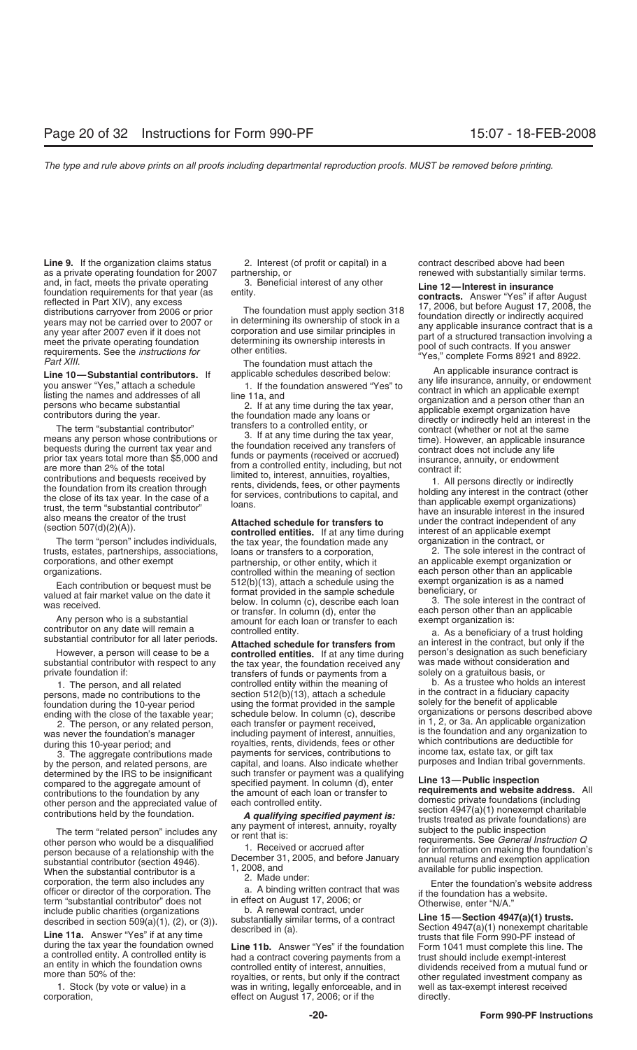**Line 9.** If the organization claims status as a private operating foundation for 2007 and, in fact, meets the private operating foundation requirements for that year (as reflected in Part XIV), any excess distributions carryover from 2006 or prior years may not be carried over to 2007 or any year after 2007 even if it does not meet the private operating foundation requirements. See the *instructions for Part XIII.*

**Line 10—Substantial contributors.** If you answer "Yes," attach a schedule listing the names and addresses of all persons who became substantial contributors during the year.

The term "substantial contributor" means any person whose contributions or bequests during the current tax year and prior tax years total more than $5,000 and are more than 2% of the total contributions and bequests received by the foundation from its creation through the close of its tax year. In the case of a trust, the term "substantial contributor" also means the creator of the trust (section 507(d)(2)(A)).

The term "person" includes individuals, trusts, estates, partnerships, associations, corporations, and other exempt organizations.

Each contribution or bequest must be valued at fair market value on the date it was received.

Any person who is a substantial contributor on any date will remain a substantial contributor for all later periods.

However, a person will cease to be a substantial contributor with respect to any private foundation if:

1. The person, and all related persons, made no contributions to the foundation during the 10-year period ending with the close of the taxable year;

2. The person, or any related person, was never the foundation's manager during this 10-year period; and

3. The aggregate contributions made by the person, and related persons, are determined by the IRS to be insignificant compared to the aggregate amount of contributions to the foundation by any other person and the appreciated value of contributions held by the foundation.

The term "related person" includes any other person who would be a disqualified person because of a relationship with the substantial contributor (section 4946). When the substantial contributor is a corporation, the term also includes any officer or director of the corporation. The term "substantial contributor" does not include public charities (organizations described in section 509(a)(1), (2), or (3)).

**Line 11a.** Answer "Yes" if at any time during the tax year the foundation owned a controlled entity. A controlled entity is an entity in which the foundation owns more than 50% of the:

1. Stock (by vote or value) in a corporation,

2. Interest (of profit or capital) in a partnership, or

3. Beneficial interest of any other entity.

The foundation must apply section 318 in determining its ownership of stock in a corporation and use similar principles in determining its ownership interests in other entities.

The foundation must attach the applicable schedules described below:

1. If the foundation answered "Yes" to line 11a, and

2. If at any time during the tax year, the foundation made any loans or transfers to a controlled entity, or

3. If at any time during the tax year, the foundation received any transfers of funds or payments (received or accrued) from a controlled entity, including, but not limited to, interest, annuities, royalties, rents, dividends, fees, or other payments for services, contributions to capital, and loans.

**Attached schedule for transfers to controlled entities.** If at any time during the tax year, the foundation made any loans or transfers to a corporation, partnership, or other entity, which it controlled within the meaning of section 512(b)(13), attach a schedule using the format provided in the sample schedule below. In column (c), describe each loan or transfer. In column (d), enter the amount for each loan or transfer to each controlled entity.

**Attached schedule for transfers from controlled entities.** If at any time during the tax year, the foundation received any transfers of funds or payments from a controlled entity within the meaning of section 512(b)(13), attach a schedule using the format provided in the sample schedule below. In column (c), describe each transfer or payment received, including payment of interest, annuities, royalties, rents, dividends, fees or other payments for services, contributions to capital, and loans. Also indicate whether such transfer or payment was a qualifying specified payment. In column (d), enter the amount of each loan or transfer to each controlled entity.

***A qualifying specified payment is:*** any payment of interest, annuity, royalty or rent that is:

1. Received or accrued after December 31, 2005, and before January 1, 2008, and

2. Made under:

a. A binding written contract that was in effect on August 17, 2006; or

b. A renewal contract, under substantially similar terms, of a contract described in (a).

**Line 11b.** Answer "Yes" if the foundation had a contract covering payments from a controlled entity of interest, annuities, royalties, or rents, but only if the contract was in writing, legally enforceable, and in effect on August 17, 2006; or if the contract described above had been renewed with substantially similar terms.

**Line 12—Interest in insurance contracts.** Answer "Yes" if after August 17, 2006, but before August 17, 2008, the foundation directly or indirectly acquired any applicable insurance contract that is a part of a structured transaction involving a pool of such contracts. If you answer "Yes," complete Forms 8921 and 8922.

An applicable insurance contract is any life insurance, annuity, or endowment contract in which an applicable exempt organization and a person other than an applicable exempt organization have directly or indirectly held an interest in the contract (whether or not at the same time). However, an applicable insurance contract does not include any life insurance, annuity, or endowment contract if:

1. All persons directly or indirectly holding any interest in the contract (other than applicable exempt organizations) have an insurable interest in the insured under the contract independent of any interest of an applicable exempt organization in the contract, or

2. The sole interest in the contract of an applicable exempt organization or each person other than an applicable exempt organization is as a named beneficiary, or

3. The sole interest in the contract of each person other than an applicable exempt organization is:

a. As a beneficiary of a trust holding an interest in the contract, but only if the person's designation as such beneficiary was made without consideration and solely on a gratuitous basis, or

b. As a trustee who holds an interest in the contract in a fiduciary capacity solely for the benefit of applicable organizations or persons described above in 1, 2, or 3a. An applicable organization is the foundation and any organization to which contributions are deductible for income tax, estate tax, or gift tax purposes and Indian tribal governments.

**Line 13—Public inspection requirements and website address.** All domestic private foundations (including section 4947(a)(1) nonexempt charitable trusts treated as private foundations) are subject to the public inspection requirements. See *General Instruction Q* for information on making the foundation's annual returns and exemption application available for public inspection.

Enter the foundation's website address if the foundation has a website. Otherwise, enter "N/A."

**Line 15—Section 4947(a)(1) trusts.** Section 4947(a)(1) nonexempt charitable trusts that file Form 990-PF instead of Form 1041 must complete this line. The trust should include exempt-interest dividends received from a mutual fund or other regulated investment company as well as tax-exempt interest received directly.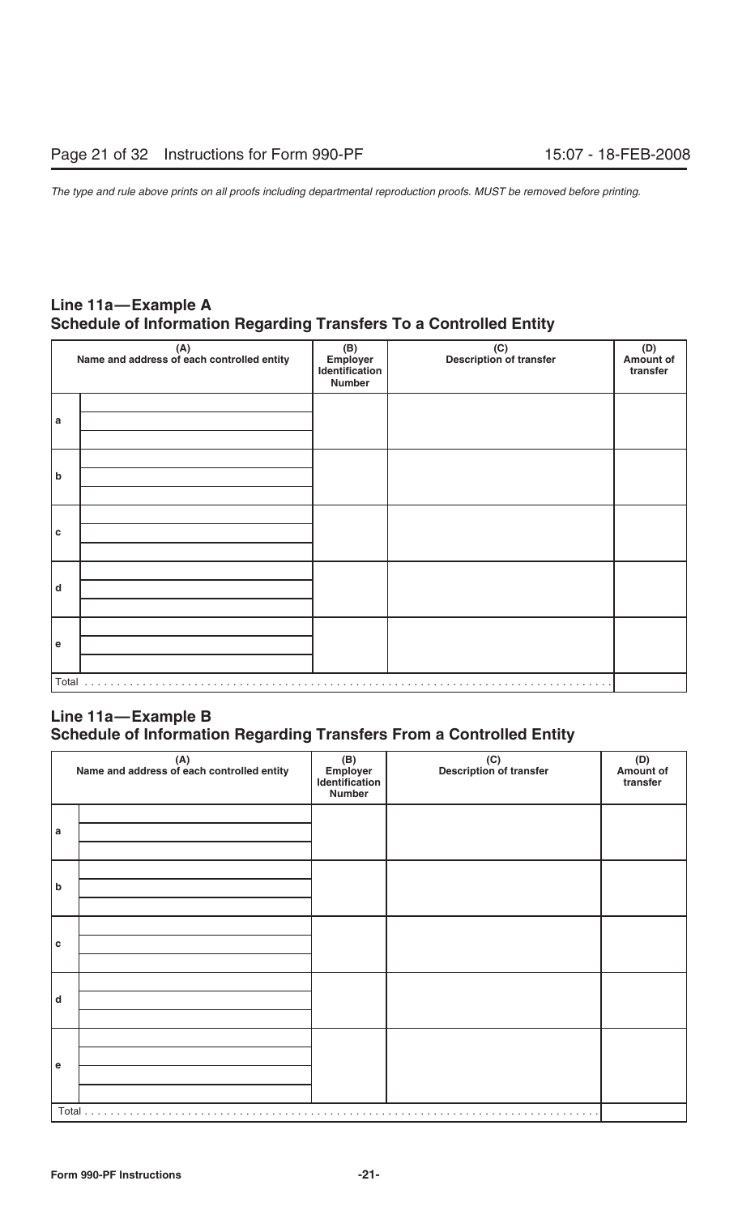## Line 11a—Example A
## Schedule of Information Regarding Transfers To a Controlled Entity

| | (A) Name and address of each controlled entity | (B) Employer Identification Number | (C) Description of transfer | (D) Amount of transfer |
|---|---|---|---|---|
| a | | | | |
| b | | | | |
| c | | | | |
| d | | | | |
| e | | | | |
| Total | | | | |

## Line 11a—Example B
## Schedule of Information Regarding Transfers From a Controlled Entity

| | (A) Name and address of each controlled entity | (B) Employer Identification Number | (C) Description of transfer | (D) Amount of transfer |
|---|---|---|---|---|
| a | | | | |
| b | | | | |
| c | | | | |
| d | | | | |
| e | | | | |
| Total | | | | |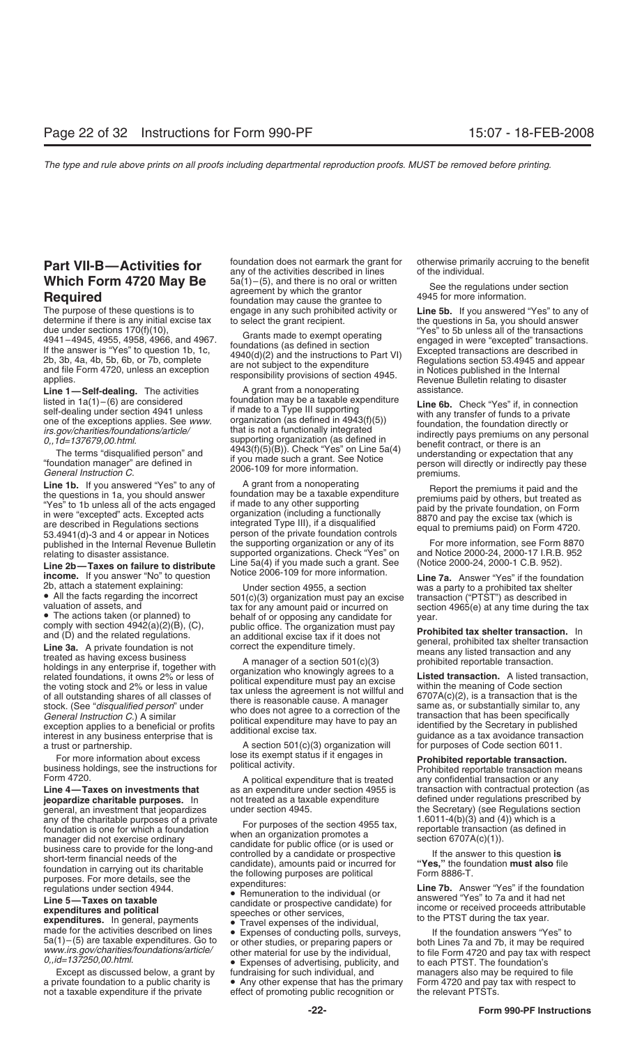## Part VII-B—Activities for Which Form 4720 May Be Required

The purpose of these questions is to determine if there is any initial excise tax due under sections 170(f)(10), 4941–4945, 4955, 4958, 4966, and 4967. If the answer is "Yes" to question 1b, 1c, 2b, 3b, 4a, 4b, 5b, 6b, or 7b, complete and file Form 4720, unless an exception applies.

**Line 1—Self-dealing.** The activities listed in 1a(1)–(6) are considered self-dealing under section 4941 unless one of the exceptions applies. See *www.irs.gov/charities/foundations/article/0,,id=137679,00.html*.

The terms "disqualified person" and "foundation manager" are defined in *General Instruction C*.

**Line 1b.** If you answered "Yes" to any of the questions in 1a, you should answer "Yes" to 1b unless all of the acts engaged in were "excepted" acts. Excepted acts are described in Regulations sections 53.4941(d)-3 and 4 or appear in Notices published in the Internal Revenue Bulletin relating to disaster assistance.

**Line 2b—Taxes on failure to distribute income.** If you answer "No" to question 2b, attach a statement explaining:

- All the facts regarding the incorrect valuation of assets, and
- The actions taken (or planned) to comply with section 4942(a)(2)(B), (C), and (D) and the related regulations.

**Line 3a.** A private foundation is not treated as having excess business holdings in any enterprise if, together with related foundations, it owns 2% or less of the voting stock and 2% or less in value of all outstanding shares of all classes of stock. (See "*disqualified person*" under *General Instruction C*.) A similar exception applies to a beneficial or profits interest in any business enterprise that is a trust or partnership.

For more information about excess business holdings, see the instructions for Form 4720.

**Line 4—Taxes on investments that jeopardize charitable purposes.** In general, an investment that jeopardizes any of the charitable purposes of a private foundation is one for which a foundation manager did not exercise ordinary business care to provide for the long-and short-term financial needs of the foundation in carrying out its charitable purposes. For more details, see the regulations under section 4944.

**Line 5—Taxes on taxable expenditures and political expenditures.** In general, payments made for the activities described on lines 5a(1)–(5) are taxable expenditures. Go to *www.irs.gov/charities/foundations/article/0,,id=137250,00.html*.

Except as discussed below, a grant by a private foundation to a public charity is not a taxable expenditure if the private foundation does not earmark the grant for any of the activities described in lines 5a(1)–(5), and there is no oral or written agreement by which the grantor foundation may cause the grantee to engage in any such prohibited activity or to select the grant recipient.

Grants made to exempt operating foundations (as defined in section 4940(d)(2) and the instructions to Part VI) are not subject to the expenditure responsibility provisions of section 4945.

A grant from a nonoperating foundation may be a taxable expenditure if made to a Type III supporting organization (as defined in 4943(f)(5)) that is not a functionally integrated supporting organization (as defined in 4943(f)(5)(B)). Check "Yes" on Line 5a(4) if you made such a grant. See Notice 2006-109 for more information.

A grant from a nonoperating foundation may be a taxable expenditure if made to any other supporting organization (including a functionally integrated Type III), if a disqualified person of the private foundation controls the supporting organization or any of its supported organizations. Check "Yes" on Line 5a(4) if you made such a grant. See Notice 2006-109 for more information.

Under section 4955, a section 501(c)(3) organization must pay an excise tax for any amount paid or incurred on behalf of or opposing any candidate for public office. The organization must pay an additional excise tax if it does not correct the expenditure timely.

A manager of a section 501(c)(3) organization who knowingly agrees to a political expenditure must pay an excise tax unless the agreement is not willful and there is reasonable cause. A manager who does not agree to a correction of the political expenditure may have to pay an additional excise tax.

A section 501(c)(3) organization will lose its exempt status if it engages in political activity.

A political expenditure that is treated as an expenditure under section 4955 is not treated as a taxable expenditure under section 4945.

For purposes of the section 4955 tax, when an organization promotes a candidate for public office (or is used or controlled by a candidate or prospective candidate), amounts paid or incurred for the following purposes are political expenditures:

- Remuneration to the individual (or candidate or prospective candidate) for speeches or other services,
- Travel expenses of the individual,
- Expenses of conducting polls, surveys, or other studies, or preparing papers or other material for use by the individual,
- Expenses of advertising, publicity, and fundraising for such individual, and
- Any other expense that has the primary effect of promoting public recognition or otherwise primarily accruing to the benefit of the individual.

See the regulations under section 4945 for more information.

**Line 5b.** If you answered "Yes" to any of the questions in 5a, you should answer "Yes" to 5b unless all of the transactions engaged in were "excepted" transactions. Excepted transactions are described in Regulations section 53.4945 and appear in Notices published in the Internal Revenue Bulletin relating to disaster assistance.

**Line 6b.** Check "Yes" if, in connection with any transfer of funds to a private foundation, the foundation directly or indirectly pays premiums on any personal benefit contract, or there is an understanding or expectation that any person will directly or indirectly pay these premiums.

Report the premiums it paid and the premiums paid by others, but treated as paid by the private foundation, on Form 8870 and pay the excise tax (which is equal to premiums paid) on Form 4720.

For more information, see Form 8870 and Notice 2000-24, 2000-17 I.R.B. 952 (Notice 2000-24, 2000-1 C.B. 952).

**Line 7a.** Answer "Yes" if the foundation was a party to a prohibited tax shelter transaction ("PTST") as described in section 4965(e) at any time during the tax year.

**Prohibited tax shelter transaction.** In general, prohibited tax shelter transaction means any listed transaction and any prohibited reportable transaction.

**Listed transaction.** A listed transaction, within the meaning of Code section 6707A(c)(2), is a transaction that is the same as, or substantially similar to, any transaction that has been specifically identified by the Secretary in published guidance as a tax avoidance transaction for purposes of Code section 6011.

**Prohibited reportable transaction.** Prohibited reportable transaction means any confidential transaction or any transaction with contractual protection (as defined under regulations prescribed by the Secretary) (see Regulations section 1.6011-4(b)(3) and (4)) which is a reportable transaction (as defined in section 6707A(c)(1)).

If the answer to this question **is "Yes,"** the foundation **must also** file Form 8886-T.

**Line 7b.** Answer "Yes" if the foundation answered "Yes" to 7a and it had net income or received proceeds attributable to the PTST during the tax year.

If the foundation answers "Yes" to both Lines 7a and 7b, it may be required to file Form 4720 and pay tax with respect to each PTST. The foundation's managers also may be required to file Form 4720 and pay tax with respect to the relevant PTSTs.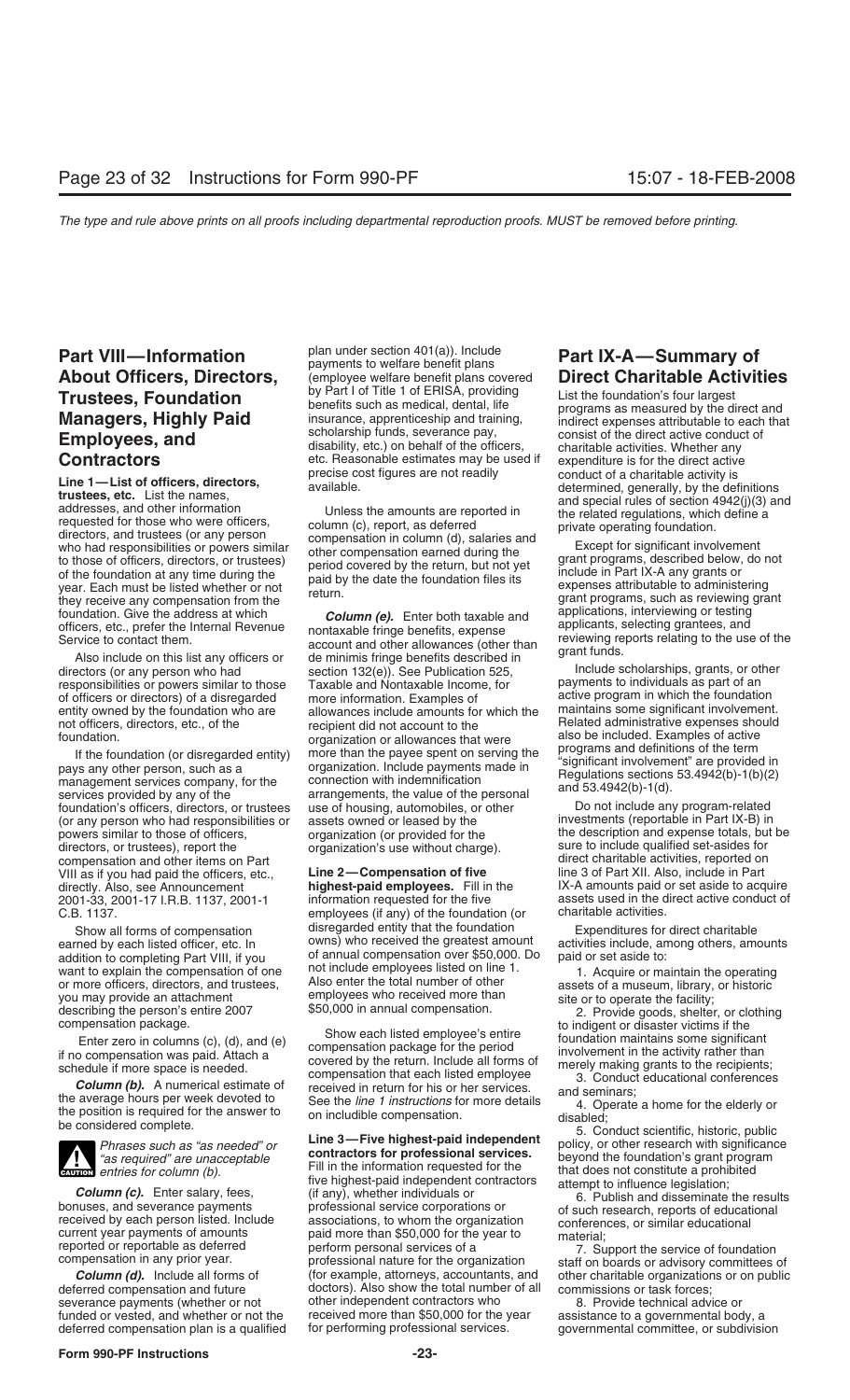## Part VIII—Information About Officers, Directors, Trustees, Foundation Managers, Highly Paid Employees, and Contractors

**Line 1—List of officers, directors, trustees, etc.** List the names, addresses, and other information requested for those who were officers, directors, and trustees (or any person who had responsibilities or powers similar to those of officers, directors, or trustees) of the foundation at any time during the year. Each must be listed whether or not they receive any compensation from the foundation. Give the address at which officers, etc., prefer the Internal Revenue Service to contact them.

Also include on this list any officers or directors (or any person who had responsibilities or powers similar to those of officers or directors) of a disregarded entity owned by the foundation who are not officers, directors, etc., of the foundation.

If the foundation (or disregarded entity) pays any other person, such as a management services company, for the services provided by any of the foundation's officers, directors, or trustees (or any person who had responsibilities or powers similar to those of officers, directors, or trustees), report the compensation and other items on Part VIII as if you had paid the officers, etc., directly. Also, see Announcement 2001-33, 2001-17 I.R.B. 1137, 2001-1 C.B. 1137.

Show all forms of compensation earned by each listed officer, etc. In addition to completing Part VIII, if you want to explain the compensation of one or more officers, directors, and trustees, you may provide an attachment describing the person's entire 2007 compensation package.

Enter zero in columns (c), (d), and (e) if no compensation was paid. Attach a schedule if more space is needed.

***Column (b).*** A numerical estimate of the average hours per week devoted to the position is required for the answer to be considered complete.

> **CAUTION:** *Phrases such as "as needed" or "as required" are unacceptable entries for column (b).*

***Column (c).*** Enter salary, fees, bonuses, and severance payments received by each person listed. Include current year payments of amounts reported or reportable as deferred compensation in any prior year.

***Column (d).*** Include all forms of deferred compensation and future severance payments (whether or not funded or vested, and whether or not the deferred compensation plan is a qualified plan under section 401(a)). Include payments to welfare benefit plans (employee welfare benefit plans covered by Part I of Title 1 of ERISA, providing benefits such as medical, dental, life insurance, apprenticeship and training, scholarship funds, severance pay, disability, etc.) on behalf of the officers, etc. Reasonable estimates may be used if precise cost figures are not readily available.

Unless the amounts are reported in column (c), report, as deferred compensation in column (d), salaries and other compensation earned during the period covered by the return, but not yet paid by the date the foundation files its return.

***Column (e).*** Enter both taxable and nontaxable fringe benefits, expense account and other allowances (other than de minimis fringe benefits described in section 132(e)). See Publication 525, Taxable and Nontaxable Income, for more information. Examples of allowances include amounts for which the recipient did not account to the organization or allowances that were more than the payee spent on serving the organization. Include payments made in connection with indemnification arrangements, the value of the personal use of housing, automobiles, or other assets owned or leased by the organization (or provided for the organization's use without charge).

**Line 2—Compensation of five highest-paid employees.** Fill in the information requested for the five employees (if any) of the foundation (or disregarded entity that the foundation owns) who received the greatest amount of annual compensation over $50,000. Do not include employees listed on line 1. Also enter the total number of other employees who received more than $50,000 in annual compensation.

Show each listed employee's entire compensation package for the period covered by the return. Include all forms of compensation that each listed employee received in return for his or her services. See the *line 1 instructions* for more details on includible compensation.

**Line 3—Five highest-paid independent contractors for professional services.** Fill in the information requested for the five highest-paid independent contractors (if any), whether individuals or professional service corporations or associations, to whom the organization paid more than $50,000 for the year to perform personal services of a professional nature for the organization (for example, attorneys, accountants, and doctors). Also show the total number of all other independent contractors who received more than $50,000 for the year for performing professional services.

## Part IX-A—Summary of Direct Charitable Activities

List the foundation's four largest programs as measured by the direct and indirect expenses attributable to each that consist of the direct active conduct of charitable activities. Whether any expenditure is for the direct active conduct of a charitable activity is determined, generally, by the definitions and special rules of section 4942(j)(3) and the related regulations, which define a private operating foundation.

Except for significant involvement grant programs, described below, do not include in Part IX-A any grants or expenses attributable to administering grant programs, such as reviewing grant applications, interviewing or testing applicants, selecting grantees, and reviewing reports relating to the use of the grant funds.

Include scholarships, grants, or other payments to individuals as part of an active program in which the foundation maintains some significant involvement. Related administrative expenses should also be included. Examples of active programs and definitions of the term "significant involvement" are provided in Regulations sections 53.4942(b)-1(b)(2) and 53.4942(b)-1(d).

Do not include any program-related investments (reportable in Part IX-B) in the description and expense totals, but be sure to include qualified set-asides for direct charitable activities, reported on line 3 of Part XII. Also, include in Part IX-A amounts paid or set aside to acquire assets used in the direct active conduct of charitable activities.

Expenditures for direct charitable activities include, among others, amounts paid or set aside to:

1. Acquire or maintain the operating assets of a museum, library, or historic site or to operate the facility;
2. Provide goods, shelter, or clothing to indigent or disaster victims if the foundation maintains some significant involvement in the activity rather than merely making grants to the recipients;
3. Conduct educational conferences and seminars;
4. Operate a home for the elderly or disabled;
5. Conduct scientific, historic, public policy, or other research with significance beyond the foundation's grant program that does not constitute a prohibited attempt to influence legislation;
6. Publish and disseminate the results of such research, reports of educational conferences, or similar educational material;
7. Support the service of foundation staff on boards or advisory committees of other charitable organizations or on public commissions or task forces;
8. Provide technical advice or assistance to a governmental body, a governmental committee, or subdivision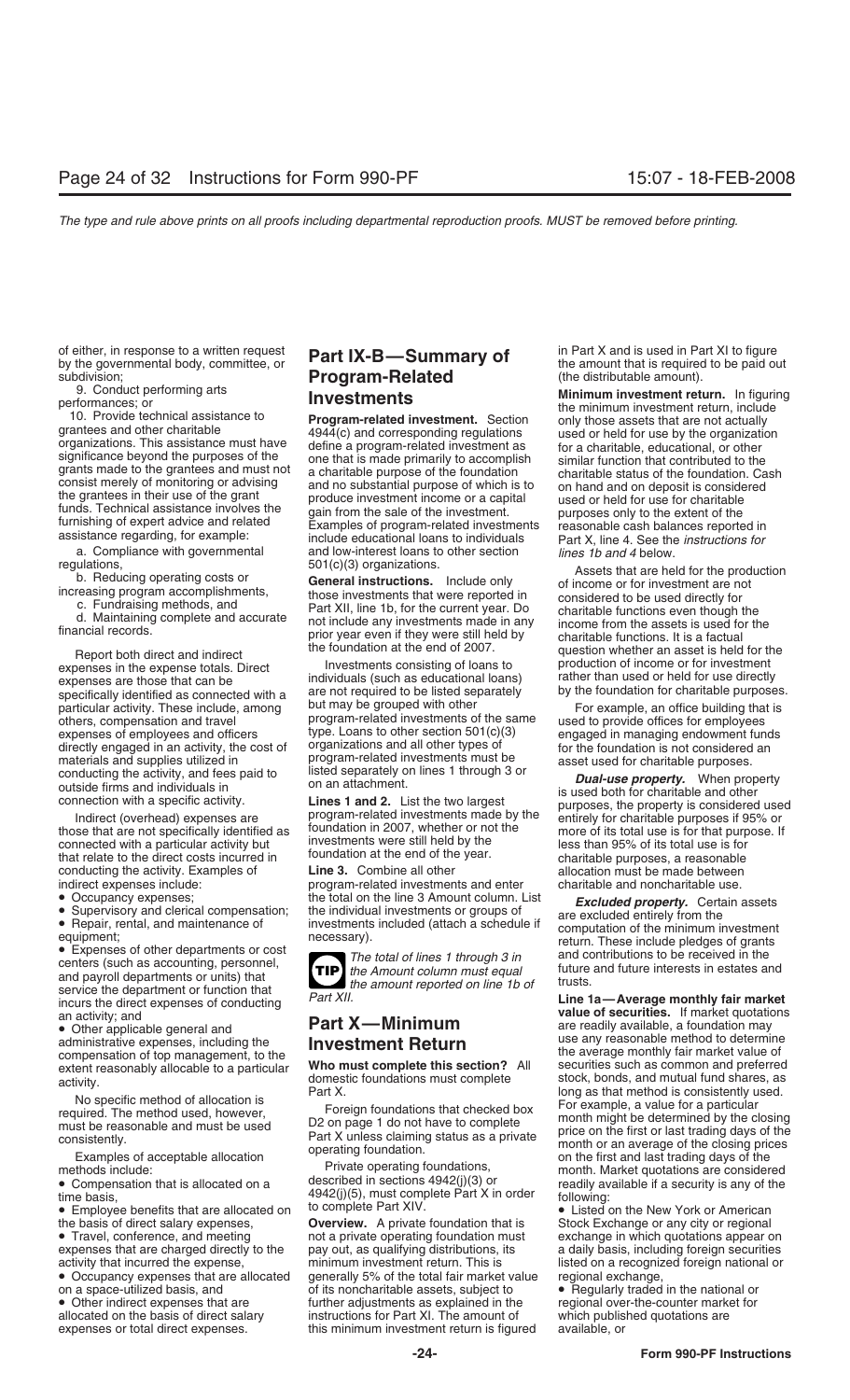of either, in response to a written request by the governmental body, committee, or subdivision;

9. Conduct performing arts performances; or

10. Provide technical assistance to grantees and other charitable organizations. This assistance must have significance beyond the purposes of the grants made to the grantees and must not consist merely of monitoring or advising the grantees in their use of the grant funds. Technical assistance involves the furnishing of expert advice and related assistance regarding, for example:

a. Compliance with governmental regulations,

b. Reducing operating costs or increasing program accomplishments,

c. Fundraising methods, and

d. Maintaining complete and accurate financial records.

Report both direct and indirect expenses in the expense totals. Direct expenses are those that can be specifically identified as connected with a particular activity. These include, among others, compensation and travel expenses of employees and officers directly engaged in an activity, the cost of materials and supplies utilized in conducting the activity, and fees paid to outside firms and individuals in connection with a specific activity.

Indirect (overhead) expenses are those that are not specifically identified as connected with a particular activity but that relate to the direct costs incurred in conducting the activity. Examples of indirect expenses include:

- Occupancy expenses;
- Supervisory and clerical compensation;
- Repair, rental, and maintenance of equipment;
- Expenses of other departments or cost centers (such as accounting, personnel, and payroll departments or units) that service the department or function that incurs the direct expenses of conducting an activity; and
- Other applicable general and administrative expenses, including the compensation of top management, to the extent reasonably allocable to a particular activity.

No specific method of allocation is required. The method used, however, must be reasonable and must be used consistently.

Examples of acceptable allocation methods include:

- Compensation that is allocated on a time basis,
- Employee benefits that are allocated on the basis of direct salary expenses,
- Travel, conference, and meeting expenses that are charged directly to the activity that incurred the expense,
- Occupancy expenses that are allocated on a space-utilized basis, and
- Other indirect expenses that are allocated on the basis of direct salary expenses or total direct expenses.

## Part IX-B—Summary of Program-Related Investments

**Program-related investment.** Section 4944(c) and corresponding regulations define a program-related investment as one that is made primarily to accomplish a charitable purpose of the foundation and no substantial purpose of which is to produce investment income or a capital gain from the sale of the investment. Examples of program-related investments include educational loans to individuals and low-interest loans to other section 501(c)(3) organizations.

**General instructions.** Include only those investments that were reported in Part XII, line 1b, for the current year. Do not include any investments made in any prior year even if they were still held by the foundation at the end of 2007.

Investments consisting of loans to individuals (such as educational loans) are not required to be listed separately but may be grouped with other program-related investments of the same type. Loans to other section 501(c)(3) organizations and all other types of program-related investments must be listed separately on lines 1 through 3 or on an attachment.

**Lines 1 and 2.** List the two largest program-related investments made by the foundation in 2007, whether or not the investments were still held by the foundation at the end of the year.

**Line 3.** Combine all other program-related investments and enter the total on the line 3 Amount column. List the individual investments or groups of investments included (attach a schedule if necessary).

> **TIP** *The total of lines 1 through 3 in the Amount column must equal the amount reported on line 1b of Part XII.*

## Part X—Minimum Investment Return

**Who must complete this section?** All domestic foundations must complete Part X.

Foreign foundations that checked box D2 on page 1 do not have to complete Part X unless claiming status as a private operating foundation.

Private operating foundations, described in sections 4942(j)(3) or 4942(j)(5), must complete Part X in order to complete Part XIV.

**Overview.** A private foundation that is not a private operating foundation must pay out, as qualifying distributions, its minimum investment return. This is generally 5% of the total fair market value of its noncharitable assets, subject to further adjustments as explained in the instructions for Part XI. The amount of this minimum investment return is figured in Part X and is used in Part XI to figure the amount that is required to be paid out (the distributable amount).

**Minimum investment return.** In figuring the minimum investment return, include only those assets that are not actually used or held for use by the organization for a charitable, educational, or other similar function that contributed to the charitable status of the foundation. Cash on hand and on deposit is considered used or held for use for charitable purposes only to the extent of the reasonable cash balances reported in Part X, line 4. See the *instructions for lines 1b and 4* below.

Assets that are held for the production of income or for investment are not considered to be used directly for charitable functions even though the income from the assets is used for the charitable functions. It is a factual question whether an asset is held for the production of income or for investment rather than used or held for use directly by the foundation for charitable purposes.

For example, an office building that is used to provide offices for employees engaged in managing endowment funds for the foundation is not considered an asset used for charitable purposes.

***Dual-use property.*** When property is used both for charitable and other purposes, the property is considered used entirely for charitable purposes if 95% or more of its total use is for that purpose. If less than 95% of its total use is for charitable purposes, a reasonable allocation must be made between charitable and noncharitable use.

***Excluded property.*** Certain assets are excluded entirely from the computation of the minimum investment return. These include pledges of grants and contributions to be received in the future and future interests in estates and trusts.

**Line 1a—Average monthly fair market value of securities.** If market quotations are readily available, a foundation may use any reasonable method to determine the average monthly fair market value of securities such as common and preferred stock, bonds, and mutual fund shares, as long as that method is consistently used. For example, a value for a particular month might be determined by the closing price on the first or last trading days of the month or an average of the closing prices on the first and last trading days of the month. Market quotations are considered readily available if a security is any of the following:

- Listed on the New York or American Stock Exchange or any city or regional exchange in which quotations appear on a daily basis, including foreign securities listed on a recognized foreign national or regional exchange,
- Regularly traded in the national or regional over-the-counter market for which published quotations are available, or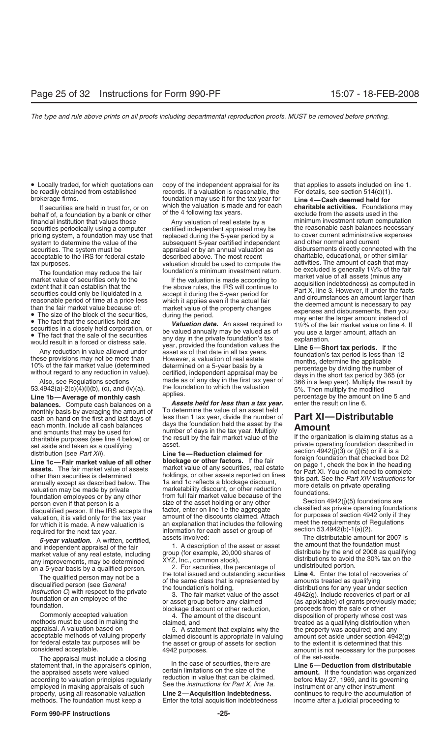- Locally traded, for which quotations can be readily obtained from established brokerage firms.

If securities are held in trust for, or on behalf of, a foundation by a bank or other financial institution that values those securities periodically using a computer pricing system, a foundation may use that system to determine the value of the securities. The system must be acceptable to the IRS for federal estate tax purposes.

The foundation may reduce the fair market value of securities only to the extent that it can establish that the securities could only be liquidated in a reasonable period of time at a price less than the fair market value because of:

- The size of the block of the securities,
- The fact that the securities held are securities in a closely held corporation, or
- The fact that the sale of the securities would result in a forced or distress sale.

Any reduction in value allowed under these provisions may not be more than 10% of the fair market value (determined without regard to any reduction in value).

Also, see Regulations sections 53.4942(a)-2(c)(4)(i)(b), (c), and (iv)(a).

**Line 1b—Average of monthly cash balances.** Compute cash balances on a monthly basis by averaging the amount of cash on hand on the first and last days of each month. Include all cash balances and amounts that may be used for charitable purposes (see line 4 below) or set aside and taken as a qualifying distribution (see *Part XII*).

**Line 1c—Fair market value of all other assets.** The fair market value of assets other than securities is determined annually except as described below. The valuation may be made by private foundation employees or by any other person even if that person is a disqualified person. If the IRS accepts the valuation, it is valid only for the tax year for which it is made. A new valuation is required for the next tax year.

***5-year valuation.*** A written, certified, and independent appraisal of the fair market value of any real estate, including any improvements, may be determined on a 5-year basis by a qualified person.

The qualified person may not be a disqualified person (see *General Instruction C*) with respect to the private foundation or an employee of the foundation.

Commonly accepted valuation methods must be used in making the appraisal. A valuation based on acceptable methods of valuing property for federal estate tax purposes will be considered acceptable.

The appraisal must include a closing statement that, in the appraiser's opinion, the appraised assets were valued according to valuation principles regularly employed in making appraisals of such property, using all reasonable valuation methods. The foundation must keep a copy of the independent appraisal for its records. If a valuation is reasonable, the foundation may use it for the tax year for which the valuation is made and for each of the 4 following tax years.

Any valuation of real estate by a certified independent appraisal may be replaced during the 5-year period by a subsequent 5-year certified independent appraisal or by an annual valuation as described above. The most recent valuation should be used to compute the foundation's minimum investment return.

If the valuation is made according to the above rules, the IRS will continue to accept it during the 5-year period for which it applies even if the actual fair market value of the property changes during the period.

***Valuation date.*** An asset required to be valued annually may be valued as of any day in the private foundation's tax year, provided the foundation values the asset as of that date in all tax years. However, a valuation of real estate determined on a 5-year basis by a certified, independent appraisal may be made as of any day in the first tax year of the foundation to which the valuation applies.

***Assets held for less than a tax year.*** To determine the value of an asset held less than 1 tax year, divide the number of days the foundation held the asset by the number of days in the tax year. Multiply the result by the fair market value of the asset.

**Line 1e—Reduction claimed for blockage or other factors.** If the fair market value of any securities, real estate holdings, or other assets reported on lines 1a and 1c reflects a blockage discount, marketability discount, or other reduction from full fair market value because of the size of the asset holding or any other factor, enter on line 1e the aggregate amount of the discounts claimed. Attach an explanation that includes the following information for each asset or group of assets involved:

1. A description of the asset or asset group (for example, 20,000 shares of XYZ, Inc., common stock),
2. For securities, the percentage of the total issued and outstanding securities of the same class that is represented by the foundation's holding,
3. The fair market value of the asset or asset group before any claimed blockage discount or other reduction,
4. The amount of the discount claimed, and
5. A statement that explains why the claimed discount is appropriate in valuing the asset or group of assets for section 4942 purposes.

In the case of securities, there are certain limitations on the size of the reduction in value that can be claimed. See the *instructions for Part X, line 1a.*

**Line 2—Acquisition indebtedness.** Enter the total acquisition indebtedness that applies to assets included on line 1. For details, see section 514(c)(1).

**Line 4—Cash deemed held for charitable activities.** Foundations may exclude from the assets used in the minimum investment return computation the reasonable cash balances necessary to cover current administrative expenses and other normal and current disbursements directly connected with the charitable, educational, or other similar activities. The amount of cash that may be excluded is generally 1½% of the fair market value of all assets (minus any acquisition indebtedness) as computed in Part X, line 3. However, if under the facts and circumstances an amount larger than the deemed amount is necessary to pay expenses and disbursements, then you may enter the larger amount instead of 1½% of the fair market value on line 4. If you use a larger amount, attach an explanation.

**Line 6—Short tax periods.** If the foundation's tax period is less than 12 months, determine the applicable percentage by dividing the number of days in the short tax period by 365 (or 366 in a leap year). Multiply the result by 5%. Then multiply the modified percentage by the amount on line 5 and enter the result on line 6.

## Part XI—Distributable Amount

If the organization is claiming status as a private operating foundation described in section 4942(j)(3) or (j)(5) or if it is a foreign foundation that checked box D2 on page 1, check the box in the heading for Part XI. You do not need to complete this part. See the *Part XIV instructions* for more details on private operating foundations.

Section 4942(j)(5) foundations are classified as private operating foundations for purposes of section 4942 only if they meet the requirements of Regulations section 53.4942(b)-1(a)(2).

The distributable amount for 2007 is the amount that the foundation must distribute by the end of 2008 as qualifying distributions to avoid the 30% tax on the undistributed portion.

**Line 4.** Enter the total of recoveries of amounts treated as qualifying distributions for any year under section 4942(g). Include recoveries of part or all (as applicable) of grants previously made; proceeds from the sale or other disposition of property whose cost was treated as a qualifying distribution when the property was acquired; and any amount set aside under section 4942(g) to the extent it is determined that this amount is not necessary for the purposes of the set-aside.

**Line 6—Deduction from distributable amount.** If the foundation was organized before May 27, 1969, and its governing instrument or any other instrument continues to require the accumulation of income after a judicial proceeding to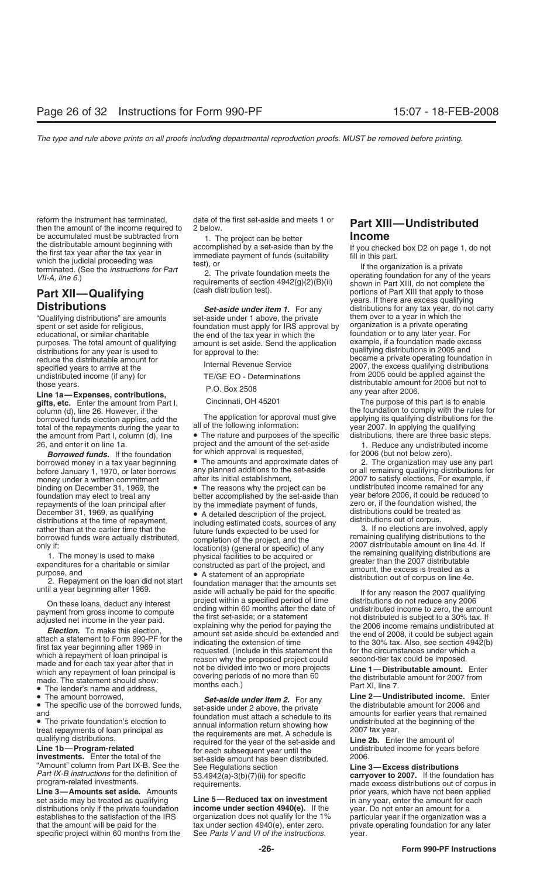reform the instrument has terminated, then the amount of the income required to be accumulated must be subtracted from the distributable amount beginning with the first tax year after the tax year in which the judicial proceeding was terminated. (See the *instructions for Part VII-A, line 6*.)

## Part XII—Qualifying Distributions

"Qualifying distributions" are amounts spent or set aside for religious, educational, or similar charitable purposes. The total amount of qualifying distributions for any year is used to reduce the distributable amount for specified years to arrive at the undistributed income (if any) for those years.

**Line 1a—Expenses, contributions, gifts, etc.** Enter the amount from Part I, column (d), line 26. However, if the borrowed funds election applies, add the total of the repayments during the year to the amount from Part I, column (d), line 26, and enter it on line 1a.

***Borrowed funds.*** If the foundation borrowed money in a tax year beginning before January 1, 1970, or later borrows money under a written commitment binding on December 31, 1969, the foundation may elect to treat any repayments of the loan principal after December 31, 1969, as qualifying distributions at the time of repayment, rather than at the earlier time that the borrowed funds were actually distributed, only if:

1. The money is used to make expenditures for a charitable or similar purpose, and
2. Repayment on the loan did not start until a year beginning after 1969.

On these loans, deduct any interest payment from gross income to compute adjusted net income in the year paid.

***Election.*** To make this election, attach a statement to Form 990-PF for the first tax year beginning after 1969 in which a repayment of loan principal is made and for each tax year after that in which any repayment of loan principal is made. The statement should show:

- The lender's name and address,
- The amount borrowed,
- The specific use of the borrowed funds, and
- The private foundation's election to treat repayments of loan principal as qualifying distributions.

**Line 1b—Program-related investments.** Enter the total of the "Amount" column from Part IX-B. See the *Part IX-B instructions* for the definition of program-related investments.

**Line 3—Amounts set aside.** Amounts set aside may be treated as qualifying distributions only if the private foundation establishes to the satisfaction of the IRS that the amount will be paid for the specific project within 60 months from the date of the first set-aside and meets 1 or 2 below.

1. The project can be better accomplished by a set-aside than by the immediate payment of funds (suitability test), or
2. The private foundation meets the requirements of section 4942(g)(2)(B)(ii) (cash distribution test).

***Set-aside under item 1.*** For any set-aside under 1 above, the private foundation must apply for IRS approval by the end of the tax year in which the amount is set aside. Send the application for approval to the:

Internal Revenue Service
TE/GE EO - Determinations
P.O. Box 2508
Cincinnati, OH 45201

The application for approval must give all of the following information:

- The nature and purposes of the specific project and the amount of the set-aside for which approval is requested,
- The amounts and approximate dates of any planned additions to the set-aside after its initial establishment,
- The reasons why the project can be better accomplished by the set-aside than by the immediate payment of funds,
- A detailed description of the project, including estimated costs, sources of any future funds expected to be used for completion of the project, and the location(s) (general or specific) of any physical facilities to be acquired or constructed as part of the project, and
- A statement of an appropriate foundation manager that the amounts set aside will actually be paid for the specific project within a specified period of time ending within 60 months after the date of the first set-aside; or a statement explaining why the period for paying the amount set aside should be extended and indicating the extension of time requested. (Include in this statement the reason why the proposed project could not be divided into two or more projects covering periods of no more than 60 months each.)

***Set-aside under item 2.*** For any set-aside under 2 above, the private foundation must attach a schedule to its annual information return showing how the requirements are met. A schedule is required for the year of the set-aside and for each subsequent year until the set-aside amount has been distributed. See Regulations section 53.4942(a)-3(b)(7)(ii) for specific requirements.

**Line 5—Reduced tax on investment income under section 4940(e).** If the organization does not qualify for the 1% tax under section 4940(e), enter zero. See *Parts V and VI of the instructions.*

## Part XIII—Undistributed Income

If you checked box D2 on page 1, do not fill in this part.

If the organization is a private operating foundation for any of the years shown in Part XIII, do not complete the portions of Part XIII that apply to those years. If there are excess qualifying distributions for any tax year, do not carry them over to a year in which the organization is a private operating foundation or to any later year. For example, if a foundation made excess qualifying distributions in 2005 and became a private operating foundation in 2007, the excess qualifying distributions from 2005 could be applied against the distributable amount for 2006 but not to any year after 2006.

The purpose of this part is to enable the foundation to comply with the rules for applying its qualifying distributions for the year 2007. In applying the qualifying distributions, there are three basic steps.

1. Reduce any undistributed income for 2006 (but not below zero).
2. The organization may use any part or all remaining qualifying distributions for 2007 to satisfy elections. For example, if undistributed income remained for any year before 2006, it could be reduced to zero or, if the foundation wished, the distributions could be treated as distributions out of corpus.
3. If no elections are involved, apply remaining qualifying distributions to the 2007 distributable amount on line 4d. If the remaining qualifying distributions are greater than the 2007 distributable amount, the excess is treated as a distribution out of corpus on line 4e.

If for any reason the 2007 qualifying distributions do not reduce any 2006 undistributed income to zero, the amount not distributed is subject to a 30% tax. If the 2006 income remains undistributed at the end of 2008, it could be subject again to the 30% tax. Also, see section 4942(b) for the circumstances under which a second-tier tax could be imposed.

**Line 1—Distributable amount.** Enter the distributable amount for 2007 from Part XI, line 7.

**Line 2—Undistributed income.** Enter the distributable amount for 2006 and amounts for earlier years that remained undistributed at the beginning of the 2007 tax year.

**Line 2b.** Enter the amount of undistributed income for years before 2006.

**Line 3—Excess distributions carryover to 2007.** If the foundation has made excess distributions out of corpus in prior years, which have not been applied in any year, enter the amount for each year. Do not enter an amount for a particular year if the organization was a private operating foundation for any later year.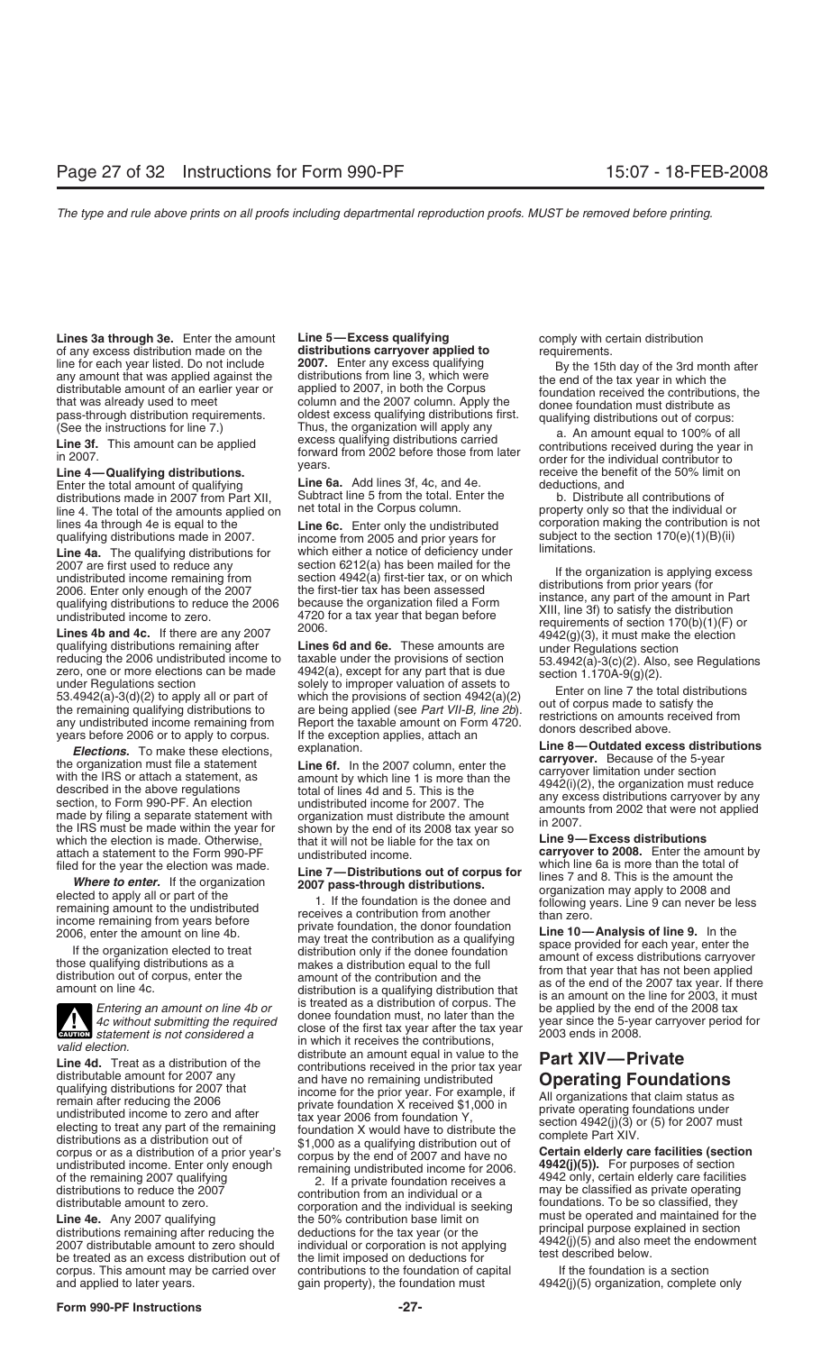**Lines 3a through 3e.** Enter the amount of any excess distribution made on the line for each year listed. Do not include any amount that was applied against the distributable amount of an earlier year or that was already used to meet pass-through distribution requirements. (See the instructions for line 7.)

**Line 3f.** This amount can be applied in 2007.

**Line 4—Qualifying distributions.** Enter the total amount of qualifying distributions made in 2007 from Part XII, line 4. The total of the amounts applied on lines 4a through 4e is equal to the qualifying distributions made in 2007.

**Line 4a.** The qualifying distributions for 2007 are first used to reduce any undistributed income remaining from 2006. Enter only enough of the 2007 qualifying distributions to reduce the 2006 undistributed income to zero.

**Lines 4b and 4c.** If there are any 2007 qualifying distributions remaining after reducing the 2006 undistributed income to zero, one or more elections can be made under Regulations section 53.4942(a)-3(d)(2) to apply all or part of the remaining qualifying distributions to any undistributed income remaining from years before 2006 or to apply to corpus.

***Elections.*** To make these elections, the organization must file a statement with the IRS or attach a statement, as described in the above regulations section, to Form 990-PF. An election made by filing a separate statement with the IRS must be made within the year for which the election is made. Otherwise, attach a statement to the Form 990-PF filed for the year the election was made.

***Where to enter.*** If the organization elected to apply all or part of the remaining amount to the undistributed income remaining from years before 2006, enter the amount on line 4b.

If the organization elected to treat those qualifying distributions as a distribution out of corpus, enter the amount on line 4c.

**CAUTION:** *Entering an amount on line 4b or 4c without submitting the required statement is not considered a valid election.*

**Line 4d.** Treat as a distribution of the distributable amount for 2007 any qualifying distributions for 2007 that remain after reducing the 2006 undistributed income to zero and after electing to treat any part of the remaining distributions as a distribution out of corpus or as a distribution of a prior year's undistributed income. Enter only enough of the remaining 2007 qualifying distributions to reduce the 2007 distributable amount to zero.

**Line 4e.** Any 2007 qualifying distributions remaining after reducing the 2007 distributable amount to zero should be treated as an excess distribution out of corpus. This amount may be carried over and applied to later years.

**Line 5—Excess qualifying distributions carryover applied to 2007.** Enter any excess qualifying distributions from line 3, which were applied to 2007, in both the Corpus column and the 2007 column. Apply the oldest excess qualifying distributions first. Thus, the organization will apply any excess qualifying distributions carried forward from 2002 before those from later years.

**Line 6a.** Add lines 3f, 4c, and 4e. Subtract line 5 from the total. Enter the net total in the Corpus column.

**Line 6c.** Enter only the undistributed income from 2005 and prior years for which either a notice of deficiency under section 6212(a) has been mailed for the section 4942(a) first-tier tax, or on which the first-tier tax has been assessed because the organization filed a Form 4720 for a tax year that began before 2006.

**Lines 6d and 6e.** These amounts are taxable under the provisions of section 4942(a), except for any part that is due solely to improper valuation of assets to which the provisions of section 4942(a)(2) are being applied (see *Part VII-B, line 2b*). Report the taxable amount on Form 4720. If the exception applies, attach an explanation.

**Line 6f.** In the 2007 column, enter the amount by which line 1 is more than the total of lines 4d and 5. This is the undistributed income for 2007. The organization must distribute the amount shown by the end of its 2008 tax year so that it will not be liable for the tax on undistributed income.

**Line 7—Distributions out of corpus for 2007 pass-through distributions.**

1. If the foundation is the donee and receives a contribution from another private foundation, the donor foundation may treat the contribution as a qualifying distribution only if the donee foundation makes a distribution equal to the full amount of the contribution and the distribution is a qualifying distribution that is treated as a distribution of corpus. The donee foundation must, no later than the close of the first tax year after the tax year in which it receives the contributions, distribute an amount equal in value to the contributions received in the prior tax year and have no remaining undistributed income for the prior year. For example, if private foundation X received $1,000 in tax year 2006 from foundation Y, foundation X would have to distribute the $1,000 as a qualifying distribution out of corpus by the end of 2007 and have no remaining undistributed income for 2006.

2. If a private foundation receives a contribution from an individual or a corporation and the individual is seeking the 50% contribution base limit on deductions for the tax year (or the individual or corporation is not applying the limit imposed on deductions for contributions to the foundation of capital gain property), the foundation must comply with certain distribution requirements.

By the 15th day of the 3rd month after the end of the tax year in which the foundation received the contributions, the donee foundation must distribute as qualifying distributions out of corpus:

a. An amount equal to 100% of all contributions received during the year in order for the individual contributor to receive the benefit of the 50% limit on deductions, and

b. Distribute all contributions of property only so that the individual or corporation making the contribution is not subject to the section 170(e)(1)(B)(ii) limitations.

If the organization is applying excess distributions from prior years (for instance, any part of the amount in Part XIII, line 3f) to satisfy the distribution requirements of section 170(b)(1)(F) or 4942(g)(3), it must make the election under Regulations section 53.4942(a)-3(c)(2). Also, see Regulations section 1.170A-9(g)(2).

Enter on line 7 the total distributions out of corpus made to satisfy the restrictions on amounts received from donors described above.

**Line 8—Outdated excess distributions carryover.** Because of the 5-year carryover limitation under section 4942(i)(2), the organization must reduce any excess distributions carryover by any amounts from 2002 that were not applied in 2007.

**Line 9—Excess distributions carryover to 2008.** Enter the amount by which line 6a is more than the total of lines 7 and 8. This is the amount the organization may apply to 2008 and following years. Line 9 can never be less than zero.

**Line 10—Analysis of line 9.** In the space provided for each year, enter the amount of excess distributions carryover from that year that has not been applied as of the end of the 2007 tax year. If there is an amount on the line for 2003, it must be applied by the end of the 2008 tax year since the 5-year carryover period for 2003 ends in 2008.

# Part XIV—Private Operating Foundations

All organizations that claim status as private operating foundations under section 4942(j)(3) or (5) for 2007 must complete Part XIV.

**Certain elderly care facilities (section 4942(j)(5)).** For purposes of section 4942 only, certain elderly care facilities may be classified as private operating foundations. To be so classified, they must be operated and maintained for the principal purpose explained in section 4942(j)(5) and also meet the endowment test described below.

If the foundation is a section 4942(j)(5) organization, complete only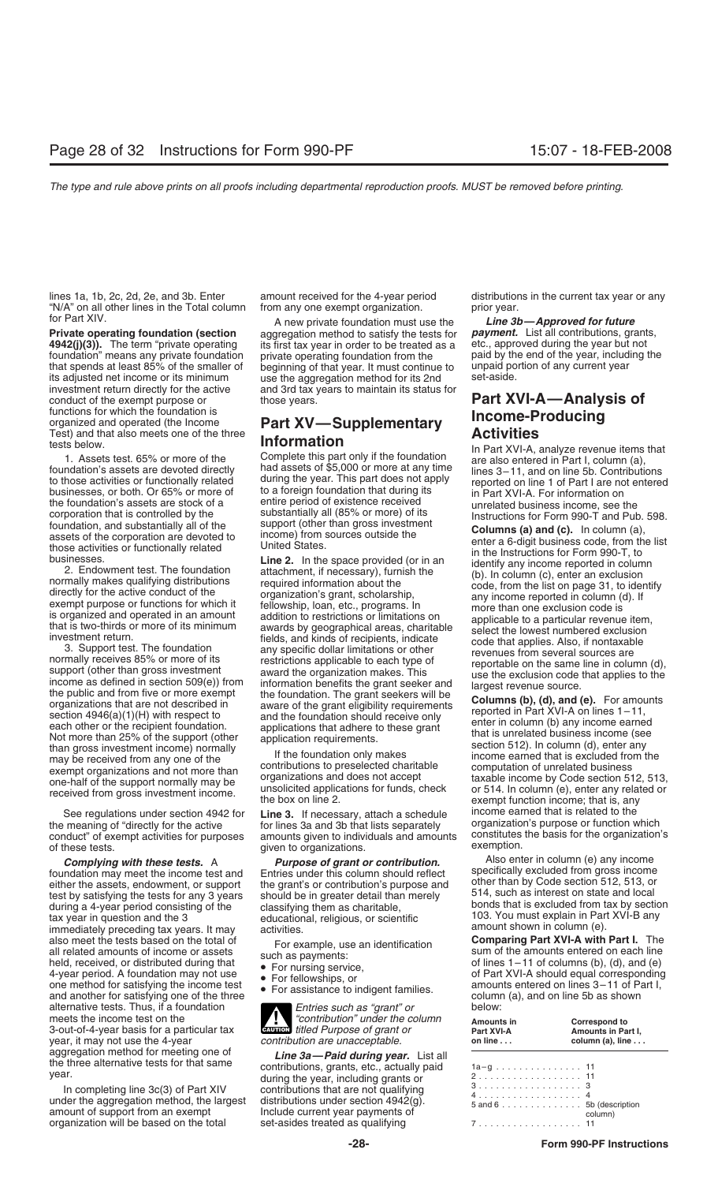lines 1a, 1b, 2c, 2d, 2e, and 3b. Enter "N/A" on all other lines in the Total column for Part XIV.

**Private operating foundation (section 4942(j)(3)).** The term "private operating foundation" means any private foundation that spends at least 85% of the smaller of its adjusted net income or its minimum investment return directly for the active conduct of the exempt purpose or functions for which the foundation is organized and operated (the Income Test) and that also meets one of the three tests below.

1. Assets test. 65% or more of the foundation's assets are devoted directly to those activities or functionally related businesses, or both. Or 65% or more of the foundation's assets are stock of a corporation that is controlled by the foundation, and substantially all of the assets of the corporation are devoted to those activities or functionally related businesses.

2. Endowment test. The foundation normally makes qualifying distributions directly for the active conduct of the exempt purpose or functions for which it is organized and operated in an amount that is two-thirds or more of its minimum investment return.

3. Support test. The foundation normally receives 85% or more of its support (other than gross investment income as defined in section 509(e)) from the public and from five or more exempt organizations that are not described in section 4946(a)(1)(H) with respect to each other or the recipient foundation. Not more than 25% of the support (other than gross investment income) normally may be received from any one of the exempt organizations and not more than one-half of the support normally may be received from gross investment income.

See regulations under section 4942 for the meaning of "directly for the active conduct" of exempt activities for purposes of these tests.

***Complying with these tests.*** A foundation may meet the income test and either the assets, endowment, or support test by satisfying the tests for any 3 years during a 4-year period consisting of the tax year in question and the 3 immediately preceding tax years. It may also meet the tests based on the total of all related amounts of income or assets held, received, or distributed during that 4-year period. A foundation may not use one method for satisfying the income test and another for satisfying one of the three alternative tests. Thus, if a foundation meets the income test on the 3-out-of-4-year basis for a particular tax year, it may not use the 4-year aggregation method for meeting one of the three alternative tests for that same year.

In completing line 3c(3) of Part XIV under the aggregation method, the largest amount of support from an exempt organization will be based on the total amount received for the 4-year period from any one exempt organization.

A new private foundation must use the aggregation method to satisfy the tests for its first tax year in order to be treated as a private operating foundation from the beginning of that year. It must continue to use the aggregation method for its 2nd and 3rd tax years to maintain its status for those years.

# Part XV—Supplementary Information

Complete this part only if the foundation had assets of $5,000 or more at any time during the year. This part does not apply to a foreign foundation that during its entire period of existence received substantially all (85% or more) of its support (other than gross investment income) from sources outside the United States.

**Line 2.** In the space provided (or in an attachment, if necessary), furnish the required information about the organization's grant, scholarship, fellowship, loan, etc., programs. In addition to restrictions or limitations on awards by geographical areas, charitable fields, and kinds of recipients, indicate any specific dollar limitations or other restrictions applicable to each type of award the organization makes. This information benefits the grant seeker and the foundation. The grant seekers will be aware of the grant eligibility requirements and the foundation should receive only applications that adhere to these grant application requirements.

If the foundation only makes contributions to preselected charitable organizations and does not accept unsolicited applications for funds, check the box on line 2.

**Line 3.** If necessary, attach a schedule for lines 3a and 3b that lists separately amounts given to individuals and amounts given to organizations.

***Purpose of grant or contribution.*** Entries under this column should reflect the grant's or contribution's purpose and should be in greater detail than merely classifying them as charitable, educational, religious, or scientific activities.

For example, use an identification such as payments:

- For nursing service,
- For fellowships, or
- For assistance to indigent families.

**CAUTION** *Entries such as "grant" or "contribution" under the column titled Purpose of grant or contribution are unacceptable.*

***Line 3a—Paid during year.*** List all contributions, grants, etc., actually paid during the year, including grants or contributions that are not qualifying distributions under section 4942(g). Include current year payments of set-asides treated as qualifying distributions in the current tax year or any prior year.

***Line 3b—Approved for future payment.*** List all contributions, grants, etc., approved during the year but not paid by the end of the year, including the unpaid portion of any current year set-aside.

# Part XVI-A—Analysis of Income-Producing Activities

In Part XVI-A, analyze revenue items that are also entered in Part I, column (a), lines 3–11, and on line 5b. Contributions reported on line 1 of Part I are not entered in Part XVI-A. For information on unrelated business income, see the Instructions for Form 990-T and Pub. 598.

**Columns (a) and (c).** In column (a), enter a 6-digit business code, from the list in the Instructions for Form 990-T, to identify any income reported in column (b). In column (c), enter an exclusion code, from the list on page 31, to identify any income reported in column (d). If more than one exclusion code is applicable to a particular revenue item, select the lowest numbered exclusion code that applies. Also, if nontaxable revenues from several sources are reportable on the same line in column (d), use the exclusion code that applies to the largest revenue source.

**Columns (b), (d), and (e).** For amounts reported in Part XVI-A on lines 1–11, enter in column (b) any income earned that is unrelated business income (see section 512). In column (d), enter any income earned that is excluded from the computation of unrelated business taxable income by Code section 512, 513, or 514. In column (e), enter any related or exempt function income; that is, any income earned that is related to the organization's purpose or function which constitutes the basis for the organization's exemption.

Also enter in column (e) any income specifically excluded from gross income other than by Code section 512, 513, or 514, such as interest on state and local bonds that is excluded from tax by section 103. You must explain in Part XVI-B any amount shown in column (e).

**Comparing Part XVI-A with Part I.** The sum of the amounts entered on each line of lines 1–11 of columns (b), (d), and (e) of Part XVI-A should equal corresponding amounts entered on lines 3–11 of Part I, column (a), and on line 5b as shown below:

| Amounts in Part XVI-A on line . . . | Correspond to Amounts in Part I, column (a), line . . . |
| --- | --- |
| 1a–g | 11 |
| 2 | 11 |
| 3 | 3 |
| 4 | 4 |
| 5 and 6 | 5b (description column) |
| 7 | 11 |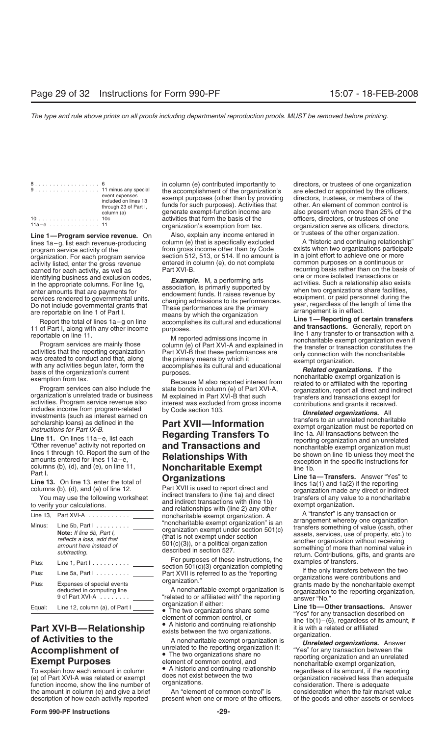| | |
|---|---|
| 8 . . . . . . . . . . . . . . . . . | 6 |
| 9 . . . . . . . . . . . . . . . . . | 11 minus any special event expenses included on lines 13 through 23 of Part I, column (a) |
| 10 . . . . . . . . . . . . . . . . | 10c |
| 11a–e . . . . . . . . . . . . . | 11 |

**Line 1—Program service revenue.** On lines 1a–g, list each revenue-producing program service activity of the organization. For each program service activity listed, enter the gross revenue earned for each activity, as well as identifying business and exclusion codes, in the appropriate columns. For line 1g, enter amounts that are payments for services rendered to governmental units. Do not include governmental grants that are reportable on line 1 of Part I.

Report the total of lines 1a–g on line 11 of Part I, along with any other income reportable on line 11.

Program services are mainly those activities that the reporting organization was created to conduct and that, along with any activities begun later, form the basis of the organization's current exemption from tax.

Program services can also include the organization's unrelated trade or business activities. Program service revenue also includes income from program-related investments (such as interest earned on scholarship loans) as defined in the *instructions for Part IX-B*.

**Line 11.** On lines 11a–e, list each "Other revenue" activity not reported on lines 1 through 10. Report the sum of the amounts entered for lines 11a–e, columns (b), (d), and (e), on line 11, Part I.

**Line 13.** On line 13, enter the total of columns (b), (d), and (e) of line 12.

You may use the following worksheet to verify your calculations.

| | | |
|---|---|---|
| Line 13, | Part XVI-A . . . . . . . . . . . | ______ |
| Minus: | Line 5b, Part I . . . . . . . . . **Note:** *If line 5b, Part I, reflects a loss, add that amount here instead of subtracting.* | ______ |
| Plus: | Line 1, Part I . . . . . . . . . . | ______ |
| Plus: | Line 5a, Part I . . . . . . . . . | ______ |
| Plus: | Expenses of special events deducted in computing line 9 of Part XVI-A . . . . . . . . | ______ |
| Equal: | Line 12, column (a), of Part I | ______ |

## Part XVI-B—Relationship of Activities to the Accomplishment of Exempt Purposes

To explain how each amount in column (e) of Part XVI-A was related or exempt function income, show the line number of the amount in column (e) and give a brief description of how each activity reported in column (e) contributed importantly to the accomplishment of the organization's exempt purposes (other than by providing funds for such purposes). Activities that generate exempt-function income are activities that form the basis of the organization's exemption from tax.

Also, explain any income entered in column (e) that is specifically excluded from gross income other than by Code section 512, 513, or 514. If no amount is entered in column (e), do not complete Part XVI-B.

***Example.*** M, a performing arts association, is primarily supported by endowment funds. It raises revenue by charging admissions to its performances. These performances are the primary means by which the organization accomplishes its cultural and educational purposes.

M reported admissions income in column (e) of Part XVI-A and explained in Part XVI-B that these performances are the primary means by which it accomplishes its cultural and educational purposes.

Because M also reported interest from state bonds in column (e) of Part XVI-A, M explained in Part XVI-B that such interest was excluded from gross income by Code section 103.

## Part XVII—Information Regarding Transfers To and Transactions and Relationships With Noncharitable Exempt Organizations

Part XVII is used to report direct and indirect transfers to (line 1a) and direct and indirect transactions with (line 1b) and relationships with (line 2) any other noncharitable exempt organization. A "noncharitable exempt organization" is an organization exempt under section 501(c) (that is not exempt under section 501(c)(3)), or a political organization described in section 527.

For purposes of these instructions, the section 501(c)(3) organization completing Part XVII is referred to as the "reporting organization."

A noncharitable exempt organization is "related to or affiliated with" the reporting organization if either:

- The two organizations share some element of common control, or
- A historic and continuing relationship exists between the two organizations.

A noncharitable exempt organization is unrelated to the reporting organization if:

- The two organizations share no element of common control, and
- A historic and continuing relationship does not exist between the two organizations.

An "element of common control" is present when one or more of the officers, directors, or trustees of one organization are elected or appointed by the officers, directors, trustees, or members of the other. An element of common control is also present when more than 25% of the officers, directors, or trustees of one organization serve as officers, directors, or trustees of the other organization.

A "historic and continuing relationship" exists when two organizations participate in a joint effort to achieve one or more common purposes on a continuous or recurring basis rather than on the basis of one or more isolated transactions or activities. Such a relationship also exists when two organizations share facilities, equipment, or paid personnel during the year, regardless of the length of time the arrangement is in effect.

**Line 1—Reporting of certain transfers and transactions.** Generally, report on line 1 any transfer to or transaction with a noncharitable exempt organization even if the transfer or transaction constitutes the only connection with the noncharitable exempt organization.

***Related organizations.*** If the noncharitable exempt organization is related to or affiliated with the reporting organization, report all direct and indirect transfers and transactions except for contributions and grants it received.

***Unrelated organizations.*** All transfers to an unrelated noncharitable exempt organization must be reported on line 1a. All transactions between the reporting organization and an unrelated noncharitable exempt organization must be shown on line 1b unless they meet the exception in the specific instructions for line 1b.

**Line 1a—Transfers.** Answer "Yes" to lines 1a(1) and 1a(2) if the reporting organization made any direct or indirect transfers of any value to a noncharitable exempt organization.

A "transfer" is any transaction or arrangement whereby one organization transfers something of value (cash, other assets, services, use of property, etc.) to another organization without receiving something of more than nominal value in return. Contributions, gifts, and grants are examples of transfers.

If the only transfers between the two organizations were contributions and grants made by the noncharitable exempt organization to the reporting organization, answer "No."

**Line 1b—Other transactions.** Answer "Yes" for any transaction described on line 1b(1)–(6), regardless of its amount, if it is with a related or affiliated organization.

***Unrelated organizations.*** Answer "Yes" for any transaction between the reporting organization and an unrelated noncharitable exempt organization, regardless of its amount, if the reporting organization received less than adequate consideration. There is adequate consideration when the fair market value of the goods and other assets or services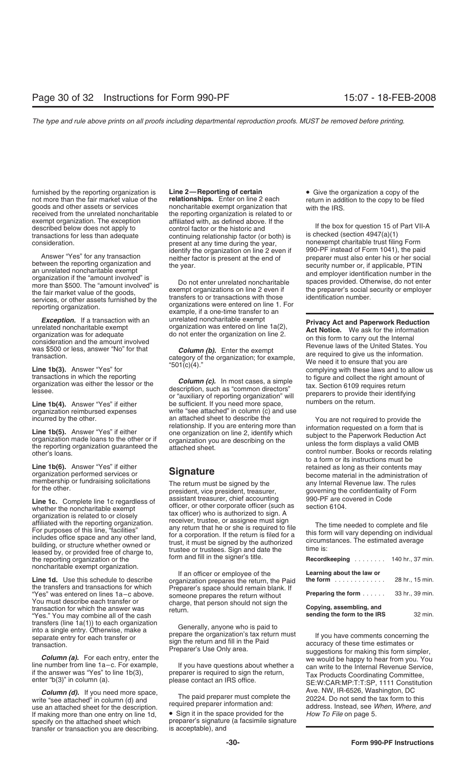furnished by the reporting organization is not more than the fair market value of the goods and other assets or services received from the unrelated noncharitable exempt organization. The exception described below does not apply to transactions for less than adequate consideration.

Answer "Yes" for any transaction between the reporting organization and an unrelated noncharitable exempt organization if the "amount involved" is more than $500. The "amount involved" is the fair market value of the goods, services, or other assets furnished by the reporting organization.

***Exception.*** If a transaction with an unrelated noncharitable exempt organization was for adequate consideration and the amount involved was $500 or less, answer "No" for that transaction.

**Line 1b(3).** Answer "Yes" for transactions in which the reporting organization was either the lessor or the lessee.

**Line 1b(4).** Answer "Yes" if either organization reimbursed expenses incurred by the other.

**Line 1b(5).** Answer "Yes" if either organization made loans to the other or if the reporting organization guaranteed the other's loans.

**Line 1b(6).** Answer "Yes" if either organization performed services or membership or fundraising solicitations for the other.

**Line 1c.** Complete line 1c regardless of whether the noncharitable exempt organization is related to or closely affiliated with the reporting organization. For purposes of this line, "facilities" includes office space and any other land, building, or structure whether owned or leased by, or provided free of charge to, the reporting organization or the noncharitable exempt organization.

**Line 1d.** Use this schedule to describe the transfers and transactions for which "Yes" was entered on lines 1a–c above. You must describe each transfer or transaction for which the answer was "Yes." You may combine all of the cash transfers (line 1a(1)) to each organization into a single entry. Otherwise, make a separate entry for each transfer or transaction.

***Column (a).*** For each entry, enter the line number from line 1a–c. For example, if the answer was "Yes" to line 1b(3), enter "b(3)" in column (a).

***Column (d).*** If you need more space, write "see attached" in column (d) and use an attached sheet for the description. If making more than one entry on line 1d, specify on the attached sheet which transfer or transaction you are describing.

**Line 2—Reporting of certain relationships.** Enter on line 2 each noncharitable exempt organization that the reporting organization is related to or affiliated with, as defined above. If the control factor or the historic and continuing relationship factor (or both) is present at any time during the year, identify the organization on line 2 even if neither factor is present at the end of the year.

Do not enter unrelated noncharitable exempt organizations on line 2 even if transfers to or transactions with those organizations were entered on line 1. For example, if a one-time transfer to an unrelated noncharitable exempt organization was entered on line 1a(2), do not enter the organization on line 2.

***Column (b).*** Enter the exempt category of the organization; for example, "501(c)(4)."

***Column (c).*** In most cases, a simple description, such as "common directors" or "auxiliary of reporting organization" will be sufficient. If you need more space, write "see attached" in column (c) and use an attached sheet to describe the relationship. If you are entering more than one organization on line 2, identify which organization you are describing on the attached sheet.

## Signature

The return must be signed by the president, vice president, treasurer, assistant treasurer, chief accounting officer, or other corporate officer (such as tax officer) who is authorized to sign. A receiver, trustee, or assignee must sign any return that he or she is required to file for a corporation. If the return is filed for a trust, it must be signed by the authorized trustee or trustees. Sign and date the form and fill in the signer's title.

If an officer or employee of the organization prepares the return, the Paid Preparer's space should remain blank. If someone prepares the return without charge, that person should not sign the return.

Generally, anyone who is paid to prepare the organization's tax return must sign the return and fill in the Paid Preparer's Use Only area.

If you have questions about whether a preparer is required to sign the return, please contact an IRS office.

The paid preparer must complete the required preparer information and:

- Sign it in the space provided for the preparer's signature (a facsimile signature is acceptable), and
- Give the organization a copy of the return in addition to the copy to be filed with the IRS.

If the box for question 15 of Part VII-A is checked (section 4947(a)(1) nonexempt charitable trust filing Form 990-PF instead of Form 1041), the paid preparer must also enter his or her social security number or, if applicable, PTIN and employer identification number in the spaces provided. Otherwise, do not enter the preparer's social security or employer identification number.

**Privacy Act and Paperwork Reduction Act Notice.** We ask for the information on this form to carry out the Internal Revenue laws of the United States. You are required to give us the information. We need it to ensure that you are complying with these laws and to allow us to figure and collect the right amount of tax. Section 6109 requires return preparers to provide their identifying numbers on the return.

You are not required to provide the information requested on a form that is subject to the Paperwork Reduction Act unless the form displays a valid OMB control number. Books or records relating to a form or its instructions must be retained as long as their contents may become material in the administration of any Internal Revenue law. The rules governing the confidentiality of Form 990-PF are covered in Code section 6104.

The time needed to complete and file this form will vary depending on individual circumstances. The estimated average time is:

| | |
|---|---|
| **Recordkeeping** | 140 hr., 37 min. |
| **Learning about the law or the form** | 28 hr., 15 min. |
| **Preparing the form** | 33 hr., 39 min. |
| **Copying, assembling, and sending the form to the IRS** | 32 min. |

If you have comments concerning the accuracy of these time estimates or suggestions for making this form simpler, we would be happy to hear from you. You can write to the Internal Revenue Service, Tax Products Coordinating Committee, SE:W:CAR:MP:T:T:SP, 1111 Constitution Ave. NW, IR-6526, Washington, DC 20224. Do not send the tax form to this address. Instead, see *When, Where, and How To File* on page 5.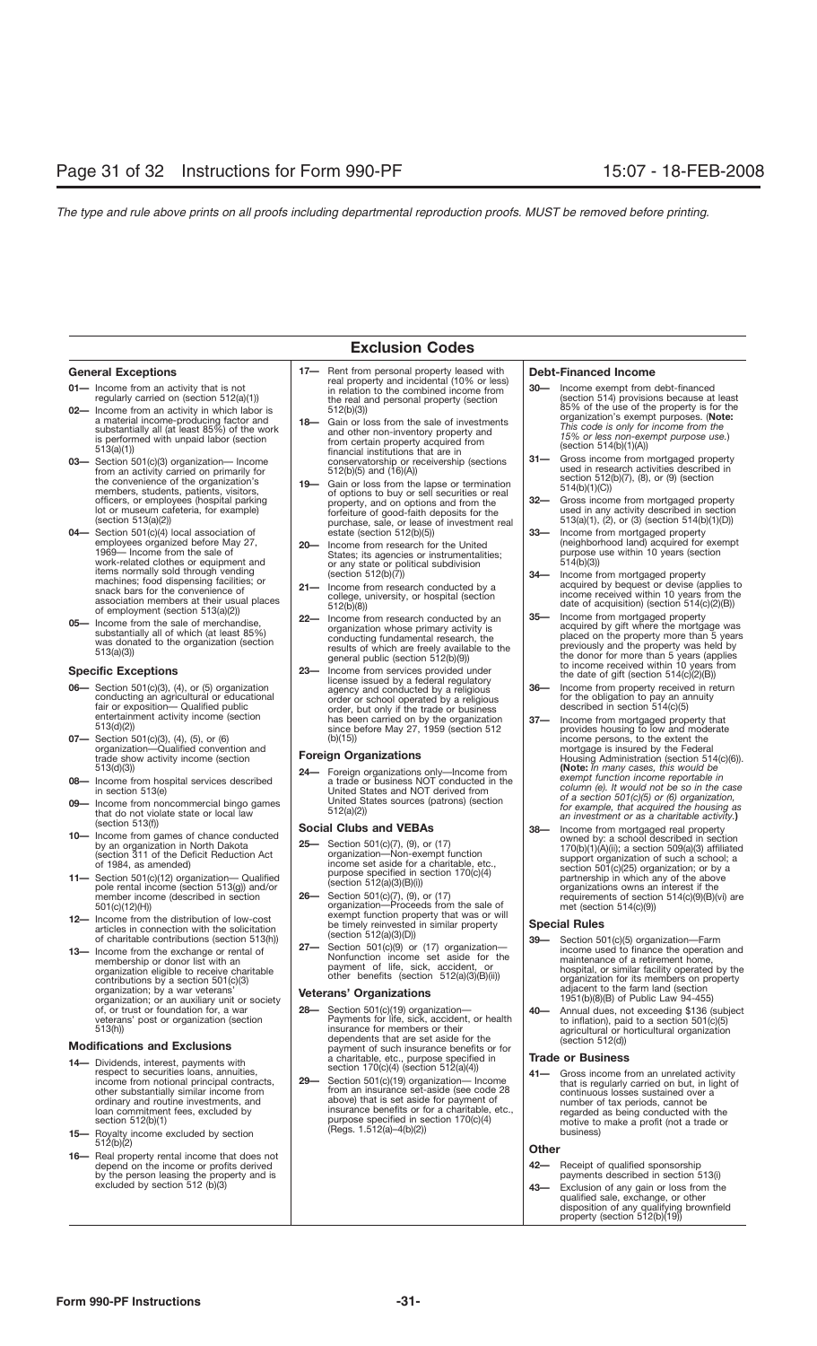# Exclusion Codes

## General Exceptions

**01—** Income from an activity that is not regularly carried on (section 512(a)(1))

**02—** Income from an activity in which labor is a material income-producing factor and substantially all (at least 85%) of the work is performed with unpaid labor (section 513(a)(1))

**03—** Section 501(c)(3) organization— Income from an activity carried on primarily for the convenience of the organization's members, students, patients, visitors, officers, or employees (hospital parking lot or museum cafeteria, for example) (section 513(a)(2))

**04—** Section 501(c)(4) local association of employees organized before May 27, 1969— Income from the sale of work-related clothes or equipment and items normally sold through vending machines; food dispensing facilities; or snack bars for the convenience of association members at their usual places of employment (section 513(a)(2))

**05—** Income from the sale of merchandise, substantially all of which (at least 85%) was donated to the organization (section 513(a)(3))

## Specific Exceptions

**06—** Section 501(c)(3), (4), or (5) organization conducting an agricultural or educational fair or exposition— Qualified public entertainment activity income (section 513(d)(2))

**07—** Section 501(c)(3), (4), (5), or (6) organization—Qualified convention and trade show activity income (section 513(d)(3))

**08—** Income from hospital services described in section 513(e)

**09—** Income from noncommercial bingo games that do not violate state or local law (section 513(f))

**10—** Income from games of chance conducted by an organization in North Dakota (section 311 of the Deficit Reduction Act of 1984, as amended)

**11—** Section 501(c)(12) organization— Qualified pole rental income (section 513(g)) and/or member income (described in section 501(c)(12)(H))

**12—** Income from the distribution of low-cost articles in connection with the solicitation of charitable contributions (section 513(h))

**13—** Income from the exchange or rental of membership or donor list with an organization eligible to receive charitable contributions by a section 501(c)(3) organization; by a war veterans' organization; or an auxiliary unit or society of, or trust or foundation for, a war veterans' post or organization (section 513(h))

## Modifications and Exclusions

**14—** Dividends, interest, payments with respect to securities loans, annuities, income from notional principal contracts, other substantially similar income from ordinary and routine investments, and loan commitment fees, excluded by section 512(b)(1)

**15—** Royalty income excluded by section 512(b)(2)

**16—** Real property rental income that does not depend on the income or profits derived by the person leasing the property and is excluded by section 512 (b)(3)

**17—** Rent from personal property leased with real property and incidental (10% or less) in relation to the combined income from the real and personal property (section 512(b)(3))

**18—** Gain or loss from the sale of investments and other non-inventory property and from certain property acquired from financial institutions that are in conservatorship or receivership (sections 512(b)(5) and (16)(A))

**19—** Gain or loss from the lapse or termination of options to buy or sell securities or real property, and on options and from the forfeiture of good-faith deposits for the purchase, sale, or lease of investment real estate (section 512(b)(5))

**20—** Income from research for the United States; its agencies or instrumentalities; or any state or political subdivision (section 512(b)(7))

**21—** Income from research conducted by a college, university, or hospital (section 512(b)(8))

**22—** Income from research conducted by an organization whose primary activity is conducting fundamental research, the results of which are freely available to the general public (section 512(b)(9))

**23—** Income from services provided under license issued by a federal regulatory agency and conducted by a religious order or school operated by a religious order, but only if the trade or business has been carried on by the organization since before May 27, 1959 (section 512 (b)(15))

## Foreign Organizations

**24—** Foreign organizations only—Income from a trade or business NOT conducted in the United States and NOT derived from United States sources (patrons) (section 512(a)(2))

## Social Clubs and VEBAs

**25—** Section 501(c)(7), (9), or (17) organization—Non-exempt function income set aside for a charitable, etc., purpose specified in section 170(c)(4) (section 512(a)(3)(B)(i))

**26—** Section 501(c)(7), (9), or (17) organization—Proceeds from the sale of exempt function property that was or will be timely reinvested in similar property (section 512(a)(3)(D))

**27—** Section 501(c)(9) or (17) organization— Nonfunction income set aside for the payment of life, sick, accident, or other benefits (section 512(a)(3)(B)(ii))

## Veterans' Organizations

**28—** Section 501(c)(19) organization— Payments for life, sick, accident, or health insurance for members or their dependents that are set aside for the payment of such insurance benefits or for a charitable, etc., purpose specified in section 170(c)(4) (section 512(a)(4))

**29—** Section 501(c)(19) organization— Income from an insurance set-aside (see code 28 above) that is set aside for payment of insurance benefits or for a charitable, etc., purpose specified in section 170(c)(4) (Regs. 1.512(a)–4(b)(2))

## Debt-Financed Income

**30—** Income exempt from debt-financed (section 514) provisions because at least 85% of the use of the property is for the organization's exempt purposes. (**Note:** *This code is only for income from the 15% or less non-exempt purpose use.*) (section 514(b)(1)(A))

**31—** Gross income from mortgaged property used in research activities described in section 512(b)(7), (8), or (9) (section 514(b)(1)(C))

**32—** Gross income from mortgaged property used in any activity described in section 513(a)(1), (2), or (3) (section 514(b)(1)(D))

**33—** Income from mortgaged property (neighborhood land) acquired for exempt purpose use within 10 years (section 514(b)(3))

**34—** Income from mortgaged property acquired by bequest or devise (applies to income received within 10 years from the date of acquisition) (section 514(c)(2)(B))

**35—** Income from mortgaged property acquired by gift where the mortgage was placed on the property more than 5 years previously and the property was held by the donor for more than 5 years (applies to income received within 10 years from the date of gift (section 514(c)(2)(B))

**36—** Income from property received in return for the obligation to pay an annuity described in section 514(c)(5)

**37—** Income from mortgaged property that provides housing to low and moderate income persons, to the extent the mortgage is insured by the Federal Housing Administration (section 514(c)(6)). **(Note:** *In many cases, this would be exempt function income reportable in column (e). It would not be so in the case of a section 501(c)(5) or (6) organization, for example, that acquired the housing as an investment or as a charitable activity.***)**

**38—** Income from mortgaged real property owned by: a school described in section 170(b)(1)(A)(ii); a section 509(a)(3) affiliated support organization of such a school; a section 501(c)(25) organization; or by a partnership in which any of the above organizations owns an interest if the requirements of section 514(c)(9)(B)(vi) are met (section 514(c)(9))

## Special Rules

**39—** Section 501(c)(5) organization—Farm income used to finance the operation and maintenance of a retirement home, hospital, or similar facility operated by the organization for its members on property adjacent to the farm land (section 1951(b)(8)(B) of Public Law 94-455)

**40—** Annual dues, not exceeding $136 (subject to inflation), paid to a section 501(c)(5) agricultural or horticultural organization (section 512(d))

## Trade or Business

**41—** Gross income from an unrelated activity that is regularly carried on but, in light of continuous losses sustained over a number of tax periods, cannot be regarded as being conducted with the motive to make a profit (not a trade or business)

## Other

**42—** Receipt of qualified sponsorship payments described in section 513(i)

**43—** Exclusion of any gain or loss from the qualified sale, exchange, or other disposition of any qualifying brownfield property (section 512(b)(19))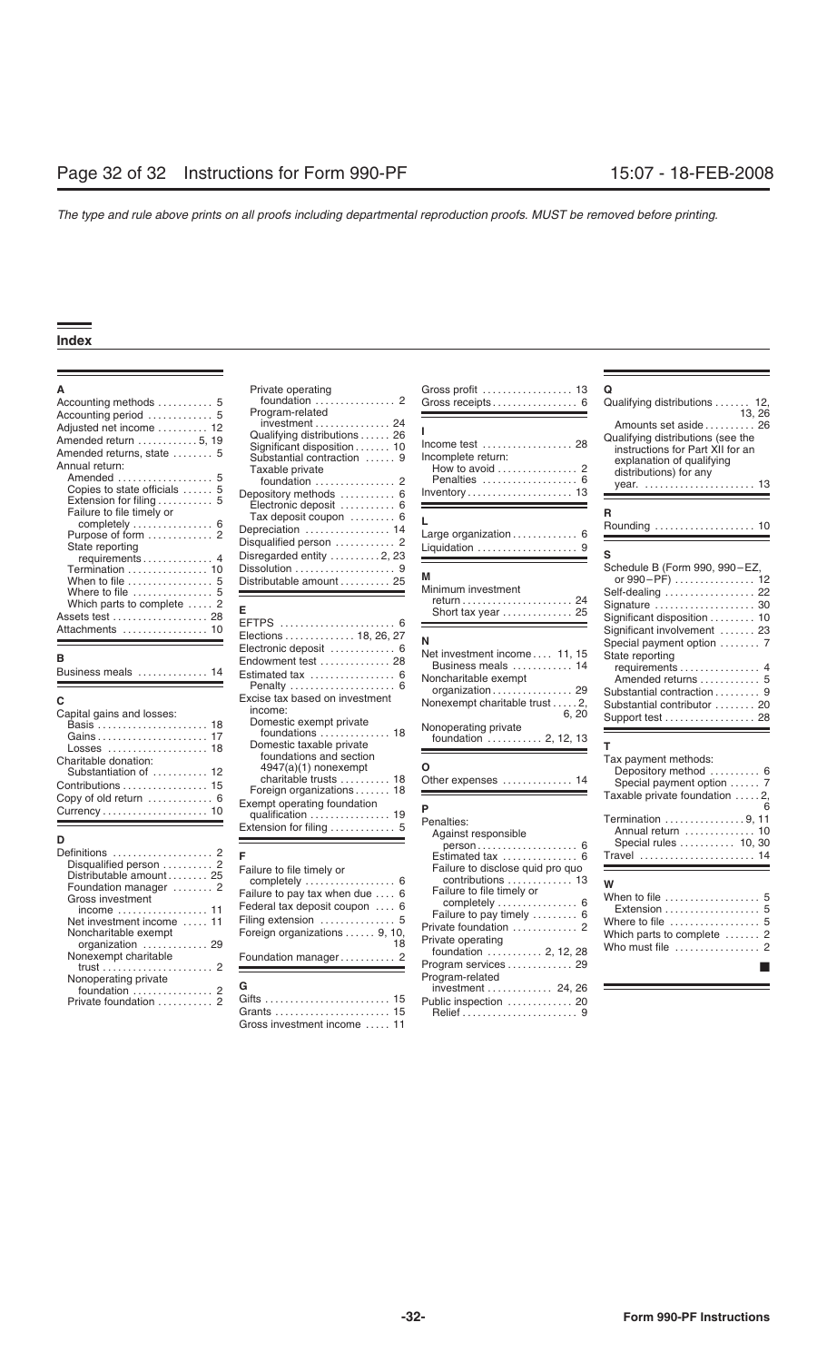*The type and rule above prints on all proofs including departmental reproduction proofs. MUST be removed before printing.*

# Index

**A**
Accounting methods . . . . . . . . . . . 5
Accounting period . . . . . . . . . . . . 5
Adjusted net income . . . . . . . . . . 12
Amended return . . . . . . . . . . . . 5, 19
Amended returns, state . . . . . . . . 5
Annual return:
  Amended . . . . . . . . . . . . . . . . . . 5
  Copies to state officials . . . . . . 5
  Extension for filing . . . . . . . . . . 5
  Failure to file timely or completely . . . . . . . . . . . . . . . 6
  Purpose of form . . . . . . . . . . . . 2
  State reporting requirements . . . . . . . . . . . . . 4
  Termination . . . . . . . . . . . . . . . 10
  When to file . . . . . . . . . . . . . . . . 5
  Where to file . . . . . . . . . . . . . . . 5
  Which parts to complete . . . . . 2
Assets test . . . . . . . . . . . . . . . . . . . 28
Attachments . . . . . . . . . . . . . . . . . 10

**B**
Business meals . . . . . . . . . . . . . . 14

**C**
Capital gains and losses:
  Basis . . . . . . . . . . . . . . . . . . . . . 18
  Gains . . . . . . . . . . . . . . . . . . . . . 17
  Losses . . . . . . . . . . . . . . . . . . . . 18
Charitable donation:
  Substantiation of . . . . . . . . . . . 12
Contributions . . . . . . . . . . . . . . . . . 15
Copy of old return . . . . . . . . . . . . 6
Currency . . . . . . . . . . . . . . . . . . . . 10

**D**
Definitions . . . . . . . . . . . . . . . . . . . 2
  Disqualified person . . . . . . . . . . 2
  Distributable amount . . . . . . . . 25
  Foundation manager . . . . . . . . . 2
  Gross investment income . . . . . . . . . . . . . . . . . . 11
  Net investment income . . . . . . 11
  Noncharitable exempt organization . . . . . . . . . . . . . 29
  Nonexempt charitable trust . . . . . . . . . . . . . . . . . . . . . . 2
  Nonoperating private foundation . . . . . . . . . . . . . . . . 2
  Private foundation . . . . . . . . . . . 2
  Private operating foundation . . . . . . . . . . . . . . . . 2
  Program-related investment . . . . . . . . . . . . . . . 24
  Qualifying distributions . . . . . . 26
  Significant disposition . . . . . . . 10
  Substantial contraction . . . . . . . 9
  Taxable private foundation . . . . . . . . . . . . . . . . 2
Depository methods . . . . . . . . . . . 6
  Electronic deposit . . . . . . . . . . . 6
  Tax deposit coupon . . . . . . . . . 6
Depreciation . . . . . . . . . . . . . . . . . 14
Disqualified person . . . . . . . . . . . . 2
Disregarded entity . . . . . . . . . . 2, 23
Dissolution . . . . . . . . . . . . . . . . . . . 9
Distributable amount . . . . . . . . . . 25

**E**
EFTPS . . . . . . . . . . . . . . . . . . . . . . . 6
Elections . . . . . . . . . . . . . . 18, 26, 27
Electronic deposit . . . . . . . . . . . . . 6
Endowment test . . . . . . . . . . . . . . 28
Estimated tax . . . . . . . . . . . . . . . . . 6
  Penalty . . . . . . . . . . . . . . . . . . . . 6
Excise tax based on investment income:
  Domestic exempt private foundations . . . . . . . . . . . . . . 18
  Domestic taxable private foundations and section 4947(a)(1) nonexempt charitable trusts . . . . . . . . . . 18
  Foreign organizations . . . . . . . 18
Exempt operating foundation qualification . . . . . . . . . . . . . . . . 19
Extension for filing . . . . . . . . . . . . 5

**F**
Failure to file timely or completely . . . . . . . . . . . . . . . . . . 6
Failure to pay tax when due . . . . 6
Federal tax deposit coupon . . . . 6
Filing extension . . . . . . . . . . . . . . . 5
Foreign organizations . . . . . . 9, 10, 18
Foundation manager . . . . . . . . . . . 2

**G**
Gifts . . . . . . . . . . . . . . . . . . . . . . . . 15
Grants . . . . . . . . . . . . . . . . . . . . . . 15
Gross investment income . . . . . 11
Gross profit . . . . . . . . . . . . . . . . . . 13
Gross receipts . . . . . . . . . . . . . . . . 6

**I**
Income test . . . . . . . . . . . . . . . . . . 28
Incomplete return:
  How to avoid . . . . . . . . . . . . . . . 2
  Penalties . . . . . . . . . . . . . . . . . . 6
Inventory . . . . . . . . . . . . . . . . . . . . 13

**L**
Large organization . . . . . . . . . . . . 6
Liquidation . . . . . . . . . . . . . . . . . . . 9

**M**
Minimum investment return . . . . . . . . . . . . . . . . . . . . . 24
  Short tax year . . . . . . . . . . . . . 25

**N**
Net investment income . . . . 11, 15
  Business meals . . . . . . . . . . . . 14
Noncharitable exempt organization . . . . . . . . . . . . . . . . 29
Nonexempt charitable trust . . . . . 2, 6, 20
Nonoperating private foundation . . . . . . . . . . . 2, 12, 13

**O**
Other expenses . . . . . . . . . . . . . . 14

**P**
Penalties:
  Against responsible person . . . . . . . . . . . . . . . . . . . . 6
  Estimated tax . . . . . . . . . . . . . . 6
  Failure to disclose quid pro quo contributions . . . . . . . . . . . . . 13
  Failure to file timely or completely . . . . . . . . . . . . . . . 6
  Failure to pay timely . . . . . . . . . 6
Private foundation . . . . . . . . . . . . 2
Private operating foundation . . . . . . . . . . . 2, 12, 28
Program services . . . . . . . . . . . . . 29
Program-related investment . . . . . . . . . . . . . 24, 26
Public inspection . . . . . . . . . . . . . 20
  Relief . . . . . . . . . . . . . . . . . . . . . 9

**Q**
Qualifying distributions . . . . . . . 12, 13, 26
  Amounts set aside . . . . . . . . . 26
Qualifying distributions (see the instructions for Part XII for an explanation of qualifying distributions) for any year. . . . . . . . . . . . . . . . . . . . . . 13

**R**
Rounding . . . . . . . . . . . . . . . . . . . . 10

**S**
Schedule B (Form 990, 990–EZ, or 990–PF) . . . . . . . . . . . . . . . . 12
Self-dealing . . . . . . . . . . . . . . . . . . 22
Signature . . . . . . . . . . . . . . . . . . . . 30
Significant disposition . . . . . . . . . 10
Significant involvement . . . . . . . 23
Special payment option . . . . . . . . 7
State reporting requirements . . . . . . . . . . . . . . . . 4
  Amended returns . . . . . . . . . . . 5
Substantial contraction . . . . . . . . . 9
Substantial contributor . . . . . . . . 20
Support test . . . . . . . . . . . . . . . . . . 28

**T**
Tax payment methods:
  Depository method . . . . . . . . . . 6
  Special payment option . . . . . . 7
Taxable private foundation . . . . . 2, 6
Termination . . . . . . . . . . . . . . . . 9, 11
  Annual return . . . . . . . . . . . . . . 10
  Special rules . . . . . . . . . . . 10, 30
Travel . . . . . . . . . . . . . . . . . . . . . . . 14

**W**
When to file . . . . . . . . . . . . . . . . . . 5
  Extension . . . . . . . . . . . . . . . . . . 5
Where to file . . . . . . . . . . . . . . . . . 5
Which parts to complete . . . . . . . 2
Who must file . . . . . . . . . . . . . . . . . 2

■